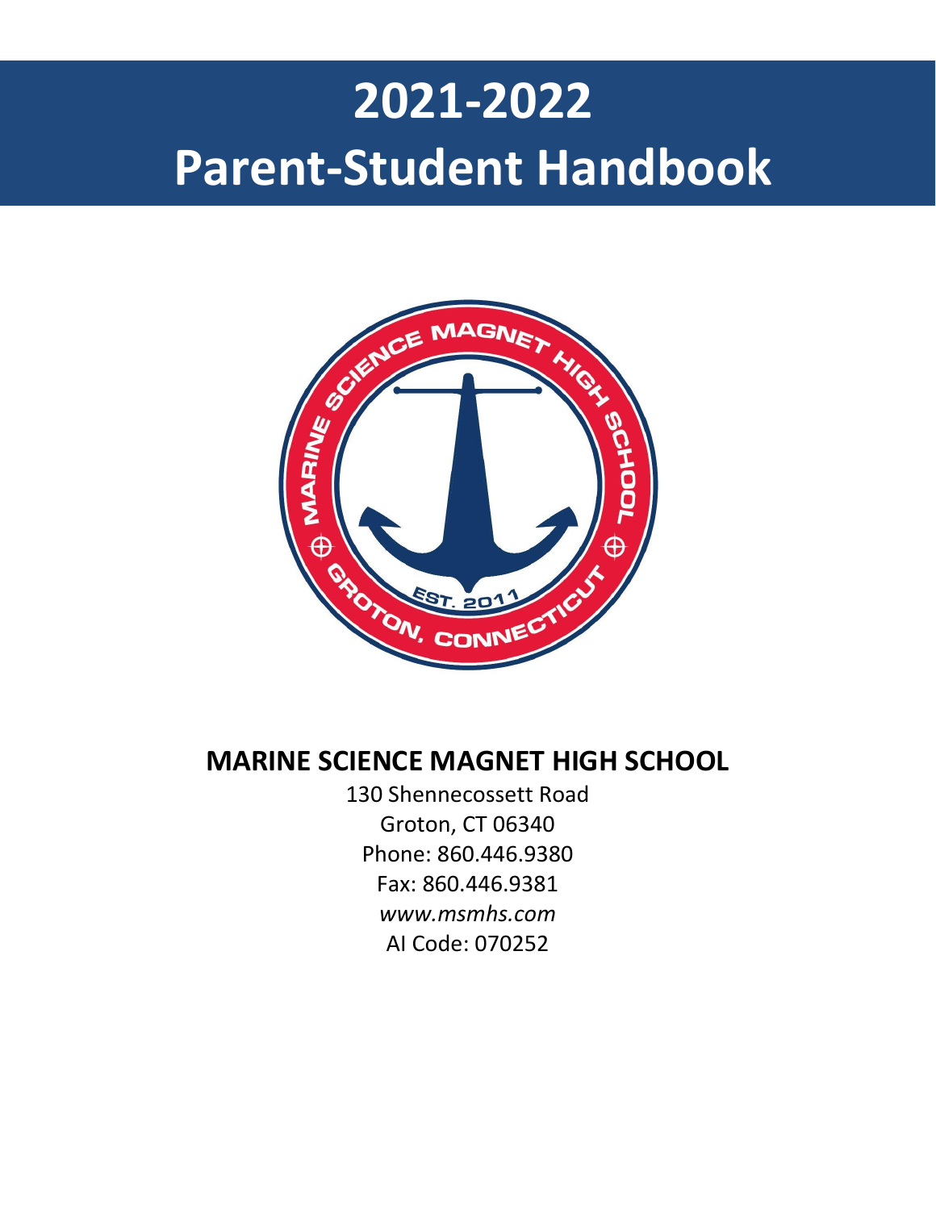# 2021-2022

# Parent-Student Handbook

## MARINE SCIENCE MAGNET HIGH SCHOOL

130 Shennecossett Road
Groton, CT 06340
Phone: 860.446.9380
Fax: 860.446.9381
*www.msmhs.com*
AI Code: 070252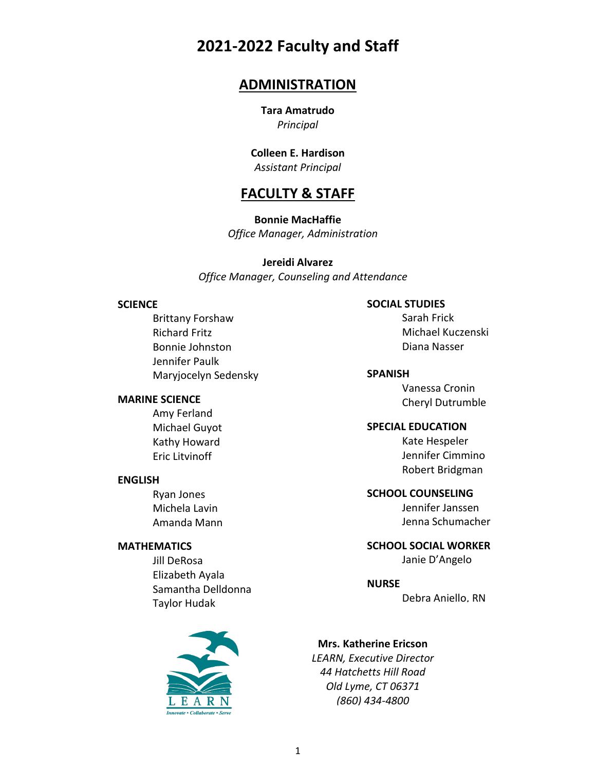# 2021-2022 Faculty and Staff

## ADMINISTRATION

**Tara Amatrudo**
*Principal*

**Colleen E. Hardison**
*Assistant Principal*

## FACULTY & STAFF

**Bonnie MacHaffie**
*Office Manager, Administration*

**Jereidi Alvarez**
*Office Manager, Counseling and Attendance*

**SCIENCE**
- Brittany Forshaw
- Richard Fritz
- Bonnie Johnston
- Jennifer Paulk
- Maryjocelyn Sedensky

**MARINE SCIENCE**
- Amy Ferland
- Michael Guyot
- Kathy Howard
- Eric Litvinoff

**ENGLISH**
- Ryan Jones
- Michela Lavin
- Amanda Mann

**MATHEMATICS**
- Jill DeRosa
- Elizabeth Ayala
- Samantha Delldonna
- Taylor Hudak

**SOCIAL STUDIES**
- Sarah Frick
- Michael Kuczenski
- Diana Nasser

**SPANISH**
- Vanessa Cronin
- Cheryl Dutrumble

**SPECIAL EDUCATION**
- Kate Hespeler
- Jennifer Cimmino
- Robert Bridgman

**SCHOOL COUNSELING**
- Jennifer Janssen
- Jenna Schumacher

**SCHOOL SOCIAL WORKER**
- Janie D'Angelo

**NURSE**
- Debra Aniello, RN

LEARN
Innovate • Collaborate • Serve

**Mrs. Katherine Ericson**
*LEARN, Executive Director*
*44 Hatchetts Hill Road*
*Old Lyme, CT 06371*
*(860) 434-4800*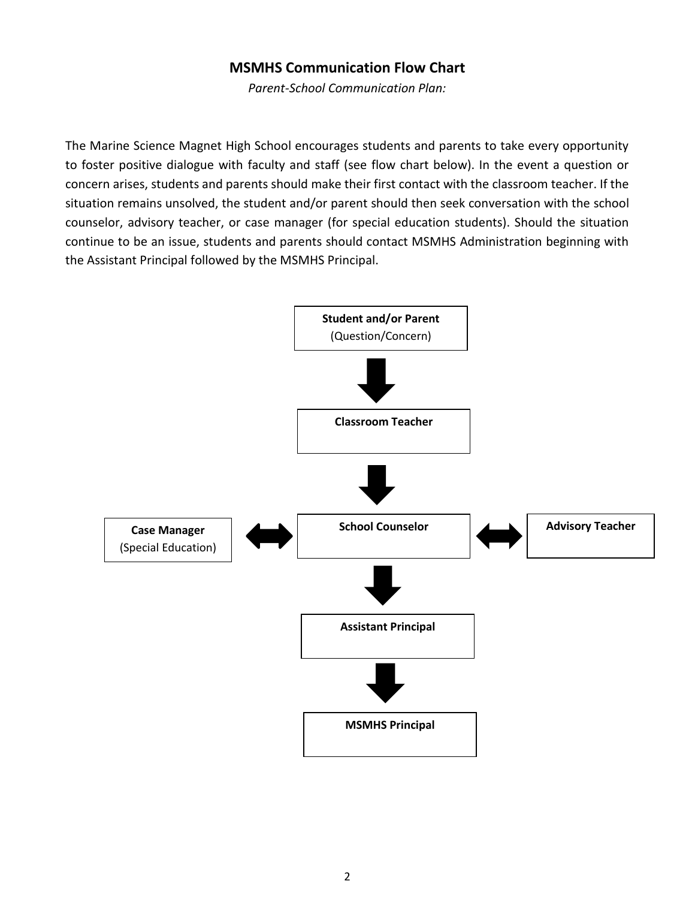## MSMHS Communication Flow Chart

*Parent-School Communication Plan:*

The Marine Science Magnet High School encourages students and parents to take every opportunity to foster positive dialogue with faculty and staff (see flow chart below). In the event a question or concern arises, students and parents should make their first contact with the classroom teacher. If the situation remains unsolved, the student and/or parent should then seek conversation with the school counselor, advisory teacher, or case manager (for special education students). Should the situation continue to be an issue, students and parents should contact MSMHS Administration beginning with the Assistant Principal followed by the MSMHS Principal.

**Student and/or Parent**
(Question/Concern)

↓

**Classroom Teacher**

↓

**Case Manager** (Special Education) ⟷ **School Counselor** ⟷ **Advisory Teacher**

↓

**Assistant Principal**

↓

**MSMHS Principal**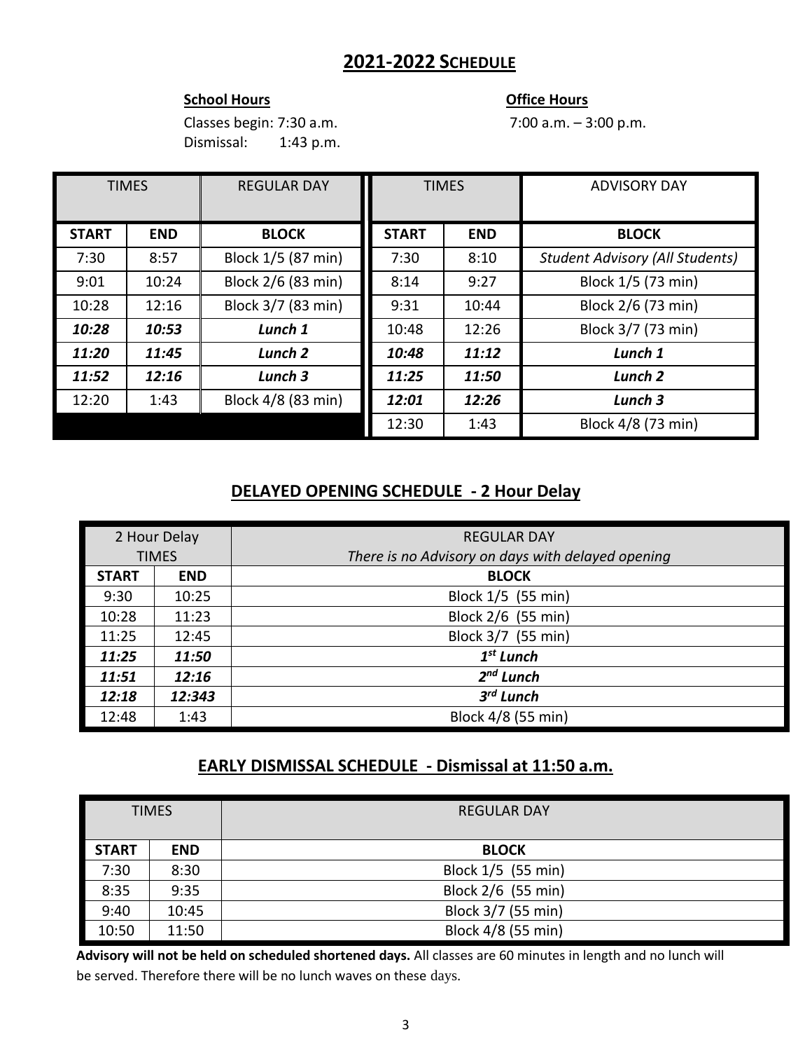## 2021-2022 SCHEDULE

**School Hours**

Classes begin: 7:30 a.m.
Dismissal: 1:43 p.m.

**Office Hours**

7:00 a.m. – 3:00 p.m.

| TIMES | | REGULAR DAY | TIMES | | ADVISORY DAY |
|---|---|---|---|---|---|
| **START** | **END** | **BLOCK** | **START** | **END** | **BLOCK** |
| 7:30 | 8:57 | Block 1/5 (87 min) | 7:30 | 8:10 | *Student Advisory (All Students)* |
| 9:01 | 10:24 | Block 2/6 (83 min) | 8:14 | 9:27 | Block 1/5 (73 min) |
| 10:28 | 12:16 | Block 3/7 (83 min) | 9:31 | 10:44 | Block 2/6 (73 min) |
| ***10:28*** | ***10:53*** | ***Lunch 1*** | 10:48 | 12:26 | Block 3/7 (73 min) |
| ***11:20*** | ***11:45*** | ***Lunch 2*** | ***10:48*** | ***11:12*** | ***Lunch 1*** |
| ***11:52*** | ***12:16*** | ***Lunch 3*** | ***11:25*** | ***11:50*** | ***Lunch 2*** |
| 12:20 | 1:43 | Block 4/8 (83 min) | ***12:01*** | ***12:26*** | ***Lunch 3*** |
| | | | 12:30 | 1:43 | Block 4/8 (73 min) |

## DELAYED OPENING SCHEDULE - 2 Hour Delay

| 2 Hour Delay TIMES | | REGULAR DAY *There is no Advisory on days with delayed opening* |
|---|---|---|
| **START** | **END** | **BLOCK** |
| 9:30 | 10:25 | Block 1/5 (55 min) |
| 10:28 | 11:23 | Block 2/6 (55 min) |
| 11:25 | 12:45 | Block 3/7 (55 min) |
| ***11:25*** | ***11:50*** | ***1st Lunch*** |
| ***11:51*** | ***12:16*** | ***2nd Lunch*** |
| ***12:18*** | ***12:343*** | ***3rd Lunch*** |
| 12:48 | 1:43 | Block 4/8 (55 min) |

## EARLY DISMISSAL SCHEDULE - Dismissal at 11:50 a.m.

| TIMES | | REGULAR DAY |
|---|---|---|
| **START** | **END** | **BLOCK** |
| 7:30 | 8:30 | Block 1/5 (55 min) |
| 8:35 | 9:35 | Block 2/6 (55 min) |
| 9:40 | 10:45 | Block 3/7 (55 min) |
| 10:50 | 11:50 | Block 4/8 (55 min) |

**Advisory will not be held on scheduled shortened days.** All classes are 60 minutes in length and no lunch will be served. Therefore there will be no lunch waves on these days.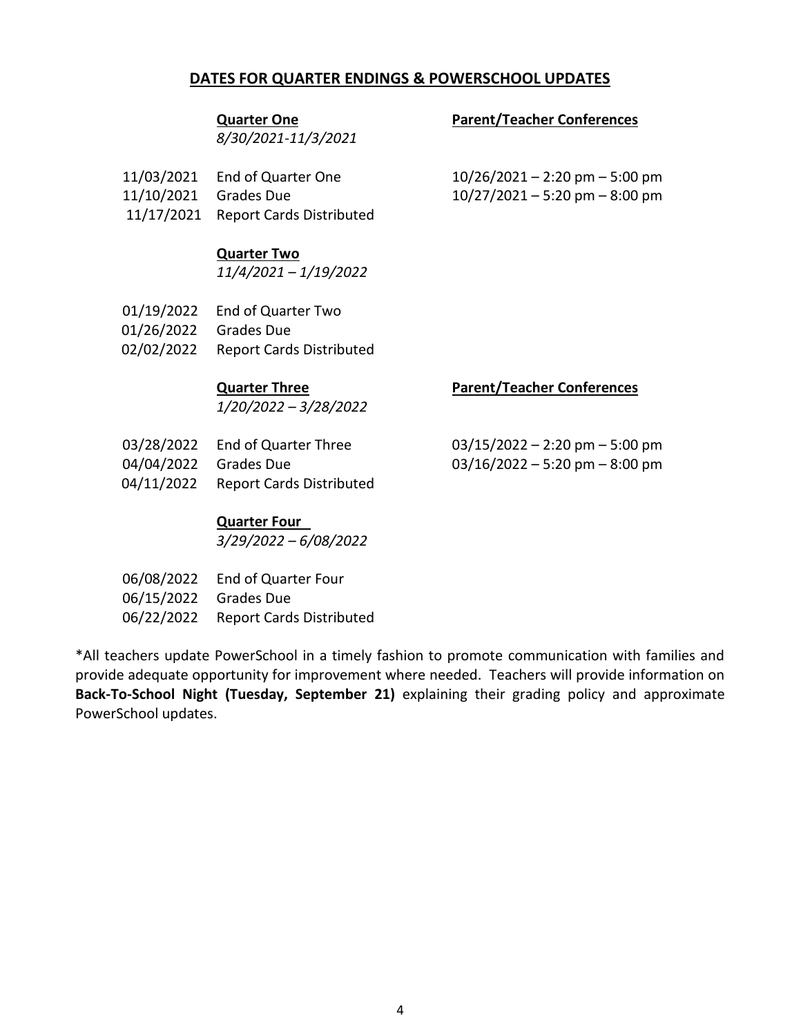## DATES FOR QUARTER ENDINGS & POWERSCHOOL UPDATES

**Quarter One**
*8/30/2021-11/3/2021*

11/03/2021 End of Quarter One
11/10/2021 Grades Due
11/17/2021 Report Cards Distributed

**Parent/Teacher Conferences**

10/26/2021 – 2:20 pm – 5:00 pm
10/27/2021 – 5:20 pm – 8:00 pm

**Quarter Two**
*11/4/2021 – 1/19/2022*

01/19/2022 End of Quarter Two
01/26/2022 Grades Due
02/02/2022 Report Cards Distributed

**Quarter Three**
*1/20/2022 – 3/28/2022*

03/28/2022 End of Quarter Three
04/04/2022 Grades Due
04/11/2022 Report Cards Distributed

**Parent/Teacher Conferences**

03/15/2022 – 2:20 pm – 5:00 pm
03/16/2022 – 5:20 pm – 8:00 pm

**Quarter Four**
*3/29/2022 – 6/08/2022*

06/08/2022 End of Quarter Four
06/15/2022 Grades Due
06/22/2022 Report Cards Distributed

*All teachers update PowerSchool in a timely fashion to promote communication with families and provide adequate opportunity for improvement where needed. Teachers will provide information on **Back-To-School Night (Tuesday, September 21)** explaining their grading policy and approximate PowerSchool updates.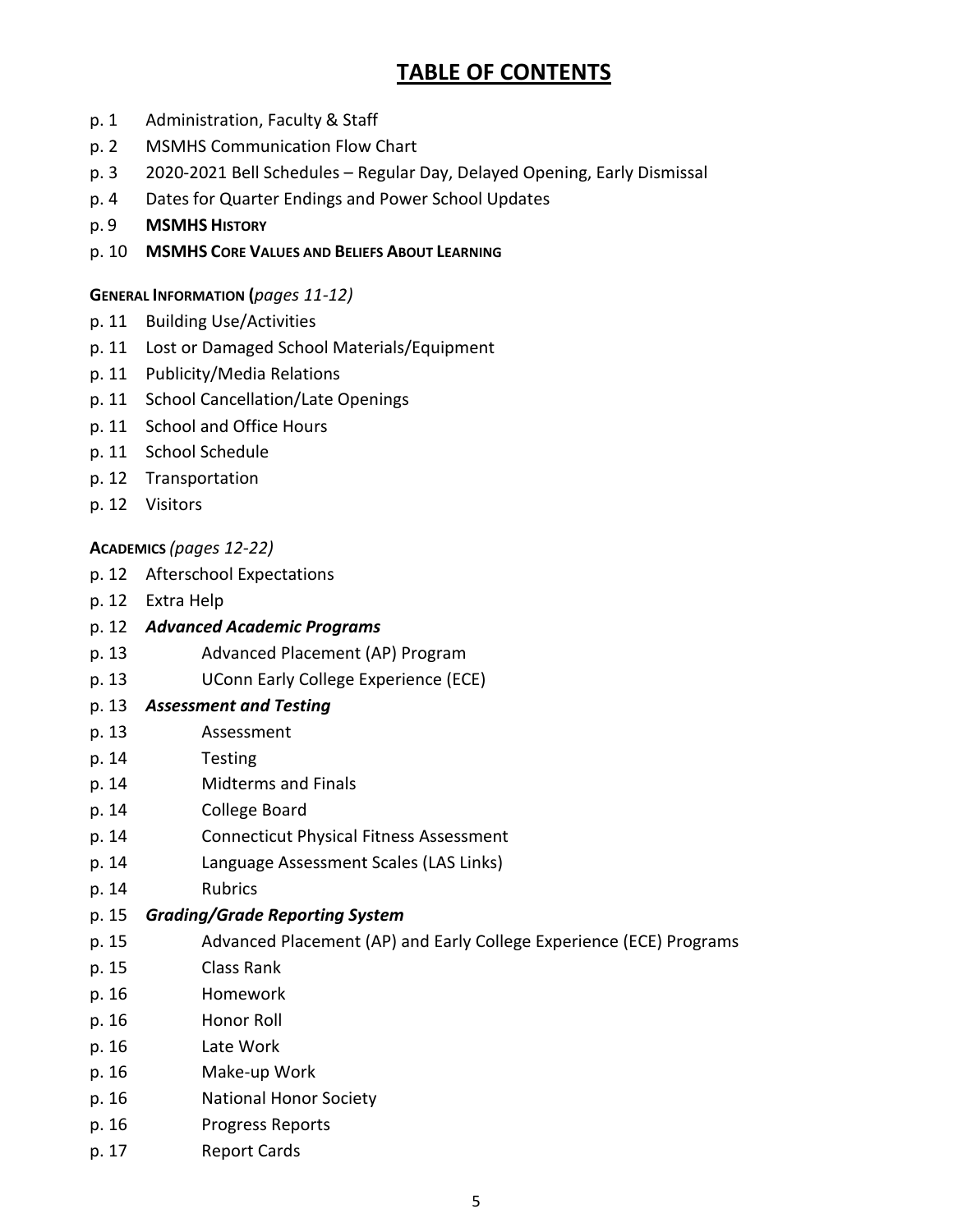# TABLE OF CONTENTS

p. 1 Administration, Faculty & Staff
p. 2 MSMHS Communication Flow Chart
p. 3 2020-2021 Bell Schedules – Regular Day, Delayed Opening, Early Dismissal
p. 4 Dates for Quarter Endings and Power School Updates
p. 9 **MSMHS HISTORY**
p. 10 **MSMHS CORE VALUES AND BELIEFS ABOUT LEARNING**

**GENERAL INFORMATION (*pages 11-12*)**

p. 11 Building Use/Activities
p. 11 Lost or Damaged School Materials/Equipment
p. 11 Publicity/Media Relations
p. 11 School Cancellation/Late Openings
p. 11 School and Office Hours
p. 11 School Schedule
p. 12 Transportation
p. 12 Visitors

**ACADEMICS** *(pages 12-22)*

p. 12 Afterschool Expectations
p. 12 Extra Help
p. 12 ***Advanced Academic Programs***
p. 13 Advanced Placement (AP) Program
p. 13 UConn Early College Experience (ECE)
p. 13 ***Assessment and Testing***
p. 13 Assessment
p. 14 Testing
p. 14 Midterms and Finals
p. 14 College Board
p. 14 Connecticut Physical Fitness Assessment
p. 14 Language Assessment Scales (LAS Links)
p. 14 Rubrics
p. 15 ***Grading/Grade Reporting System***
p. 15 Advanced Placement (AP) and Early College Experience (ECE) Programs
p. 15 Class Rank
p. 16 Homework
p. 16 Honor Roll
p. 16 Late Work
p. 16 Make-up Work
p. 16 National Honor Society
p. 16 Progress Reports
p. 17 Report Cards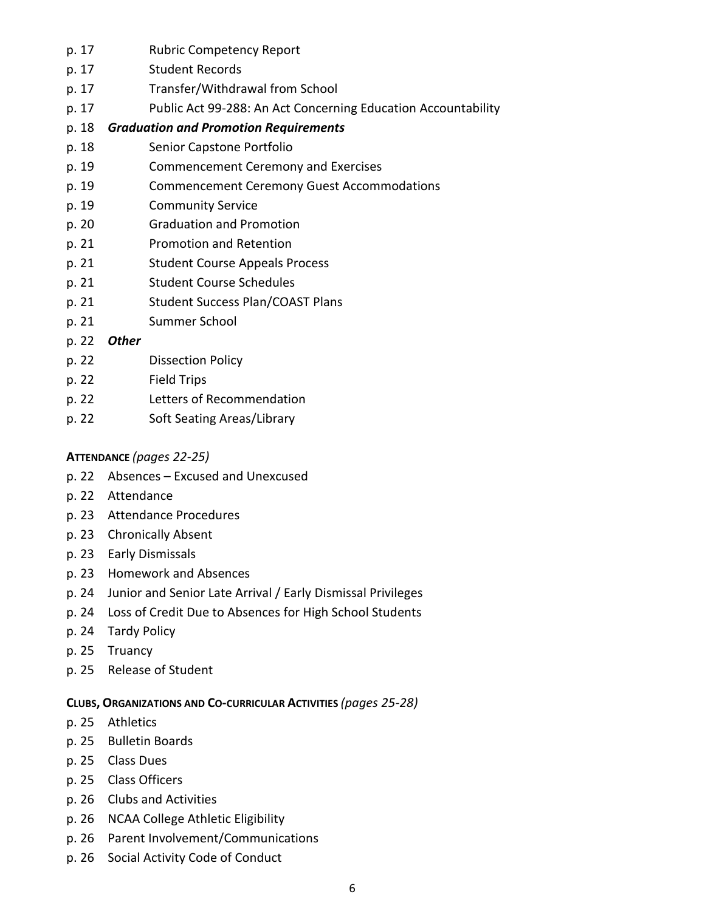p. 17 Rubric Competency Report
p. 17 Student Records
p. 17 Transfer/Withdrawal from School
p. 17 Public Act 99-288: An Act Concerning Education Accountability
p. 18 ***Graduation and Promotion Requirements***
p. 18 Senior Capstone Portfolio
p. 19 Commencement Ceremony and Exercises
p. 19 Commencement Ceremony Guest Accommodations
p. 19 Community Service
p. 20 Graduation and Promotion
p. 21 Promotion and Retention
p. 21 Student Course Appeals Process
p. 21 Student Course Schedules
p. 21 Student Success Plan/COAST Plans
p. 21 Summer School
p. 22 ***Other***
p. 22 Dissection Policy
p. 22 Field Trips
p. 22 Letters of Recommendation
p. 22 Soft Seating Areas/Library

**ATTENDANCE** *(pages 22-25)*

p. 22 Absences – Excused and Unexcused
p. 22 Attendance
p. 23 Attendance Procedures
p. 23 Chronically Absent
p. 23 Early Dismissals
p. 23 Homework and Absences
p. 24 Junior and Senior Late Arrival / Early Dismissal Privileges
p. 24 Loss of Credit Due to Absences for High School Students
p. 24 Tardy Policy
p. 25 Truancy
p. 25 Release of Student

**CLUBS, ORGANIZATIONS AND CO-CURRICULAR ACTIVITIES** *(pages 25-28)*

p. 25 Athletics
p. 25 Bulletin Boards
p. 25 Class Dues
p. 25 Class Officers
p. 26 Clubs and Activities
p. 26 NCAA College Athletic Eligibility
p. 26 Parent Involvement/Communications
p. 26 Social Activity Code of Conduct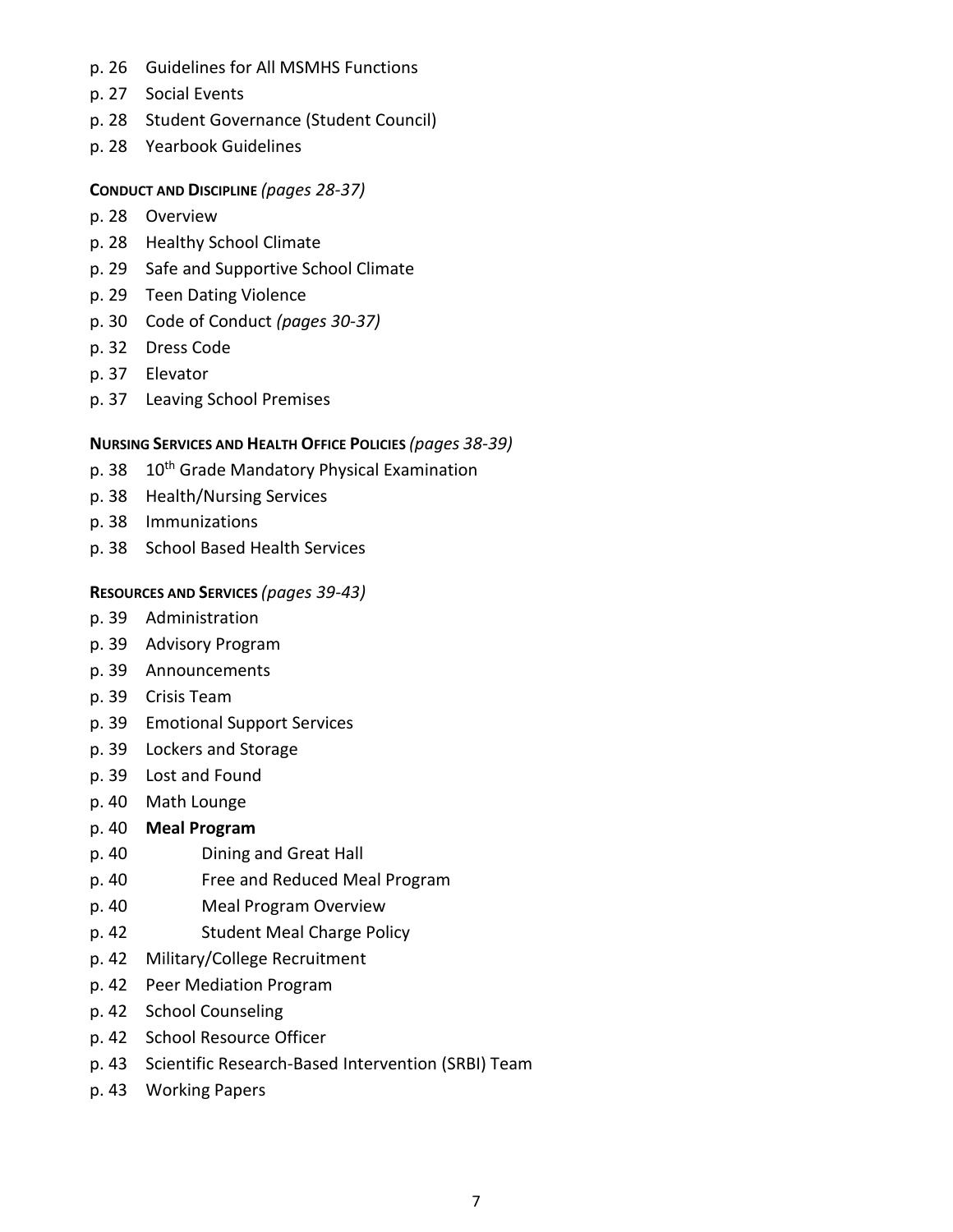- p. 26 Guidelines for All MSMHS Functions
- p. 27 Social Events
- p. 28 Student Governance (Student Council)
- p. 28 Yearbook Guidelines

**CONDUCT AND DISCIPLINE** *(pages 28-37)*

- p. 28 Overview
- p. 28 Healthy School Climate
- p. 29 Safe and Supportive School Climate
- p. 29 Teen Dating Violence
- p. 30 Code of Conduct *(pages 30-37)*
- p. 32 Dress Code
- p. 37 Elevator
- p. 37 Leaving School Premises

**NURSING SERVICES AND HEALTH OFFICE POLICIES** *(pages 38-39)*

- p. 38 10th Grade Mandatory Physical Examination
- p. 38 Health/Nursing Services
- p. 38 Immunizations
- p. 38 School Based Health Services

**RESOURCES AND SERVICES** *(pages 39-43)*

- p. 39 Administration
- p. 39 Advisory Program
- p. 39 Announcements
- p. 39 Crisis Team
- p. 39 Emotional Support Services
- p. 39 Lockers and Storage
- p. 39 Lost and Found
- p. 40 Math Lounge
- p. 40 **Meal Program**
  - p. 40 Dining and Great Hall
  - p. 40 Free and Reduced Meal Program
  - p. 40 Meal Program Overview
  - p. 42 Student Meal Charge Policy
- p. 42 Military/College Recruitment
- p. 42 Peer Mediation Program
- p. 42 School Counseling
- p. 42 School Resource Officer
- p. 43 Scientific Research-Based Intervention (SRBI) Team
- p. 43 Working Papers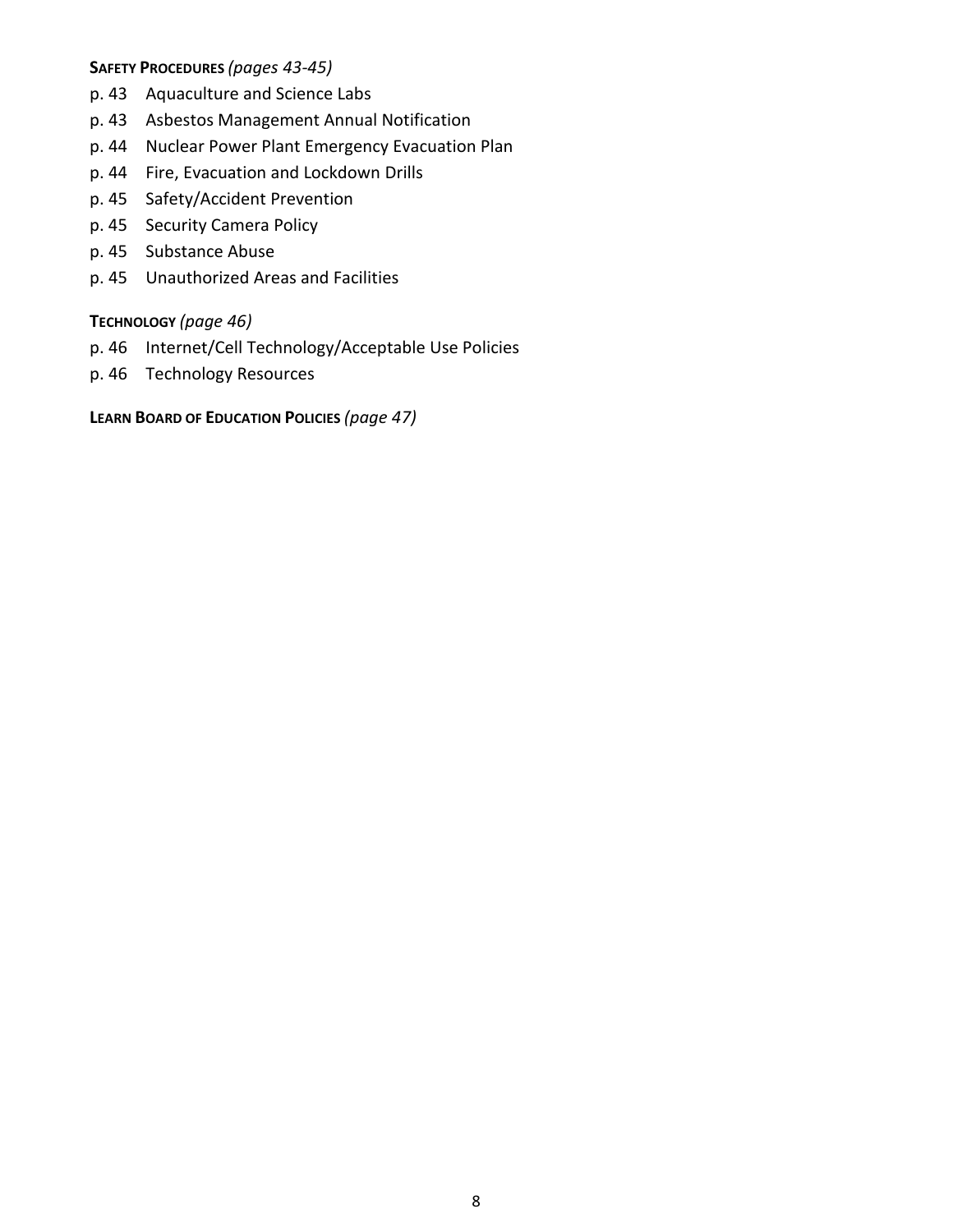**SAFETY PROCEDURES** *(pages 43-45)*

- p. 43 Aquaculture and Science Labs
- p. 43 Asbestos Management Annual Notification
- p. 44 Nuclear Power Plant Emergency Evacuation Plan
- p. 44 Fire, Evacuation and Lockdown Drills
- p. 45 Safety/Accident Prevention
- p. 45 Security Camera Policy
- p. 45 Substance Abuse
- p. 45 Unauthorized Areas and Facilities

**TECHNOLOGY** *(page 46)*

- p. 46 Internet/Cell Technology/Acceptable Use Policies
- p. 46 Technology Resources

**LEARN BOARD OF EDUCATION POLICIES** *(page 47)*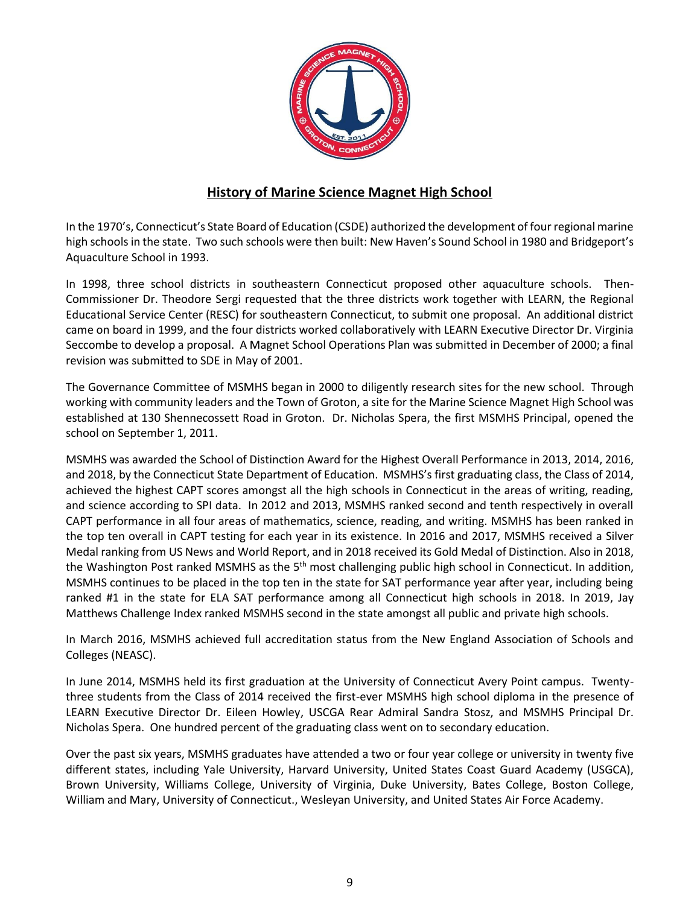## History of Marine Science Magnet High School

In the 1970's, Connecticut's State Board of Education (CSDE) authorized the development of four regional marine high schools in the state. Two such schools were then built: New Haven's Sound School in 1980 and Bridgeport's Aquaculture School in 1993.

In 1998, three school districts in southeastern Connecticut proposed other aquaculture schools. Then-Commissioner Dr. Theodore Sergi requested that the three districts work together with LEARN, the Regional Educational Service Center (RESC) for southeastern Connecticut, to submit one proposal. An additional district came on board in 1999, and the four districts worked collaboratively with LEARN Executive Director Dr. Virginia Seccombe to develop a proposal. A Magnet School Operations Plan was submitted in December of 2000; a final revision was submitted to SDE in May of 2001.

The Governance Committee of MSMHS began in 2000 to diligently research sites for the new school. Through working with community leaders and the Town of Groton, a site for the Marine Science Magnet High School was established at 130 Shennecossett Road in Groton. Dr. Nicholas Spera, the first MSMHS Principal, opened the school on September 1, 2011.

MSMHS was awarded the School of Distinction Award for the Highest Overall Performance in 2013, 2014, 2016, and 2018, by the Connecticut State Department of Education. MSMHS's first graduating class, the Class of 2014, achieved the highest CAPT scores amongst all the high schools in Connecticut in the areas of writing, reading, and science according to SPI data. In 2012 and 2013, MSMHS ranked second and tenth respectively in overall CAPT performance in all four areas of mathematics, science, reading, and writing. MSMHS has been ranked in the top ten overall in CAPT testing for each year in its existence. In 2016 and 2017, MSMHS received a Silver Medal ranking from US News and World Report, and in 2018 received its Gold Medal of Distinction. Also in 2018, the Washington Post ranked MSMHS as the 5th most challenging public high school in Connecticut. In addition, MSMHS continues to be placed in the top ten in the state for SAT performance year after year, including being ranked #1 in the state for ELA SAT performance among all Connecticut high schools in 2018. In 2019, Jay Matthews Challenge Index ranked MSMHS second in the state amongst all public and private high schools.

In March 2016, MSMHS achieved full accreditation status from the New England Association of Schools and Colleges (NEASC).

In June 2014, MSMHS held its first graduation at the University of Connecticut Avery Point campus. Twenty-three students from the Class of 2014 received the first-ever MSMHS high school diploma in the presence of LEARN Executive Director Dr. Eileen Howley, USCGA Rear Admiral Sandra Stosz, and MSMHS Principal Dr. Nicholas Spera. One hundred percent of the graduating class went on to secondary education.

Over the past six years, MSMHS graduates have attended a two or four year college or university in twenty five different states, including Yale University, Harvard University, United States Coast Guard Academy (USGCA), Brown University, Williams College, University of Virginia, Duke University, Bates College, Boston College, William and Mary, University of Connecticut., Wesleyan University, and United States Air Force Academy.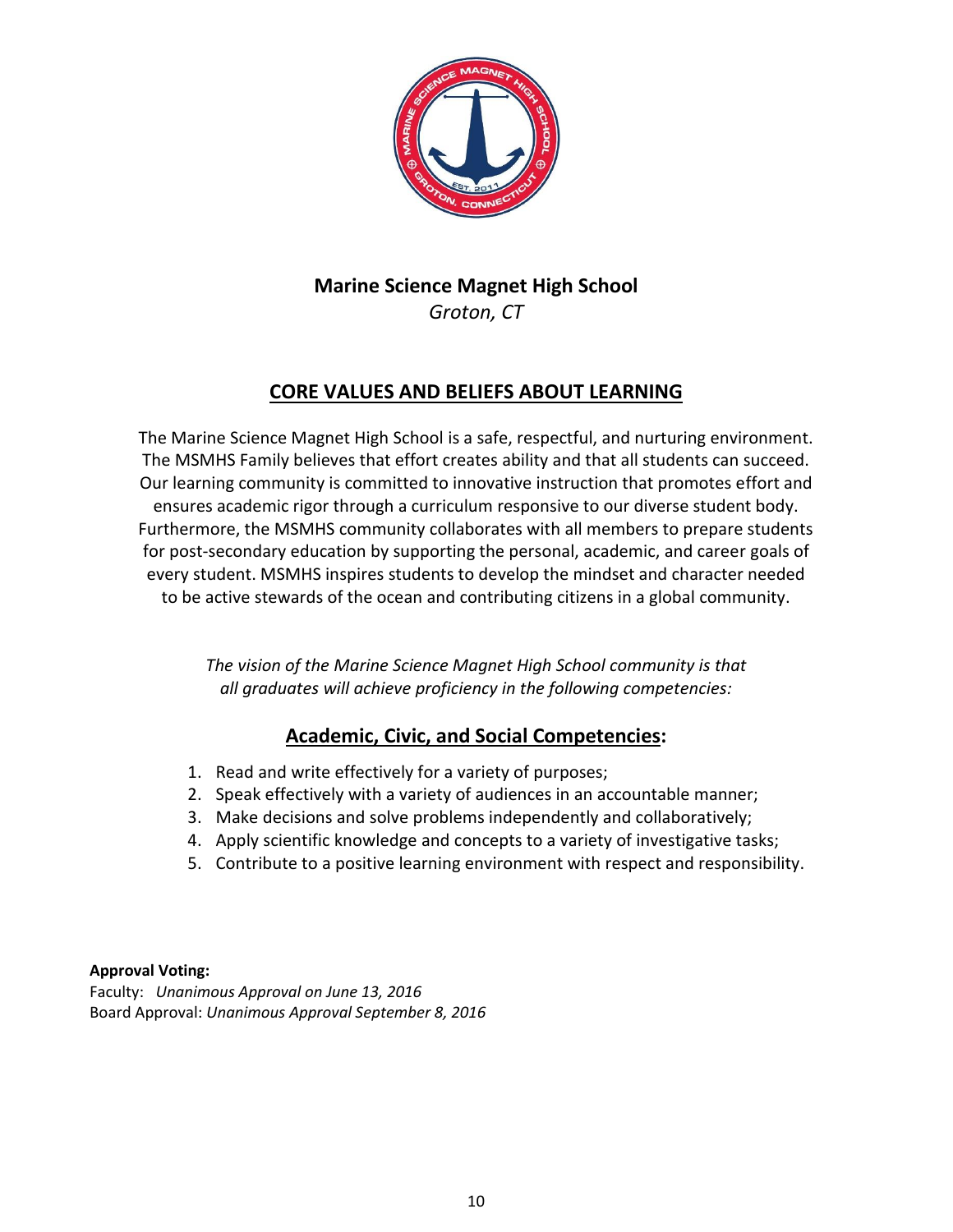**Marine Science Magnet High School**

*Groton, CT*

## CORE VALUES AND BELIEFS ABOUT LEARNING

The Marine Science Magnet High School is a safe, respectful, and nurturing environment. The MSMHS Family believes that effort creates ability and that all students can succeed. Our learning community is committed to innovative instruction that promotes effort and ensures academic rigor through a curriculum responsive to our diverse student body. Furthermore, the MSMHS community collaborates with all members to prepare students for post-secondary education by supporting the personal, academic, and career goals of every student. MSMHS inspires students to develop the mindset and character needed to be active stewards of the ocean and contributing citizens in a global community.

*The vision of the Marine Science Magnet High School community is that all graduates will achieve proficiency in the following competencies:*

### Academic, Civic, and Social Competencies:

1. Read and write effectively for a variety of purposes;
2. Speak effectively with a variety of audiences in an accountable manner;
3. Make decisions and solve problems independently and collaboratively;
4. Apply scientific knowledge and concepts to a variety of investigative tasks;
5. Contribute to a positive learning environment with respect and responsibility.

**Approval Voting:**
Faculty: *Unanimous Approval on June 13, 2016*
Board Approval: *Unanimous Approval September 8, 2016*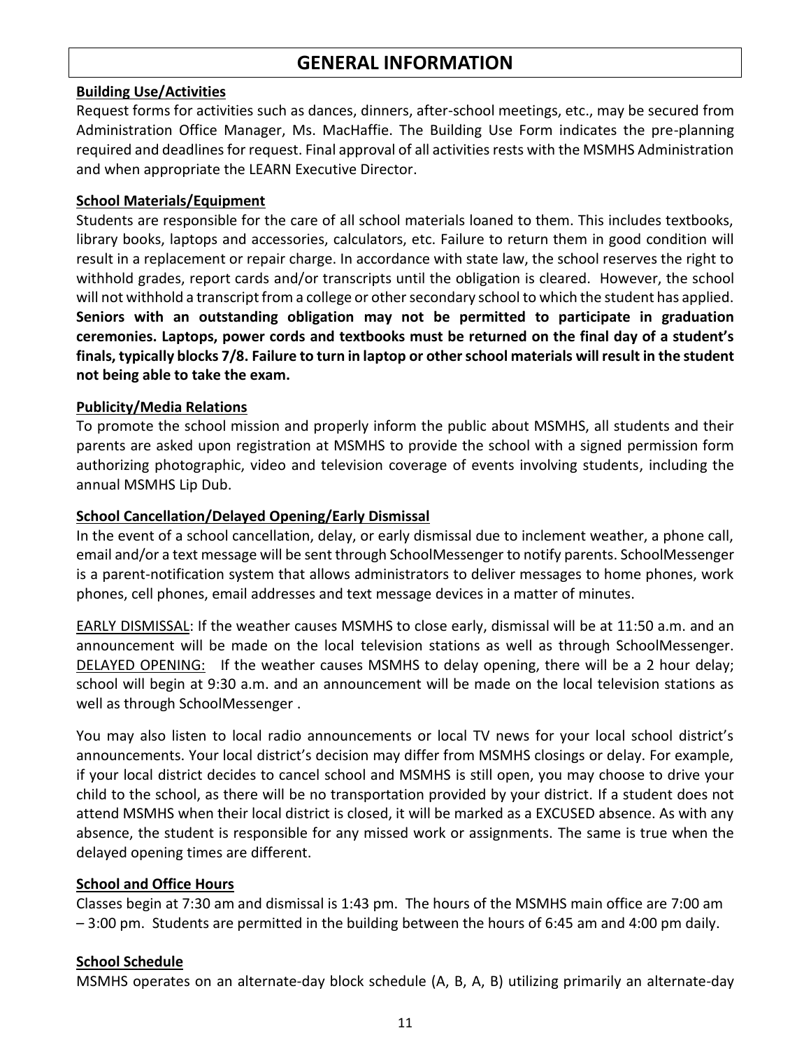# GENERAL INFORMATION

**Building Use/Activities**

Request forms for activities such as dances, dinners, after-school meetings, etc., may be secured from Administration Office Manager, Ms. MacHaffie. The Building Use Form indicates the pre-planning required and deadlines for request. Final approval of all activities rests with the MSMHS Administration and when appropriate the LEARN Executive Director.

**School Materials/Equipment**

Students are responsible for the care of all school materials loaned to them. This includes textbooks, library books, laptops and accessories, calculators, etc. Failure to return them in good condition will result in a replacement or repair charge. In accordance with state law, the school reserves the right to withhold grades, report cards and/or transcripts until the obligation is cleared. However, the school will not withhold a transcript from a college or other secondary school to which the student has applied. **Seniors with an outstanding obligation may not be permitted to participate in graduation ceremonies. Laptops, power cords and textbooks must be returned on the final day of a student's finals, typically blocks 7/8. Failure to turn in laptop or other school materials will result in the student not being able to take the exam.**

**Publicity/Media Relations**

To promote the school mission and properly inform the public about MSMHS, all students and their parents are asked upon registration at MSMHS to provide the school with a signed permission form authorizing photographic, video and television coverage of events involving students, including the annual MSMHS Lip Dub.

**School Cancellation/Delayed Opening/Early Dismissal**

In the event of a school cancellation, delay, or early dismissal due to inclement weather, a phone call, email and/or a text message will be sent through SchoolMessenger to notify parents. SchoolMessenger is a parent-notification system that allows administrators to deliver messages to home phones, work phones, cell phones, email addresses and text message devices in a matter of minutes.

EARLY DISMISSAL: If the weather causes MSMHS to close early, dismissal will be at 11:50 a.m. and an announcement will be made on the local television stations as well as through SchoolMessenger. DELAYED OPENING: If the weather causes MSMHS to delay opening, there will be a 2 hour delay; school will begin at 9:30 a.m. and an announcement will be made on the local television stations as well as through SchoolMessenger .

You may also listen to local radio announcements or local TV news for your local school district's announcements. Your local district's decision may differ from MSMHS closings or delay. For example, if your local district decides to cancel school and MSMHS is still open, you may choose to drive your child to the school, as there will be no transportation provided by your district. If a student does not attend MSMHS when their local district is closed, it will be marked as a EXCUSED absence. As with any absence, the student is responsible for any missed work or assignments. The same is true when the delayed opening times are different.

**School and Office Hours**

Classes begin at 7:30 am and dismissal is 1:43 pm. The hours of the MSMHS main office are 7:00 am – 3:00 pm. Students are permitted in the building between the hours of 6:45 am and 4:00 pm daily.

**School Schedule**

MSMHS operates on an alternate-day block schedule (A, B, A, B) utilizing primarily an alternate-day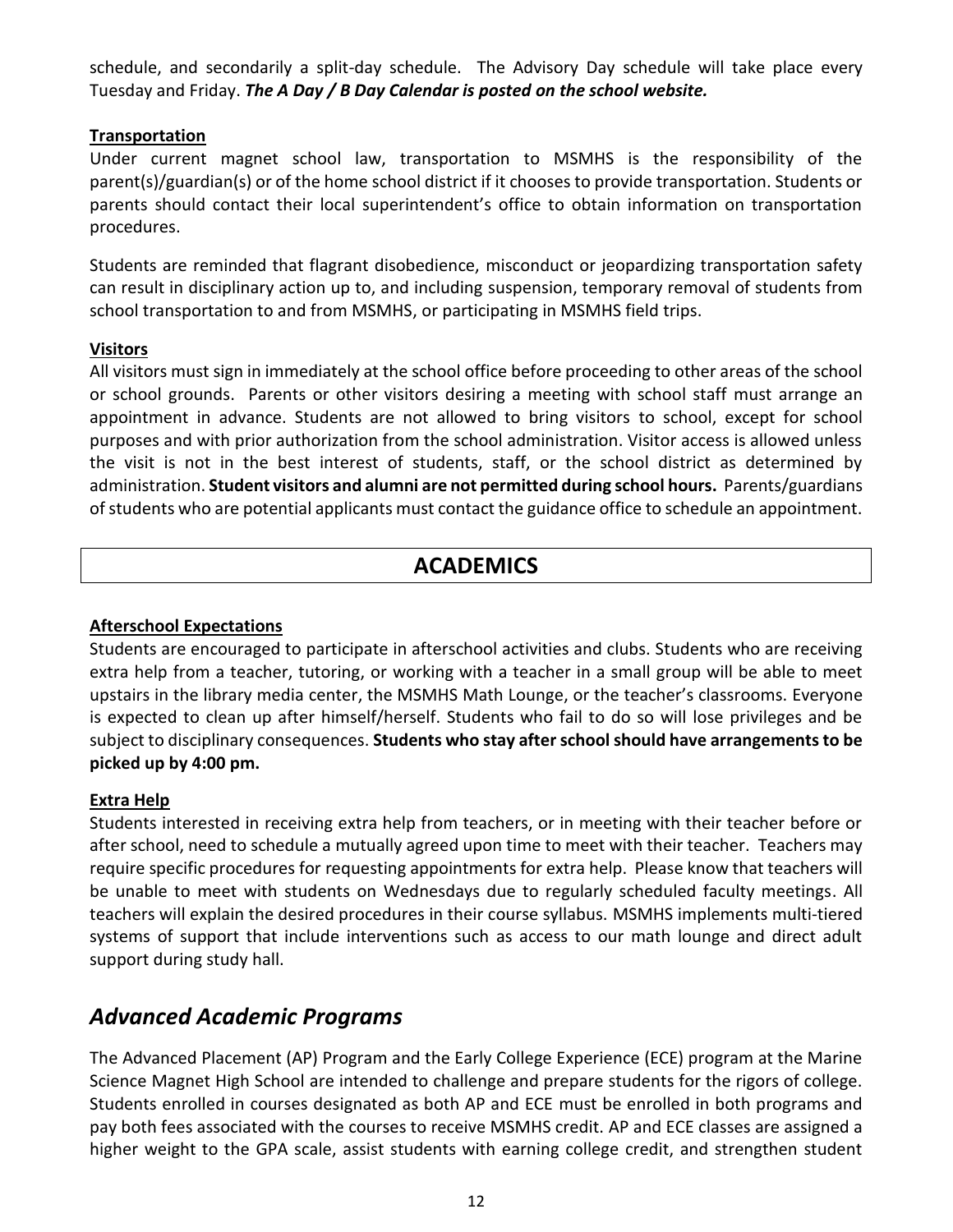schedule, and secondarily a split-day schedule. The Advisory Day schedule will take place every Tuesday and Friday. ***The A Day / B Day Calendar is posted on the school website.***

**Transportation**

Under current magnet school law, transportation to MSMHS is the responsibility of the parent(s)/guardian(s) or of the home school district if it chooses to provide transportation. Students or parents should contact their local superintendent's office to obtain information on transportation procedures.

Students are reminded that flagrant disobedience, misconduct or jeopardizing transportation safety can result in disciplinary action up to, and including suspension, temporary removal of students from school transportation to and from MSMHS, or participating in MSMHS field trips.

**Visitors**

All visitors must sign in immediately at the school office before proceeding to other areas of the school or school grounds. Parents or other visitors desiring a meeting with school staff must arrange an appointment in advance. Students are not allowed to bring visitors to school, except for school purposes and with prior authorization from the school administration. Visitor access is allowed unless the visit is not in the best interest of students, staff, or the school district as determined by administration. **Student visitors and alumni are not permitted during school hours.** Parents/guardians of students who are potential applicants must contact the guidance office to schedule an appointment.

# ACADEMICS

**Afterschool Expectations**

Students are encouraged to participate in afterschool activities and clubs. Students who are receiving extra help from a teacher, tutoring, or working with a teacher in a small group will be able to meet upstairs in the library media center, the MSMHS Math Lounge, or the teacher's classrooms. Everyone is expected to clean up after himself/herself. Students who fail to do so will lose privileges and be subject to disciplinary consequences. **Students who stay after school should have arrangements to be picked up by 4:00 pm.**

**Extra Help**

Students interested in receiving extra help from teachers, or in meeting with their teacher before or after school, need to schedule a mutually agreed upon time to meet with their teacher. Teachers may require specific procedures for requesting appointments for extra help. Please know that teachers will be unable to meet with students on Wednesdays due to regularly scheduled faculty meetings. All teachers will explain the desired procedures in their course syllabus. MSMHS implements multi-tiered systems of support that include interventions such as access to our math lounge and direct adult support during study hall.

## *Advanced Academic Programs*

The Advanced Placement (AP) Program and the Early College Experience (ECE) program at the Marine Science Magnet High School are intended to challenge and prepare students for the rigors of college. Students enrolled in courses designated as both AP and ECE must be enrolled in both programs and pay both fees associated with the courses to receive MSMHS credit. AP and ECE classes are assigned a higher weight to the GPA scale, assist students with earning college credit, and strengthen student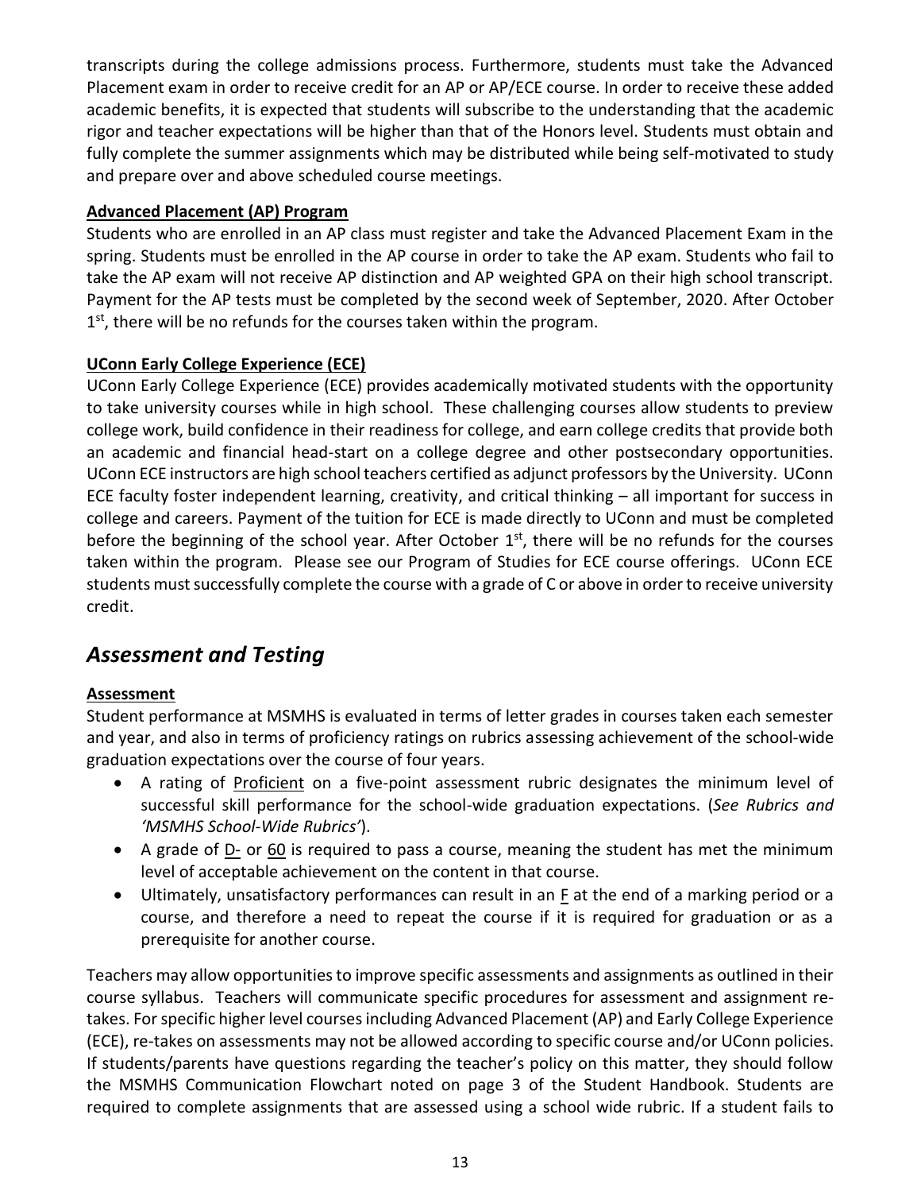transcripts during the college admissions process. Furthermore, students must take the Advanced Placement exam in order to receive credit for an AP or AP/ECE course. In order to receive these added academic benefits, it is expected that students will subscribe to the understanding that the academic rigor and teacher expectations will be higher than that of the Honors level. Students must obtain and fully complete the summer assignments which may be distributed while being self-motivated to study and prepare over and above scheduled course meetings.

**Advanced Placement (AP) Program**

Students who are enrolled in an AP class must register and take the Advanced Placement Exam in the spring. Students must be enrolled in the AP course in order to take the AP exam. Students who fail to take the AP exam will not receive AP distinction and AP weighted GPA on their high school transcript. Payment for the AP tests must be completed by the second week of September, 2020. After October 1st, there will be no refunds for the courses taken within the program.

**UConn Early College Experience (ECE)**

UConn Early College Experience (ECE) provides academically motivated students with the opportunity to take university courses while in high school. These challenging courses allow students to preview college work, build confidence in their readiness for college, and earn college credits that provide both an academic and financial head-start on a college degree and other postsecondary opportunities. UConn ECE instructors are high school teachers certified as adjunct professors by the University. UConn ECE faculty foster independent learning, creativity, and critical thinking – all important for success in college and careers. Payment of the tuition for ECE is made directly to UConn and must be completed before the beginning of the school year. After October 1st, there will be no refunds for the courses taken within the program. Please see our Program of Studies for ECE course offerings. UConn ECE students must successfully complete the course with a grade of C or above in order to receive university credit.

## *Assessment and Testing*

**Assessment**

Student performance at MSMHS is evaluated in terms of letter grades in courses taken each semester and year, and also in terms of proficiency ratings on rubrics assessing achievement of the school-wide graduation expectations over the course of four years.

- A rating of Proficient on a five-point assessment rubric designates the minimum level of successful skill performance for the school-wide graduation expectations. (*See Rubrics and 'MSMHS School-Wide Rubrics'*).
- A grade of D- or 60 is required to pass a course, meaning the student has met the minimum level of acceptable achievement on the content in that course.
- Ultimately, unsatisfactory performances can result in an F at the end of a marking period or a course, and therefore a need to repeat the course if it is required for graduation or as a prerequisite for another course.

Teachers may allow opportunities to improve specific assessments and assignments as outlined in their course syllabus. Teachers will communicate specific procedures for assessment and assignment re-takes. For specific higher level courses including Advanced Placement (AP) and Early College Experience (ECE), re-takes on assessments may not be allowed according to specific course and/or UConn policies. If students/parents have questions regarding the teacher's policy on this matter, they should follow the MSMHS Communication Flowchart noted on page 3 of the Student Handbook. Students are required to complete assignments that are assessed using a school wide rubric. If a student fails to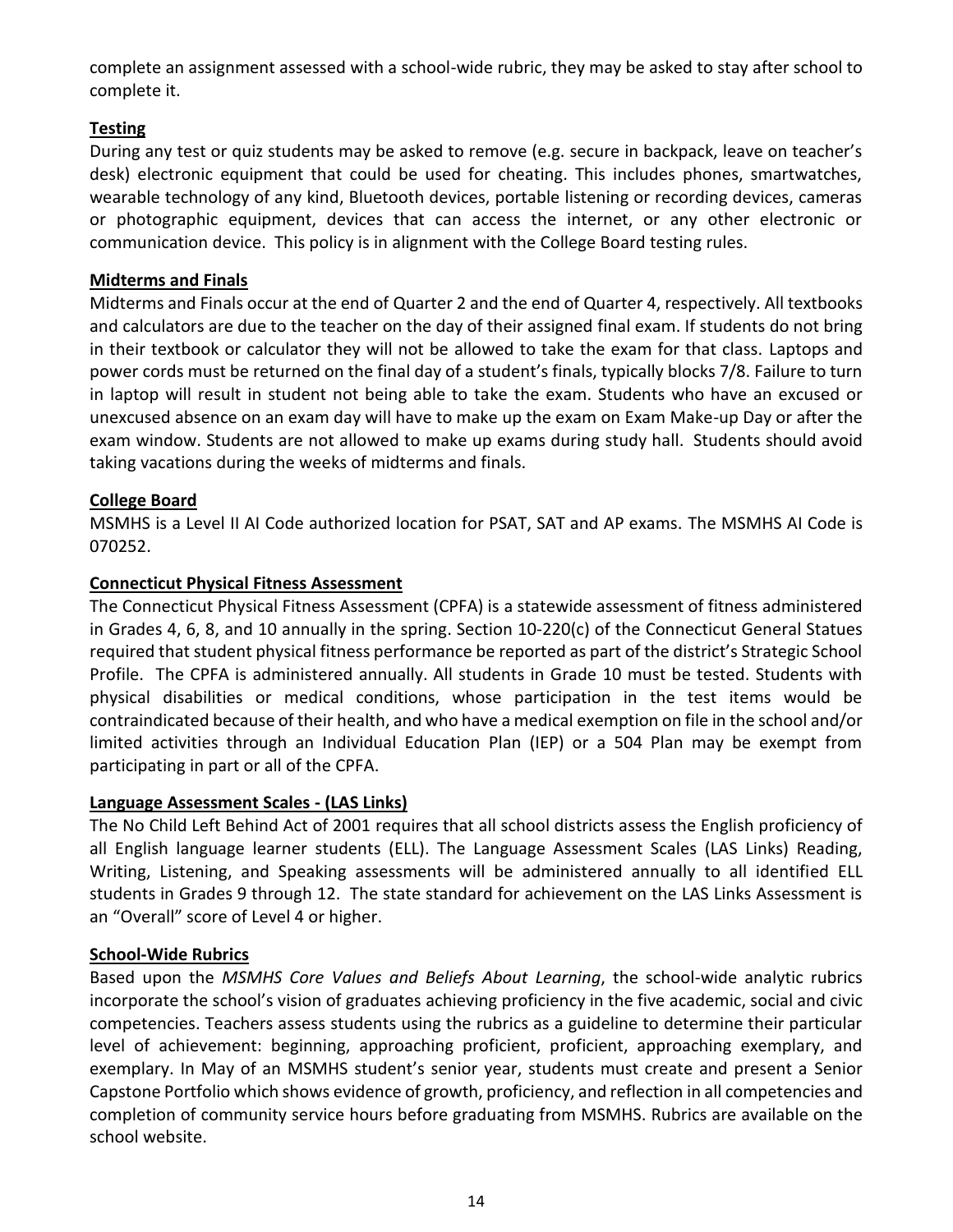complete an assignment assessed with a school-wide rubric, they may be asked to stay after school to complete it.

**Testing**

During any test or quiz students may be asked to remove (e.g. secure in backpack, leave on teacher's desk) electronic equipment that could be used for cheating. This includes phones, smartwatches, wearable technology of any kind, Bluetooth devices, portable listening or recording devices, cameras or photographic equipment, devices that can access the internet, or any other electronic or communication device. This policy is in alignment with the College Board testing rules.

**Midterms and Finals**

Midterms and Finals occur at the end of Quarter 2 and the end of Quarter 4, respectively. All textbooks and calculators are due to the teacher on the day of their assigned final exam. If students do not bring in their textbook or calculator they will not be allowed to take the exam for that class. Laptops and power cords must be returned on the final day of a student's finals, typically blocks 7/8. Failure to turn in laptop will result in student not being able to take the exam. Students who have an excused or unexcused absence on an exam day will have to make up the exam on Exam Make-up Day or after the exam window. Students are not allowed to make up exams during study hall. Students should avoid taking vacations during the weeks of midterms and finals.

**College Board**

MSMHS is a Level II AI Code authorized location for PSAT, SAT and AP exams. The MSMHS AI Code is 070252.

**Connecticut Physical Fitness Assessment**

The Connecticut Physical Fitness Assessment (CPFA) is a statewide assessment of fitness administered in Grades 4, 6, 8, and 10 annually in the spring. Section 10-220(c) of the Connecticut General Statues required that student physical fitness performance be reported as part of the district's Strategic School Profile. The CPFA is administered annually. All students in Grade 10 must be tested. Students with physical disabilities or medical conditions, whose participation in the test items would be contraindicated because of their health, and who have a medical exemption on file in the school and/or limited activities through an Individual Education Plan (IEP) or a 504 Plan may be exempt from participating in part or all of the CPFA.

**Language Assessment Scales - (LAS Links)**

The No Child Left Behind Act of 2001 requires that all school districts assess the English proficiency of all English language learner students (ELL). The Language Assessment Scales (LAS Links) Reading, Writing, Listening, and Speaking assessments will be administered annually to all identified ELL students in Grades 9 through 12. The state standard for achievement on the LAS Links Assessment is an "Overall" score of Level 4 or higher.

**School-Wide Rubrics**

Based upon the *MSMHS Core Values and Beliefs About Learning*, the school-wide analytic rubrics incorporate the school's vision of graduates achieving proficiency in the five academic, social and civic competencies. Teachers assess students using the rubrics as a guideline to determine their particular level of achievement: beginning, approaching proficient, proficient, approaching exemplary, and exemplary. In May of an MSMHS student's senior year, students must create and present a Senior Capstone Portfolio which shows evidence of growth, proficiency, and reflection in all competencies and completion of community service hours before graduating from MSMHS. Rubrics are available on the school website.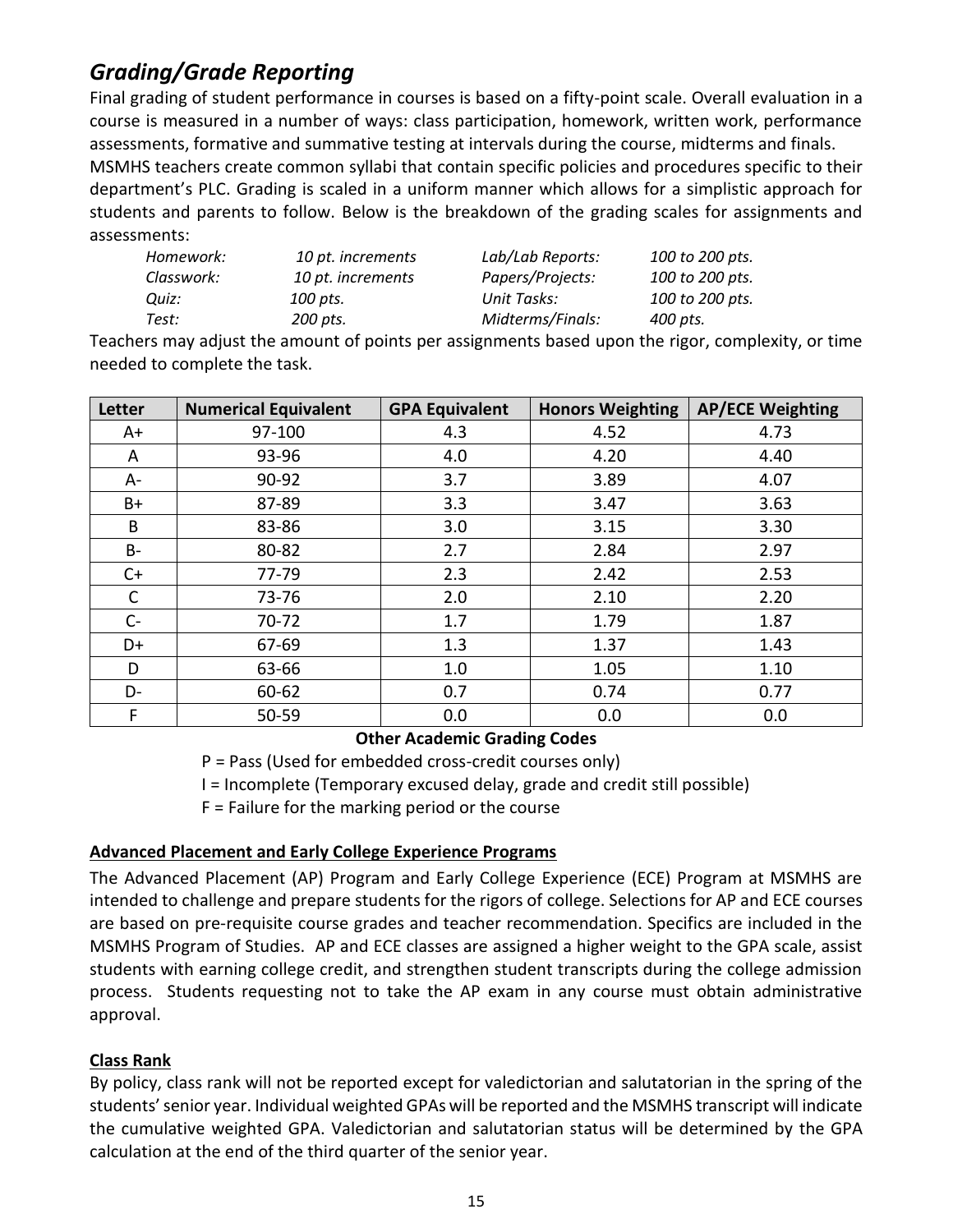## *Grading/Grade Reporting*

Final grading of student performance in courses is based on a fifty-point scale. Overall evaluation in a course is measured in a number of ways: class participation, homework, written work, performance assessments, formative and summative testing at intervals during the course, midterms and finals. MSMHS teachers create common syllabi that contain specific policies and procedures specific to their department's PLC. Grading is scaled in a uniform manner which allows for a simplistic approach for students and parents to follow. Below is the breakdown of the grading scales for assignments and assessments:

| | | | |
|---|---|---|---|
| *Homework:* | *10 pt. increments* | *Lab/Lab Reports:* | *100 to 200 pts.* |
| *Classwork:* | *10 pt. increments* | *Papers/Projects:* | *100 to 200 pts.* |
| *Quiz:* | *100 pts.* | *Unit Tasks:* | *100 to 200 pts.* |
| *Test:* | *200 pts.* | *Midterms/Finals:* | *400 pts.* |

Teachers may adjust the amount of points per assignments based upon the rigor, complexity, or time needed to complete the task.

| Letter | Numerical Equivalent | GPA Equivalent | Honors Weighting | AP/ECE Weighting |
|---|---|---|---|---|
| A+ | 97-100 | 4.3 | 4.52 | 4.73 |
| A | 93-96 | 4.0 | 4.20 | 4.40 |
| A- | 90-92 | 3.7 | 3.89 | 4.07 |
| B+ | 87-89 | 3.3 | 3.47 | 3.63 |
| B | 83-86 | 3.0 | 3.15 | 3.30 |
| B- | 80-82 | 2.7 | 2.84 | 2.97 |
| C+ | 77-79 | 2.3 | 2.42 | 2.53 |
| C | 73-76 | 2.0 | 2.10 | 2.20 |
| C- | 70-72 | 1.7 | 1.79 | 1.87 |
| D+ | 67-69 | 1.3 | 1.37 | 1.43 |
| D | 63-66 | 1.0 | 1.05 | 1.10 |
| D- | 60-62 | 0.7 | 0.74 | 0.77 |
| F | 50-59 | 0.0 | 0.0 | 0.0 |

**Other Academic Grading Codes**

P = Pass (Used for embedded cross-credit courses only)

I = Incomplete (Temporary excused delay, grade and credit still possible)

F = Failure for the marking period or the course

**Advanced Placement and Early College Experience Programs**

The Advanced Placement (AP) Program and Early College Experience (ECE) Program at MSMHS are intended to challenge and prepare students for the rigors of college. Selections for AP and ECE courses are based on pre-requisite course grades and teacher recommendation. Specifics are included in the MSMHS Program of Studies. AP and ECE classes are assigned a higher weight to the GPA scale, assist students with earning college credit, and strengthen student transcripts during the college admission process. Students requesting not to take the AP exam in any course must obtain administrative approval.

**Class Rank**

By policy, class rank will not be reported except for valedictorian and salutatorian in the spring of the students' senior year. Individual weighted GPAs will be reported and the MSMHS transcript will indicate the cumulative weighted GPA. Valedictorian and salutatorian status will be determined by the GPA calculation at the end of the third quarter of the senior year.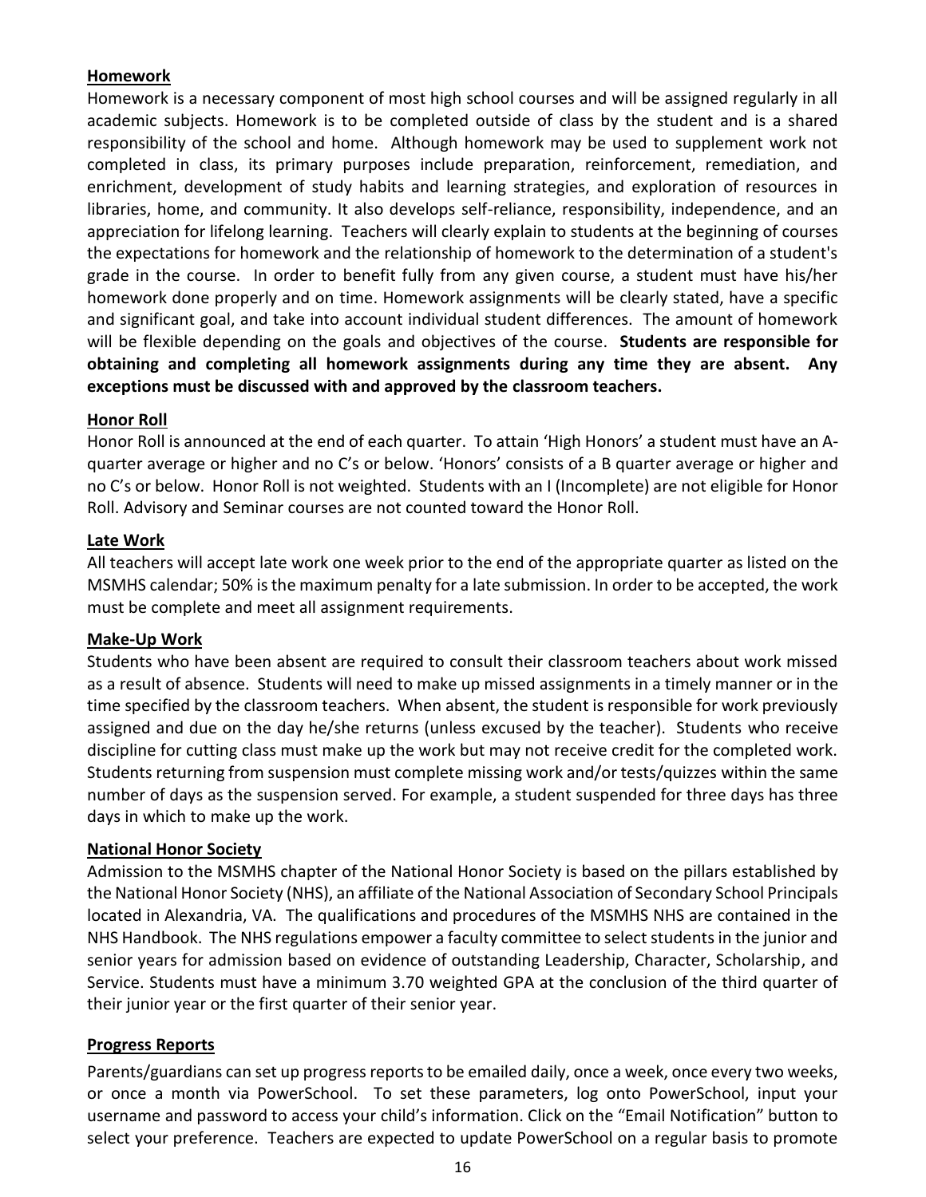**Homework**

Homework is a necessary component of most high school courses and will be assigned regularly in all academic subjects. Homework is to be completed outside of class by the student and is a shared responsibility of the school and home. Although homework may be used to supplement work not completed in class, its primary purposes include preparation, reinforcement, remediation, and enrichment, development of study habits and learning strategies, and exploration of resources in libraries, home, and community. It also develops self-reliance, responsibility, independence, and an appreciation for lifelong learning. Teachers will clearly explain to students at the beginning of courses the expectations for homework and the relationship of homework to the determination of a student's grade in the course. In order to benefit fully from any given course, a student must have his/her homework done properly and on time. Homework assignments will be clearly stated, have a specific and significant goal, and take into account individual student differences. The amount of homework will be flexible depending on the goals and objectives of the course. **Students are responsible for obtaining and completing all homework assignments during any time they are absent. Any exceptions must be discussed with and approved by the classroom teachers.**

**Honor Roll**

Honor Roll is announced at the end of each quarter. To attain 'High Honors' a student must have an A-quarter average or higher and no C's or below. 'Honors' consists of a B quarter average or higher and no C's or below. Honor Roll is not weighted. Students with an I (Incomplete) are not eligible for Honor Roll. Advisory and Seminar courses are not counted toward the Honor Roll.

**Late Work**

All teachers will accept late work one week prior to the end of the appropriate quarter as listed on the MSMHS calendar; 50% is the maximum penalty for a late submission. In order to be accepted, the work must be complete and meet all assignment requirements.

**Make-Up Work**

Students who have been absent are required to consult their classroom teachers about work missed as a result of absence. Students will need to make up missed assignments in a timely manner or in the time specified by the classroom teachers. When absent, the student is responsible for work previously assigned and due on the day he/she returns (unless excused by the teacher). Students who receive discipline for cutting class must make up the work but may not receive credit for the completed work. Students returning from suspension must complete missing work and/or tests/quizzes within the same number of days as the suspension served. For example, a student suspended for three days has three days in which to make up the work.

**National Honor Society**

Admission to the MSMHS chapter of the National Honor Society is based on the pillars established by the National Honor Society (NHS), an affiliate of the National Association of Secondary School Principals located in Alexandria, VA. The qualifications and procedures of the MSMHS NHS are contained in the NHS Handbook. The NHS regulations empower a faculty committee to select students in the junior and senior years for admission based on evidence of outstanding Leadership, Character, Scholarship, and Service. Students must have a minimum 3.70 weighted GPA at the conclusion of the third quarter of their junior year or the first quarter of their senior year.

**Progress Reports**

Parents/guardians can set up progress reports to be emailed daily, once a week, once every two weeks, or once a month via PowerSchool. To set these parameters, log onto PowerSchool, input your username and password to access your child's information. Click on the "Email Notification" button to select your preference. Teachers are expected to update PowerSchool on a regular basis to promote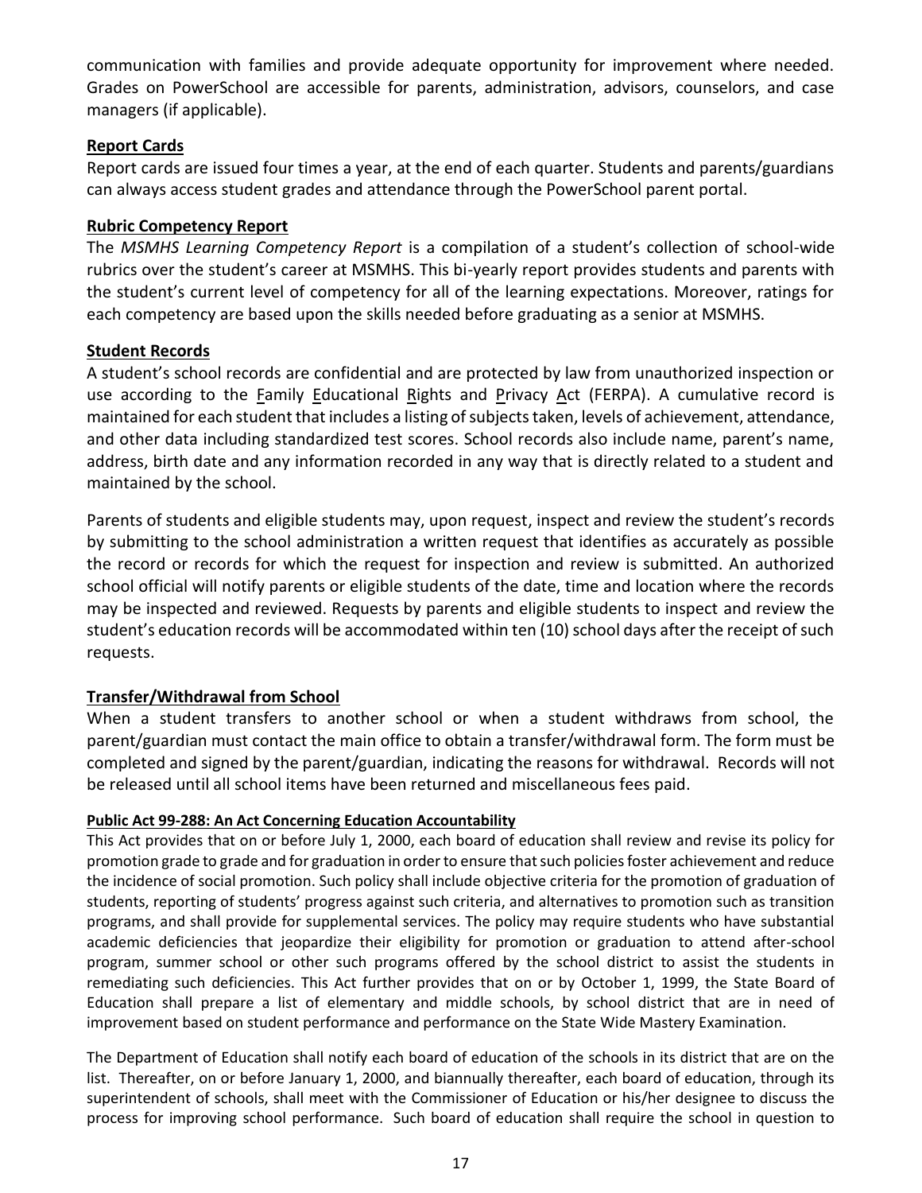communication with families and provide adequate opportunity for improvement where needed. Grades on PowerSchool are accessible for parents, administration, advisors, counselors, and case managers (if applicable).

## Report Cards

Report cards are issued four times a year, at the end of each quarter. Students and parents/guardians can always access student grades and attendance through the PowerSchool parent portal.

## Rubric Competency Report

The *MSMHS Learning Competency Report* is a compilation of a student's collection of school-wide rubrics over the student's career at MSMHS. This bi-yearly report provides students and parents with the student's current level of competency for all of the learning expectations. Moreover, ratings for each competency are based upon the skills needed before graduating as a senior at MSMHS.

## Student Records

A student's school records are confidential and are protected by law from unauthorized inspection or use according to the Family Educational Rights and Privacy Act (FERPA). A cumulative record is maintained for each student that includes a listing of subjects taken, levels of achievement, attendance, and other data including standardized test scores. School records also include name, parent's name, address, birth date and any information recorded in any way that is directly related to a student and maintained by the school.

Parents of students and eligible students may, upon request, inspect and review the student's records by submitting to the school administration a written request that identifies as accurately as possible the record or records for which the request for inspection and review is submitted. An authorized school official will notify parents or eligible students of the date, time and location where the records may be inspected and reviewed. Requests by parents and eligible students to inspect and review the student's education records will be accommodated within ten (10) school days after the receipt of such requests.

## Transfer/Withdrawal from School

When a student transfers to another school or when a student withdraws from school, the parent/guardian must contact the main office to obtain a transfer/withdrawal form. The form must be completed and signed by the parent/guardian, indicating the reasons for withdrawal. Records will not be released until all school items have been returned and miscellaneous fees paid.

### Public Act 99-288: An Act Concerning Education Accountability

This Act provides that on or before July 1, 2000, each board of education shall review and revise its policy for promotion grade to grade and for graduation in order to ensure that such policies foster achievement and reduce the incidence of social promotion. Such policy shall include objective criteria for the promotion of graduation of students, reporting of students' progress against such criteria, and alternatives to promotion such as transition programs, and shall provide for supplemental services. The policy may require students who have substantial academic deficiencies that jeopardize their eligibility for promotion or graduation to attend after-school program, summer school or other such programs offered by the school district to assist the students in remediating such deficiencies. This Act further provides that on or by October 1, 1999, the State Board of Education shall prepare a list of elementary and middle schools, by school district that are in need of improvement based on student performance and performance on the State Wide Mastery Examination.

The Department of Education shall notify each board of education of the schools in its district that are on the list. Thereafter, on or before January 1, 2000, and biannually thereafter, each board of education, through its superintendent of schools, shall meet with the Commissioner of Education or his/her designee to discuss the process for improving school performance. Such board of education shall require the school in question to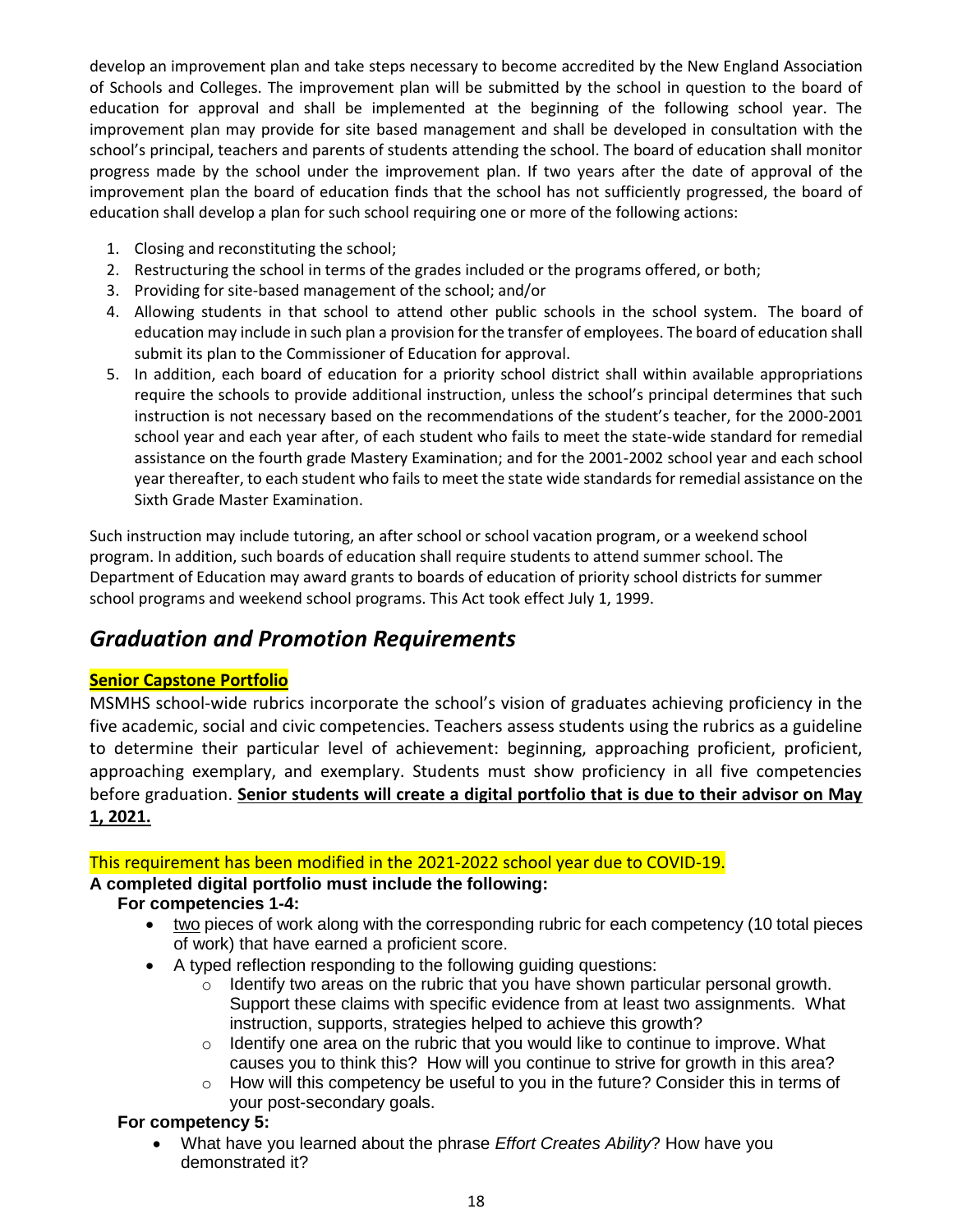develop an improvement plan and take steps necessary to become accredited by the New England Association of Schools and Colleges. The improvement plan will be submitted by the school in question to the board of education for approval and shall be implemented at the beginning of the following school year. The improvement plan may provide for site based management and shall be developed in consultation with the school's principal, teachers and parents of students attending the school. The board of education shall monitor progress made by the school under the improvement plan. If two years after the date of approval of the improvement plan the board of education finds that the school has not sufficiently progressed, the board of education shall develop a plan for such school requiring one or more of the following actions:

1. Closing and reconstituting the school;
2. Restructuring the school in terms of the grades included or the programs offered, or both;
3. Providing for site-based management of the school; and/or
4. Allowing students in that school to attend other public schools in the school system. The board of education may include in such plan a provision for the transfer of employees. The board of education shall submit its plan to the Commissioner of Education for approval.
5. In addition, each board of education for a priority school district shall within available appropriations require the schools to provide additional instruction, unless the school's principal determines that such instruction is not necessary based on the recommendations of the student's teacher, for the 2000-2001 school year and each year after, of each student who fails to meet the state-wide standard for remedial assistance on the fourth grade Mastery Examination; and for the 2001-2002 school year and each school year thereafter, to each student who fails to meet the state wide standards for remedial assistance on the Sixth Grade Master Examination.

Such instruction may include tutoring, an after school or school vacation program, or a weekend school program. In addition, such boards of education shall require students to attend summer school. The Department of Education may award grants to boards of education of priority school districts for summer school programs and weekend school programs. This Act took effect July 1, 1999.

## *Graduation and Promotion Requirements*

**Senior Capstone Portfolio**

MSMHS school-wide rubrics incorporate the school's vision of graduates achieving proficiency in the five academic, social and civic competencies. Teachers assess students using the rubrics as a guideline to determine their particular level of achievement: beginning, approaching proficient, proficient, approaching exemplary, and exemplary. Students must show proficiency in all five competencies before graduation. **Senior students will create a digital portfolio that is due to their advisor on May 1, 2021.**

This requirement has been modified in the 2021-2022 school year due to COVID-19.

**A completed digital portfolio must include the following:**

**For competencies 1-4:**

- two pieces of work along with the corresponding rubric for each competency (10 total pieces of work) that have earned a proficient score.
- A typed reflection responding to the following guiding questions:
  - Identify two areas on the rubric that you have shown particular personal growth. Support these claims with specific evidence from at least two assignments. What instruction, supports, strategies helped to achieve this growth?
  - Identify one area on the rubric that you would like to continue to improve. What causes you to think this? How will you continue to strive for growth in this area?
  - How will this competency be useful to you in the future? Consider this in terms of your post-secondary goals.

**For competency 5:**

- What have you learned about the phrase *Effort Creates Ability*? How have you demonstrated it?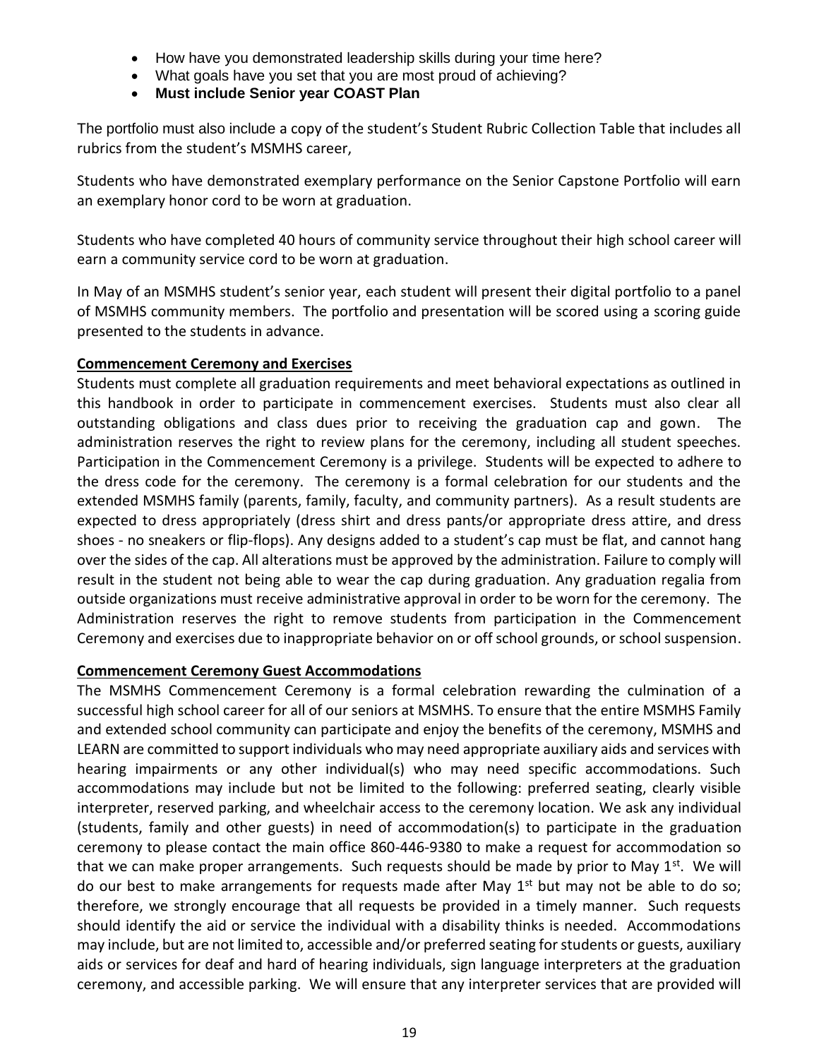- How have you demonstrated leadership skills during your time here?
- What goals have you set that you are most proud of achieving?
- **Must include Senior year COAST Plan**

The portfolio must also include a copy of the student's Student Rubric Collection Table that includes all rubrics from the student's MSMHS career,

Students who have demonstrated exemplary performance on the Senior Capstone Portfolio will earn an exemplary honor cord to be worn at graduation.

Students who have completed 40 hours of community service throughout their high school career will earn a community service cord to be worn at graduation.

In May of an MSMHS student's senior year, each student will present their digital portfolio to a panel of MSMHS community members. The portfolio and presentation will be scored using a scoring guide presented to the students in advance.

**Commencement Ceremony and Exercises**

Students must complete all graduation requirements and meet behavioral expectations as outlined in this handbook in order to participate in commencement exercises. Students must also clear all outstanding obligations and class dues prior to receiving the graduation cap and gown. The administration reserves the right to review plans for the ceremony, including all student speeches. Participation in the Commencement Ceremony is a privilege. Students will be expected to adhere to the dress code for the ceremony. The ceremony is a formal celebration for our students and the extended MSMHS family (parents, family, faculty, and community partners). As a result students are expected to dress appropriately (dress shirt and dress pants/or appropriate dress attire, and dress shoes - no sneakers or flip-flops). Any designs added to a student's cap must be flat, and cannot hang over the sides of the cap. All alterations must be approved by the administration. Failure to comply will result in the student not being able to wear the cap during graduation. Any graduation regalia from outside organizations must receive administrative approval in order to be worn for the ceremony. The Administration reserves the right to remove students from participation in the Commencement Ceremony and exercises due to inappropriate behavior on or off school grounds, or school suspension.

**Commencement Ceremony Guest Accommodations**

The MSMHS Commencement Ceremony is a formal celebration rewarding the culmination of a successful high school career for all of our seniors at MSMHS. To ensure that the entire MSMHS Family and extended school community can participate and enjoy the benefits of the ceremony, MSMHS and LEARN are committed to support individuals who may need appropriate auxiliary aids and services with hearing impairments or any other individual(s) who may need specific accommodations. Such accommodations may include but not be limited to the following: preferred seating, clearly visible interpreter, reserved parking, and wheelchair access to the ceremony location. We ask any individual (students, family and other guests) in need of accommodation(s) to participate in the graduation ceremony to please contact the main office 860-446-9380 to make a request for accommodation so that we can make proper arrangements. Such requests should be made by prior to May 1st. We will do our best to make arrangements for requests made after May 1st but may not be able to do so; therefore, we strongly encourage that all requests be provided in a timely manner. Such requests should identify the aid or service the individual with a disability thinks is needed. Accommodations may include, but are not limited to, accessible and/or preferred seating for students or guests, auxiliary aids or services for deaf and hard of hearing individuals, sign language interpreters at the graduation ceremony, and accessible parking. We will ensure that any interpreter services that are provided will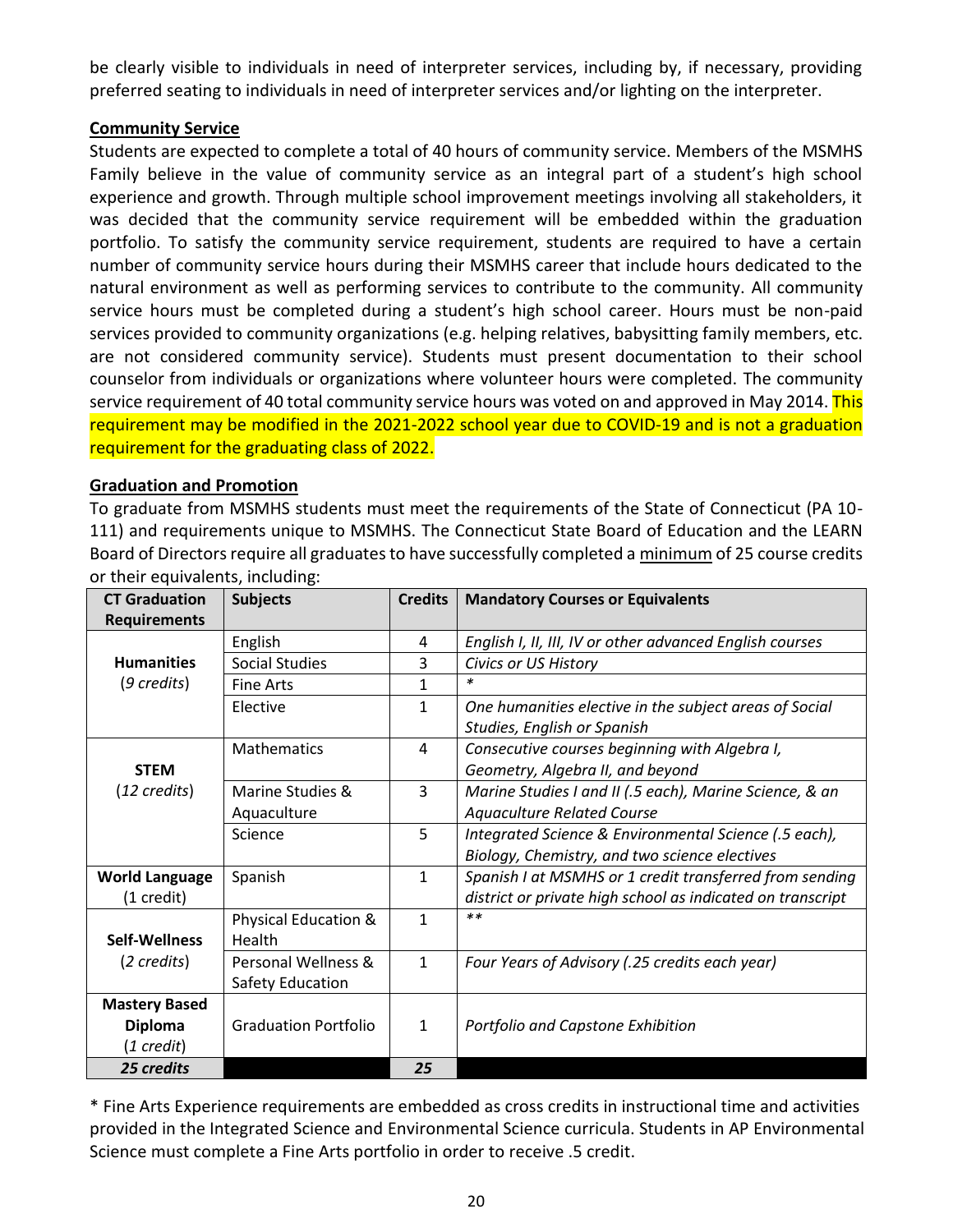be clearly visible to individuals in need of interpreter services, including by, if necessary, providing preferred seating to individuals in need of interpreter services and/or lighting on the interpreter.

**Community Service**

Students are expected to complete a total of 40 hours of community service. Members of the MSMHS Family believe in the value of community service as an integral part of a student's high school experience and growth. Through multiple school improvement meetings involving all stakeholders, it was decided that the community service requirement will be embedded within the graduation portfolio. To satisfy the community service requirement, students are required to have a certain number of community service hours during their MSMHS career that include hours dedicated to the natural environment as well as performing services to contribute to the community. All community service hours must be completed during a student's high school career. Hours must be non-paid services provided to community organizations (e.g. helping relatives, babysitting family members, etc. are not considered community service). Students must present documentation to their school counselor from individuals or organizations where volunteer hours were completed. The community service requirement of 40 total community service hours was voted on and approved in May 2014. This requirement may be modified in the 2021-2022 school year due to COVID-19 and is not a graduation requirement for the graduating class of 2022.

**Graduation and Promotion**

To graduate from MSMHS students must meet the requirements of the State of Connecticut (PA 10-111) and requirements unique to MSMHS. The Connecticut State Board of Education and the LEARN Board of Directors require all graduates to have successfully completed a minimum of 25 course credits or their equivalents, including:

| CT Graduation Requirements | Subjects | Credits | Mandatory Courses or Equivalents |
|---|---|---|---|
| **Humanities** (*9 credits*) | English | 4 | *English I, II, III, IV or other advanced English courses* |
| | Social Studies | 3 | *Civics or US History* |
| | Fine Arts | 1 | * |
| | Elective | 1 | *One humanities elective in the subject areas of Social Studies, English or Spanish* |
| **STEM** (*12 credits*) | Mathematics | 4 | *Consecutive courses beginning with Algebra I, Geometry, Algebra II, and beyond* |
| | Marine Studies & Aquaculture | 3 | *Marine Studies I and II (.5 each), Marine Science, & an Aquaculture Related Course* |
| | Science | 5 | *Integrated Science & Environmental Science (.5 each), Biology, Chemistry, and two science electives* |
| **World Language** (1 credit) | Spanish | 1 | *Spanish I at MSMHS or 1 credit transferred from sending district or private high school as indicated on transcript* |
| **Self-Wellness** (*2 credits*) | Physical Education & Health | 1 | ** |
| | Personal Wellness & Safety Education | 1 | *Four Years of Advisory (.25 credits each year)* |
| **Mastery Based Diploma** (*1 credit*) | Graduation Portfolio | 1 | *Portfolio and Capstone Exhibition* |
| ***25 credits*** | | ***25*** | |

\* Fine Arts Experience requirements are embedded as cross credits in instructional time and activities provided in the Integrated Science and Environmental Science curricula. Students in AP Environmental Science must complete a Fine Arts portfolio in order to receive .5 credit.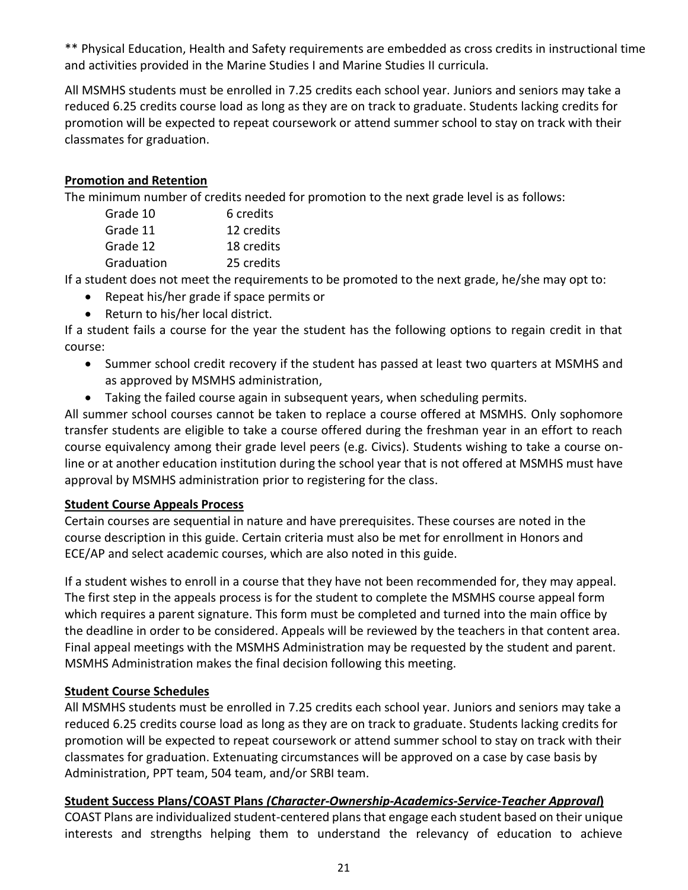** Physical Education, Health and Safety requirements are embedded as cross credits in instructional time and activities provided in the Marine Studies I and Marine Studies II curricula.

All MSMHS students must be enrolled in 7.25 credits each school year. Juniors and seniors may take a reduced 6.25 credits course load as long as they are on track to graduate. Students lacking credits for promotion will be expected to repeat coursework or attend summer school to stay on track with their classmates for graduation.

**Promotion and Retention**

The minimum number of credits needed for promotion to the next grade level is as follows:

| | |
|---|---|
| Grade 10 | 6 credits |
| Grade 11 | 12 credits |
| Grade 12 | 18 credits |
| Graduation | 25 credits |

If a student does not meet the requirements to be promoted to the next grade, he/she may opt to:

- Repeat his/her grade if space permits or
- Return to his/her local district.

If a student fails a course for the year the student has the following options to regain credit in that course:

- Summer school credit recovery if the student has passed at least two quarters at MSMHS and as approved by MSMHS administration,
- Taking the failed course again in subsequent years, when scheduling permits.

All summer school courses cannot be taken to replace a course offered at MSMHS. Only sophomore transfer students are eligible to take a course offered during the freshman year in an effort to reach course equivalency among their grade level peers (e.g. Civics). Students wishing to take a course on-line or at another education institution during the school year that is not offered at MSMHS must have approval by MSMHS administration prior to registering for the class.

**Student Course Appeals Process**

Certain courses are sequential in nature and have prerequisites. These courses are noted in the course description in this guide. Certain criteria must also be met for enrollment in Honors and ECE/AP and select academic courses, which are also noted in this guide.

If a student wishes to enroll in a course that they have not been recommended for, they may appeal. The first step in the appeals process is for the student to complete the MSMHS course appeal form which requires a parent signature. This form must be completed and turned into the main office by the deadline in order to be considered. Appeals will be reviewed by the teachers in that content area. Final appeal meetings with the MSMHS Administration may be requested by the student and parent. MSMHS Administration makes the final decision following this meeting.

**Student Course Schedules**

All MSMHS students must be enrolled in 7.25 credits each school year. Juniors and seniors may take a reduced 6.25 credits course load as long as they are on track to graduate. Students lacking credits for promotion will be expected to repeat coursework or attend summer school to stay on track with their classmates for graduation. Extenuating circumstances will be approved on a case by case basis by Administration, PPT team, 504 team, and/or SRBI team.

**Student Success Plans/COAST Plans *(Character-Ownership-Academics-Service-Teacher Approval*)**

COAST Plans are individualized student-centered plans that engage each student based on their unique interests and strengths helping them to understand the relevancy of education to achieve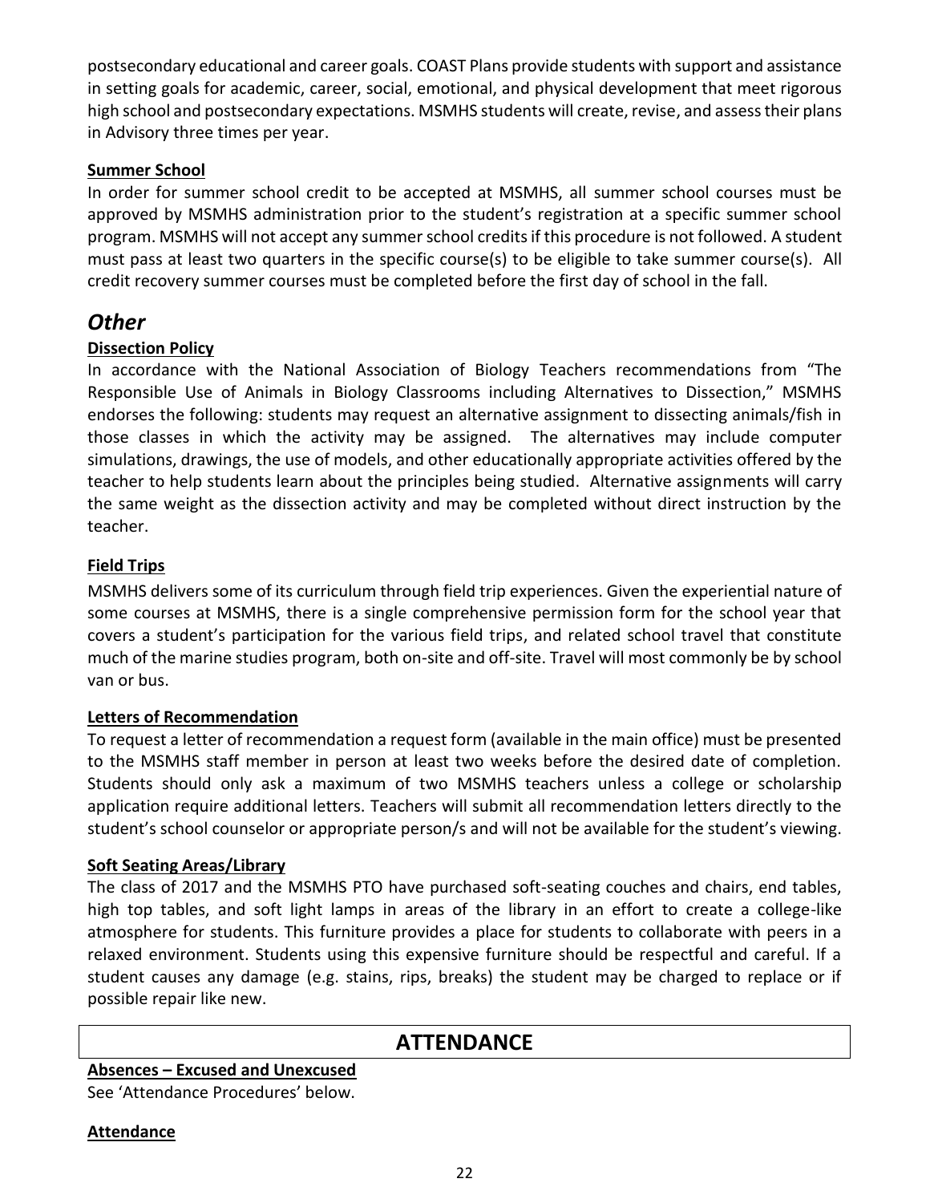postsecondary educational and career goals. COAST Plans provide students with support and assistance in setting goals for academic, career, social, emotional, and physical development that meet rigorous high school and postsecondary expectations. MSMHS students will create, revise, and assess their plans in Advisory three times per year.

**Summer School**

In order for summer school credit to be accepted at MSMHS, all summer school courses must be approved by MSMHS administration prior to the student's registration at a specific summer school program. MSMHS will not accept any summer school credits if this procedure is not followed. A student must pass at least two quarters in the specific course(s) to be eligible to take summer course(s). All credit recovery summer courses must be completed before the first day of school in the fall.

## *Other*

**Dissection Policy**

In accordance with the National Association of Biology Teachers recommendations from "The Responsible Use of Animals in Biology Classrooms including Alternatives to Dissection," MSMHS endorses the following: students may request an alternative assignment to dissecting animals/fish in those classes in which the activity may be assigned. The alternatives may include computer simulations, drawings, the use of models, and other educationally appropriate activities offered by the teacher to help students learn about the principles being studied. Alternative assignments will carry the same weight as the dissection activity and may be completed without direct instruction by the teacher.

**Field Trips**

MSMHS delivers some of its curriculum through field trip experiences. Given the experiential nature of some courses at MSMHS, there is a single comprehensive permission form for the school year that covers a student's participation for the various field trips, and related school travel that constitute much of the marine studies program, both on-site and off-site. Travel will most commonly be by school van or bus.

**Letters of Recommendation**

To request a letter of recommendation a request form (available in the main office) must be presented to the MSMHS staff member in person at least two weeks before the desired date of completion. Students should only ask a maximum of two MSMHS teachers unless a college or scholarship application require additional letters. Teachers will submit all recommendation letters directly to the student's school counselor or appropriate person/s and will not be available for the student's viewing.

**Soft Seating Areas/Library**

The class of 2017 and the MSMHS PTO have purchased soft-seating couches and chairs, end tables, high top tables, and soft light lamps in areas of the library in an effort to create a college-like atmosphere for students. This furniture provides a place for students to collaborate with peers in a relaxed environment. Students using this expensive furniture should be respectful and careful. If a student causes any damage (e.g. stains, rips, breaks) the student may be charged to replace or if possible repair like new.

# ATTENDANCE

**Absences – Excused and Unexcused**

See 'Attendance Procedures' below.

**Attendance**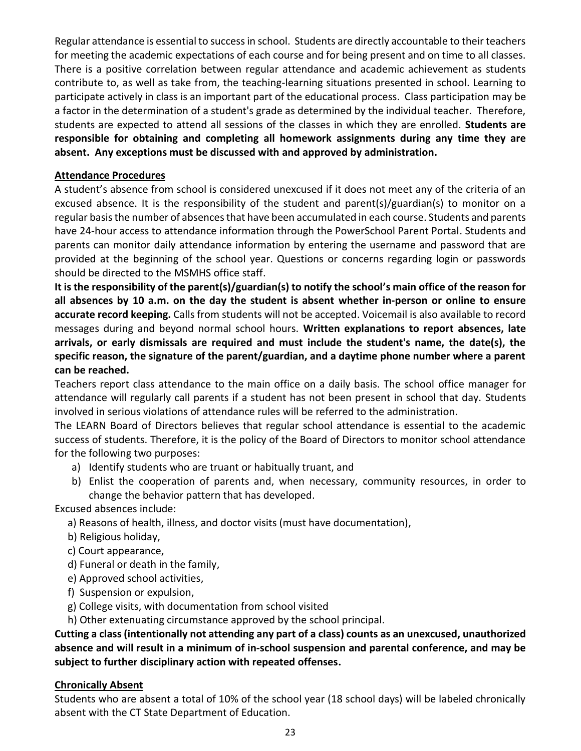Regular attendance is essential to success in school. Students are directly accountable to their teachers for meeting the academic expectations of each course and for being present and on time to all classes. There is a positive correlation between regular attendance and academic achievement as students contribute to, as well as take from, the teaching-learning situations presented in school. Learning to participate actively in class is an important part of the educational process. Class participation may be a factor in the determination of a student's grade as determined by the individual teacher. Therefore, students are expected to attend all sessions of the classes in which they are enrolled. **Students are responsible for obtaining and completing all homework assignments during any time they are absent. Any exceptions must be discussed with and approved by administration.**

## Attendance Procedures

A student's absence from school is considered unexcused if it does not meet any of the criteria of an excused absence. It is the responsibility of the student and parent(s)/guardian(s) to monitor on a regular basis the number of absences that have been accumulated in each course. Students and parents have 24-hour access to attendance information through the PowerSchool Parent Portal. Students and parents can monitor daily attendance information by entering the username and password that are provided at the beginning of the school year. Questions or concerns regarding login or passwords should be directed to the MSMHS office staff.

**It is the responsibility of the parent(s)/guardian(s) to notify the school's main office of the reason for all absences by 10 a.m. on the day the student is absent whether in-person or online to ensure accurate record keeping.** Calls from students will not be accepted. Voicemail is also available to record messages during and beyond normal school hours. **Written explanations to report absences, late arrivals, or early dismissals are required and must include the student's name, the date(s), the specific reason, the signature of the parent/guardian, and a daytime phone number where a parent can be reached.**

Teachers report class attendance to the main office on a daily basis. The school office manager for attendance will regularly call parents if a student has not been present in school that day. Students involved in serious violations of attendance rules will be referred to the administration.

The LEARN Board of Directors believes that regular school attendance is essential to the academic success of students. Therefore, it is the policy of the Board of Directors to monitor school attendance for the following two purposes:

a) Identify students who are truant or habitually truant, and
b) Enlist the cooperation of parents and, when necessary, community resources, in order to change the behavior pattern that has developed.

Excused absences include:

a) Reasons of health, illness, and doctor visits (must have documentation),
b) Religious holiday,
c) Court appearance,
d) Funeral or death in the family,
e) Approved school activities,
f) Suspension or expulsion,
g) College visits, with documentation from school visited
h) Other extenuating circumstance approved by the school principal.

**Cutting a class (intentionally not attending any part of a class) counts as an unexcused, unauthorized absence and will result in a minimum of in-school suspension and parental conference, and may be subject to further disciplinary action with repeated offenses.**

## Chronically Absent

Students who are absent a total of 10% of the school year (18 school days) will be labeled chronically absent with the CT State Department of Education.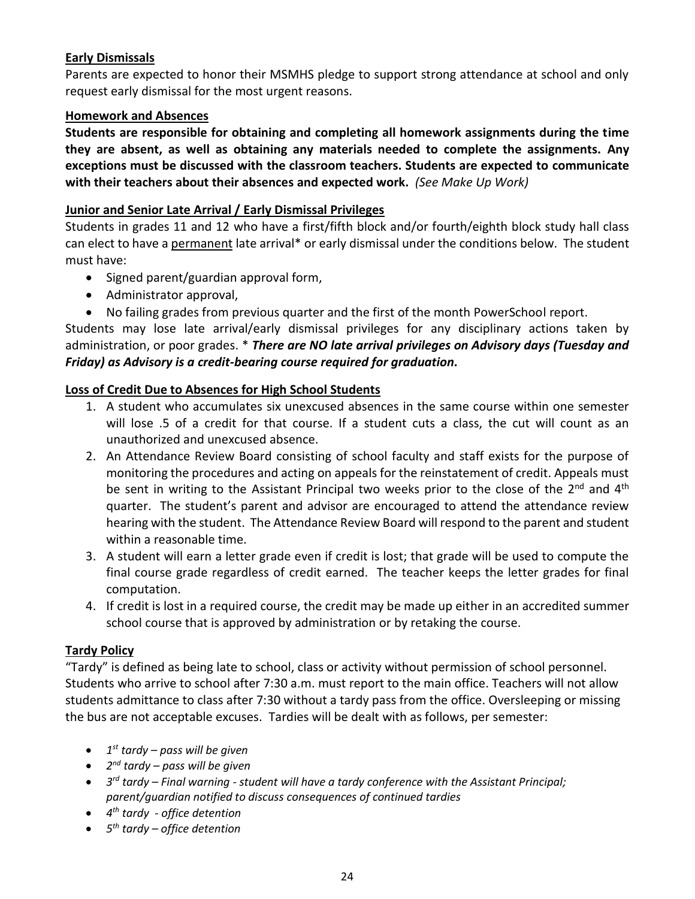**<u>Early Dismissals</u>**

Parents are expected to honor their MSMHS pledge to support strong attendance at school and only request early dismissal for the most urgent reasons.

**<u>Homework and Absences</u>**

**Students are responsible for obtaining and completing all homework assignments during the time they are absent, as well as obtaining any materials needed to complete the assignments. Any exceptions must be discussed with the classroom teachers. Students are expected to communicate with their teachers about their absences and expected work.** *(See Make Up Work)*

**<u>Junior and Senior Late Arrival / Early Dismissal Privileges</u>**

Students in grades 11 and 12 who have a first/fifth block and/or fourth/eighth block study hall class can elect to have a <u>permanent</u> late arrival* or early dismissal under the conditions below. The student must have:

- Signed parent/guardian approval form,
- Administrator approval,
- No failing grades from previous quarter and the first of the month PowerSchool report.

Students may lose late arrival/early dismissal privileges for any disciplinary actions taken by administration, or poor grades. * ***There are NO late arrival privileges on Advisory days (Tuesday and Friday) as Advisory is a credit-bearing course required for graduation.***

**<u>Loss of Credit Due to Absences for High School Students</u>**

1. A student who accumulates six unexcused absences in the same course within one semester will lose .5 of a credit for that course. If a student cuts a class, the cut will count as an unauthorized and unexcused absence.
2. An Attendance Review Board consisting of school faculty and staff exists for the purpose of monitoring the procedures and acting on appeals for the reinstatement of credit. Appeals must be sent in writing to the Assistant Principal two weeks prior to the close of the 2nd and 4th quarter. The student's parent and advisor are encouraged to attend the attendance review hearing with the student. The Attendance Review Board will respond to the parent and student within a reasonable time.
3. A student will earn a letter grade even if credit is lost; that grade will be used to compute the final course grade regardless of credit earned. The teacher keeps the letter grades for final computation.
4. If credit is lost in a required course, the credit may be made up either in an accredited summer school course that is approved by administration or by retaking the course.

**<u>Tardy Policy</u>**

"Tardy" is defined as being late to school, class or activity without permission of school personnel. Students who arrive to school after 7:30 a.m. must report to the main office. Teachers will not allow students admittance to class after 7:30 without a tardy pass from the office. Oversleeping or missing the bus are not acceptable excuses. Tardies will be dealt with as follows, per semester:

- *1st tardy – pass will be given*
- *2nd tardy – pass will be given*
- *3rd tardy – Final warning - student will have a tardy conference with the Assistant Principal; parent/guardian notified to discuss consequences of continued tardies*
- *4th tardy - office detention*
- *5th tardy – office detention*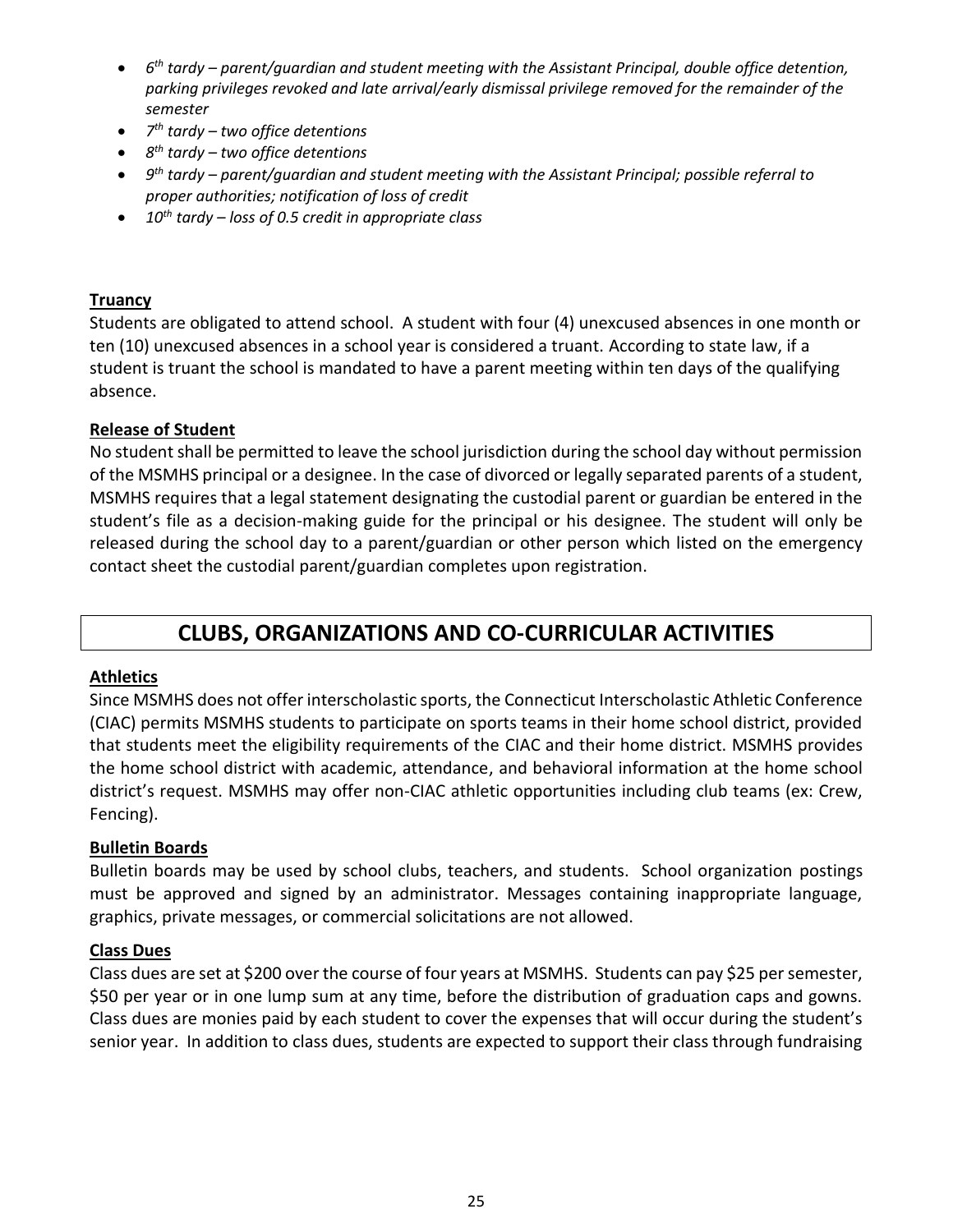- *6th tardy – parent/guardian and student meeting with the Assistant Principal, double office detention, parking privileges revoked and late arrival/early dismissal privilege removed for the remainder of the semester*
- *7th tardy – two office detentions*
- *8th tardy – two office detentions*
- *9th tardy – parent/guardian and student meeting with the Assistant Principal; possible referral to proper authorities; notification of loss of credit*
- *10th tardy – loss of 0.5 credit in appropriate class*

**Truancy**

Students are obligated to attend school. A student with four (4) unexcused absences in one month or ten (10) unexcused absences in a school year is considered a truant. According to state law, if a student is truant the school is mandated to have a parent meeting within ten days of the qualifying absence.

**Release of Student**

No student shall be permitted to leave the school jurisdiction during the school day without permission of the MSMHS principal or a designee. In the case of divorced or legally separated parents of a student, MSMHS requires that a legal statement designating the custodial parent or guardian be entered in the student's file as a decision-making guide for the principal or his designee. The student will only be released during the school day to a parent/guardian or other person which listed on the emergency contact sheet the custodial parent/guardian completes upon registration.

## CLUBS, ORGANIZATIONS AND CO-CURRICULAR ACTIVITIES

**Athletics**

Since MSMHS does not offer interscholastic sports, the Connecticut Interscholastic Athletic Conference (CIAC) permits MSMHS students to participate on sports teams in their home school district, provided that students meet the eligibility requirements of the CIAC and their home district. MSMHS provides the home school district with academic, attendance, and behavioral information at the home school district's request. MSMHS may offer non-CIAC athletic opportunities including club teams (ex: Crew, Fencing).

**Bulletin Boards**

Bulletin boards may be used by school clubs, teachers, and students. School organization postings must be approved and signed by an administrator. Messages containing inappropriate language, graphics, private messages, or commercial solicitations are not allowed.

**Class Dues**

Class dues are set at $200 over the course of four years at MSMHS. Students can pay $25 per semester, $50 per year or in one lump sum at any time, before the distribution of graduation caps and gowns. Class dues are monies paid by each student to cover the expenses that will occur during the student's senior year. In addition to class dues, students are expected to support their class through fundraising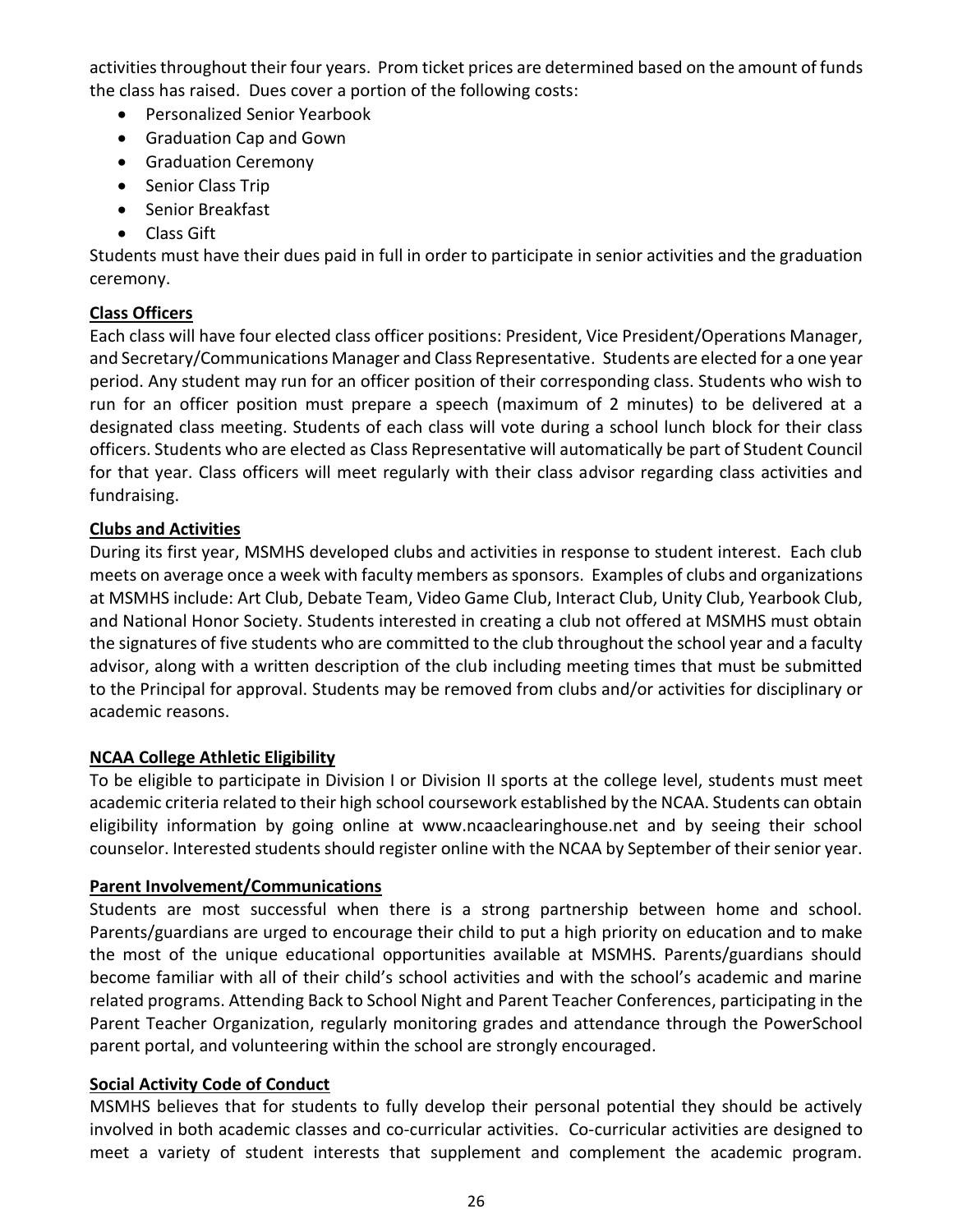activities throughout their four years. Prom ticket prices are determined based on the amount of funds the class has raised. Dues cover a portion of the following costs:

- Personalized Senior Yearbook
- Graduation Cap and Gown
- Graduation Ceremony
- Senior Class Trip
- Senior Breakfast
- Class Gift

Students must have their dues paid in full in order to participate in senior activities and the graduation ceremony.

**Class Officers**

Each class will have four elected class officer positions: President, Vice President/Operations Manager, and Secretary/Communications Manager and Class Representative. Students are elected for a one year period. Any student may run for an officer position of their corresponding class. Students who wish to run for an officer position must prepare a speech (maximum of 2 minutes) to be delivered at a designated class meeting. Students of each class will vote during a school lunch block for their class officers. Students who are elected as Class Representative will automatically be part of Student Council for that year. Class officers will meet regularly with their class advisor regarding class activities and fundraising.

**Clubs and Activities**

During its first year, MSMHS developed clubs and activities in response to student interest. Each club meets on average once a week with faculty members as sponsors. Examples of clubs and organizations at MSMHS include: Art Club, Debate Team, Video Game Club, Interact Club, Unity Club, Yearbook Club, and National Honor Society. Students interested in creating a club not offered at MSMHS must obtain the signatures of five students who are committed to the club throughout the school year and a faculty advisor, along with a written description of the club including meeting times that must be submitted to the Principal for approval. Students may be removed from clubs and/or activities for disciplinary or academic reasons.

**NCAA College Athletic Eligibility**

To be eligible to participate in Division I or Division II sports at the college level, students must meet academic criteria related to their high school coursework established by the NCAA. Students can obtain eligibility information by going online at www.ncaaclearinghouse.net and by seeing their school counselor. Interested students should register online with the NCAA by September of their senior year.

**Parent Involvement/Communications**

Students are most successful when there is a strong partnership between home and school. Parents/guardians are urged to encourage their child to put a high priority on education and to make the most of the unique educational opportunities available at MSMHS. Parents/guardians should become familiar with all of their child's school activities and with the school's academic and marine related programs. Attending Back to School Night and Parent Teacher Conferences, participating in the Parent Teacher Organization, regularly monitoring grades and attendance through the PowerSchool parent portal, and volunteering within the school are strongly encouraged.

**Social Activity Code of Conduct**

MSMHS believes that for students to fully develop their personal potential they should be actively involved in both academic classes and co-curricular activities. Co-curricular activities are designed to meet a variety of student interests that supplement and complement the academic program.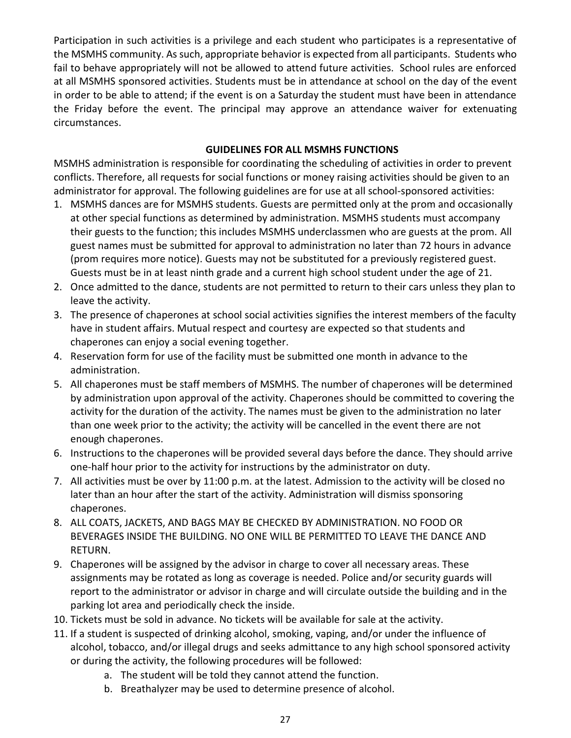Participation in such activities is a privilege and each student who participates is a representative of the MSMHS community. As such, appropriate behavior is expected from all participants. Students who fail to behave appropriately will not be allowed to attend future activities. School rules are enforced at all MSMHS sponsored activities. Students must be in attendance at school on the day of the event in order to be able to attend; if the event is on a Saturday the student must have been in attendance the Friday before the event. The principal may approve an attendance waiver for extenuating circumstances.

## GUIDELINES FOR ALL MSMHS FUNCTIONS

MSMHS administration is responsible for coordinating the scheduling of activities in order to prevent conflicts. Therefore, all requests for social functions or money raising activities should be given to an administrator for approval. The following guidelines are for use at all school-sponsored activities:

1. MSMHS dances are for MSMHS students. Guests are permitted only at the prom and occasionally at other special functions as determined by administration. MSMHS students must accompany their guests to the function; this includes MSMHS underclassmen who are guests at the prom. All guest names must be submitted for approval to administration no later than 72 hours in advance (prom requires more notice). Guests may not be substituted for a previously registered guest. Guests must be in at least ninth grade and a current high school student under the age of 21.
2. Once admitted to the dance, students are not permitted to return to their cars unless they plan to leave the activity.
3. The presence of chaperones at school social activities signifies the interest members of the faculty have in student affairs. Mutual respect and courtesy are expected so that students and chaperones can enjoy a social evening together.
4. Reservation form for use of the facility must be submitted one month in advance to the administration.
5. All chaperones must be staff members of MSMHS. The number of chaperones will be determined by administration upon approval of the activity. Chaperones should be committed to covering the activity for the duration of the activity. The names must be given to the administration no later than one week prior to the activity; the activity will be cancelled in the event there are not enough chaperones.
6. Instructions to the chaperones will be provided several days before the dance. They should arrive one-half hour prior to the activity for instructions by the administrator on duty.
7. All activities must be over by 11:00 p.m. at the latest. Admission to the activity will be closed no later than an hour after the start of the activity. Administration will dismiss sponsoring chaperones.
8. ALL COATS, JACKETS, AND BAGS MAY BE CHECKED BY ADMINISTRATION. NO FOOD OR BEVERAGES INSIDE THE BUILDING. NO ONE WILL BE PERMITTED TO LEAVE THE DANCE AND RETURN.
9. Chaperones will be assigned by the advisor in charge to cover all necessary areas. These assignments may be rotated as long as coverage is needed. Police and/or security guards will report to the administrator or advisor in charge and will circulate outside the building and in the parking lot area and periodically check the inside.
10. Tickets must be sold in advance. No tickets will be available for sale at the activity.
11. If a student is suspected of drinking alcohol, smoking, vaping, and/or under the influence of alcohol, tobacco, and/or illegal drugs and seeks admittance to any high school sponsored activity or during the activity, the following procedures will be followed:
    a. The student will be told they cannot attend the function.
    b. Breathalyzer may be used to determine presence of alcohol.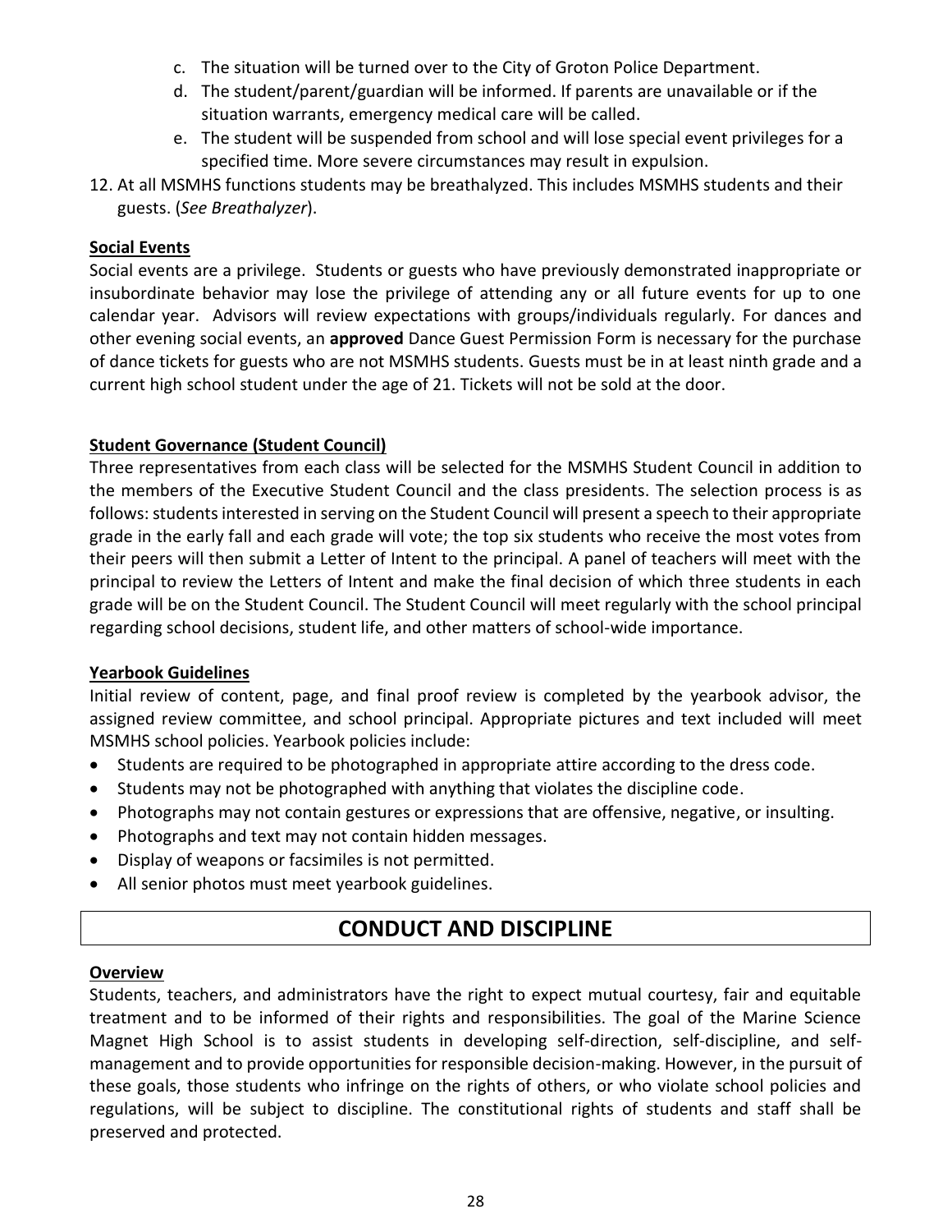c. The situation will be turned over to the City of Groton Police Department.
   d. The student/parent/guardian will be informed. If parents are unavailable or if the situation warrants, emergency medical care will be called.
   e. The student will be suspended from school and will lose special event privileges for a specified time. More severe circumstances may result in expulsion.

12. At all MSMHS functions students may be breathalyzed. This includes MSMHS students and their guests. (*See Breathalyzer*).

**Social Events**

Social events are a privilege. Students or guests who have previously demonstrated inappropriate or insubordinate behavior may lose the privilege of attending any or all future events for up to one calendar year. Advisors will review expectations with groups/individuals regularly. For dances and other evening social events, an **approved** Dance Guest Permission Form is necessary for the purchase of dance tickets for guests who are not MSMHS students. Guests must be in at least ninth grade and a current high school student under the age of 21. Tickets will not be sold at the door.

**Student Governance (Student Council)**

Three representatives from each class will be selected for the MSMHS Student Council in addition to the members of the Executive Student Council and the class presidents. The selection process is as follows: students interested in serving on the Student Council will present a speech to their appropriate grade in the early fall and each grade will vote; the top six students who receive the most votes from their peers will then submit a Letter of Intent to the principal. A panel of teachers will meet with the principal to review the Letters of Intent and make the final decision of which three students in each grade will be on the Student Council. The Student Council will meet regularly with the school principal regarding school decisions, student life, and other matters of school-wide importance.

**Yearbook Guidelines**

Initial review of content, page, and final proof review is completed by the yearbook advisor, the assigned review committee, and school principal. Appropriate pictures and text included will meet MSMHS school policies. Yearbook policies include:

- Students are required to be photographed in appropriate attire according to the dress code.
- Students may not be photographed with anything that violates the discipline code.
- Photographs may not contain gestures or expressions that are offensive, negative, or insulting.
- Photographs and text may not contain hidden messages.
- Display of weapons or facsimiles is not permitted.
- All senior photos must meet yearbook guidelines.

## CONDUCT AND DISCIPLINE

**Overview**

Students, teachers, and administrators have the right to expect mutual courtesy, fair and equitable treatment and to be informed of their rights and responsibilities. The goal of the Marine Science Magnet High School is to assist students in developing self-direction, self-discipline, and self-management and to provide opportunities for responsible decision-making. However, in the pursuit of these goals, those students who infringe on the rights of others, or who violate school policies and regulations, will be subject to discipline. The constitutional rights of students and staff shall be preserved and protected.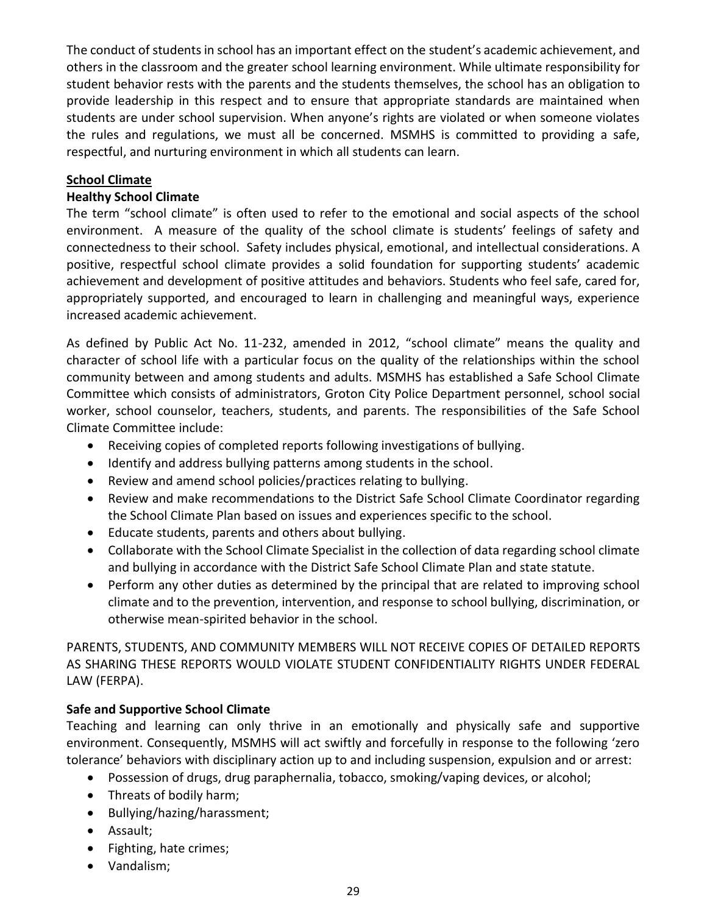The conduct of students in school has an important effect on the student's academic achievement, and others in the classroom and the greater school learning environment. While ultimate responsibility for student behavior rests with the parents and the students themselves, the school has an obligation to provide leadership in this respect and to ensure that appropriate standards are maintained when students are under school supervision. When anyone's rights are violated or when someone violates the rules and regulations, we must all be concerned. MSMHS is committed to providing a safe, respectful, and nurturing environment in which all students can learn.

## School Climate

### Healthy School Climate

The term "school climate" is often used to refer to the emotional and social aspects of the school environment. A measure of the quality of the school climate is students' feelings of safety and connectedness to their school. Safety includes physical, emotional, and intellectual considerations. A positive, respectful school climate provides a solid foundation for supporting students' academic achievement and development of positive attitudes and behaviors. Students who feel safe, cared for, appropriately supported, and encouraged to learn in challenging and meaningful ways, experience increased academic achievement.

As defined by Public Act No. 11-232, amended in 2012, "school climate" means the quality and character of school life with a particular focus on the quality of the relationships within the school community between and among students and adults. MSMHS has established a Safe School Climate Committee which consists of administrators, Groton City Police Department personnel, school social worker, school counselor, teachers, students, and parents. The responsibilities of the Safe School Climate Committee include:

- Receiving copies of completed reports following investigations of bullying.
- Identify and address bullying patterns among students in the school.
- Review and amend school policies/practices relating to bullying.
- Review and make recommendations to the District Safe School Climate Coordinator regarding the School Climate Plan based on issues and experiences specific to the school.
- Educate students, parents and others about bullying.
- Collaborate with the School Climate Specialist in the collection of data regarding school climate and bullying in accordance with the District Safe School Climate Plan and state statute.
- Perform any other duties as determined by the principal that are related to improving school climate and to the prevention, intervention, and response to school bullying, discrimination, or otherwise mean-spirited behavior in the school.

PARENTS, STUDENTS, AND COMMUNITY MEMBERS WILL NOT RECEIVE COPIES OF DETAILED REPORTS AS SHARING THESE REPORTS WOULD VIOLATE STUDENT CONFIDENTIALITY RIGHTS UNDER FEDERAL LAW (FERPA).

### Safe and Supportive School Climate

Teaching and learning can only thrive in an emotionally and physically safe and supportive environment. Consequently, MSMHS will act swiftly and forcefully in response to the following 'zero tolerance' behaviors with disciplinary action up to and including suspension, expulsion and or arrest:

- Possession of drugs, drug paraphernalia, tobacco, smoking/vaping devices, or alcohol;
- Threats of bodily harm;
- Bullying/hazing/harassment;
- Assault;
- Fighting, hate crimes;
- Vandalism;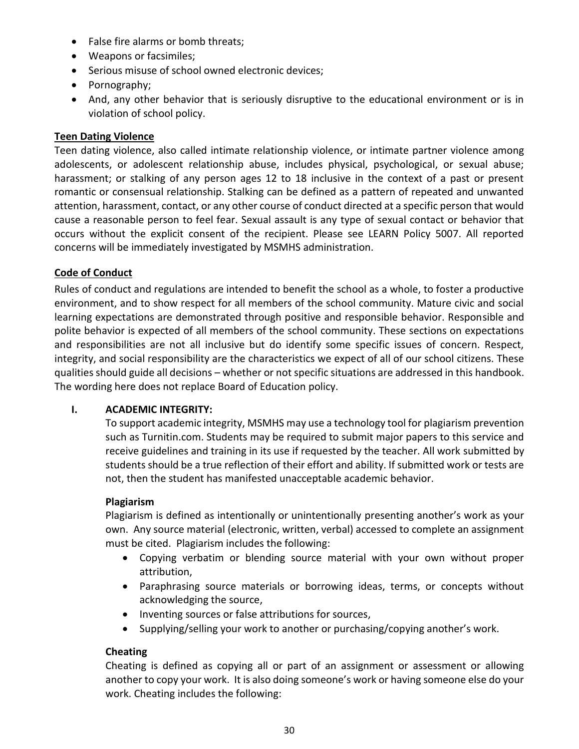- False fire alarms or bomb threats;
- Weapons or facsimiles;
- Serious misuse of school owned electronic devices;
- Pornography;
- And, any other behavior that is seriously disruptive to the educational environment or is in violation of school policy.

**Teen Dating Violence**

Teen dating violence, also called intimate relationship violence, or intimate partner violence among adolescents, or adolescent relationship abuse, includes physical, psychological, or sexual abuse; harassment; or stalking of any person ages 12 to 18 inclusive in the context of a past or present romantic or consensual relationship. Stalking can be defined as a pattern of repeated and unwanted attention, harassment, contact, or any other course of conduct directed at a specific person that would cause a reasonable person to feel fear. Sexual assault is any type of sexual contact or behavior that occurs without the explicit consent of the recipient. Please see LEARN Policy 5007. All reported concerns will be immediately investigated by MSMHS administration.

**Code of Conduct**

Rules of conduct and regulations are intended to benefit the school as a whole, to foster a productive environment, and to show respect for all members of the school community. Mature civic and social learning expectations are demonstrated through positive and responsible behavior. Responsible and polite behavior is expected of all members of the school community. These sections on expectations and responsibilities are not all inclusive but do identify some specific issues of concern. Respect, integrity, and social responsibility are the characteristics we expect of all of our school citizens. These qualities should guide all decisions – whether or not specific situations are addressed in this handbook. The wording here does not replace Board of Education policy.

**I. ACADEMIC INTEGRITY:**

To support academic integrity, MSMHS may use a technology tool for plagiarism prevention such as Turnitin.com. Students may be required to submit major papers to this service and receive guidelines and training in its use if requested by the teacher. All work submitted by students should be a true reflection of their effort and ability. If submitted work or tests are not, then the student has manifested unacceptable academic behavior.

**Plagiarism**

Plagiarism is defined as intentionally or unintentionally presenting another's work as your own. Any source material (electronic, written, verbal) accessed to complete an assignment must be cited. Plagiarism includes the following:

- Copying verbatim or blending source material with your own without proper attribution,
- Paraphrasing source materials or borrowing ideas, terms, or concepts without acknowledging the source,
- Inventing sources or false attributions for sources,
- Supplying/selling your work to another or purchasing/copying another's work.

**Cheating**

Cheating is defined as copying all or part of an assignment or assessment or allowing another to copy your work. It is also doing someone's work or having someone else do your work. Cheating includes the following: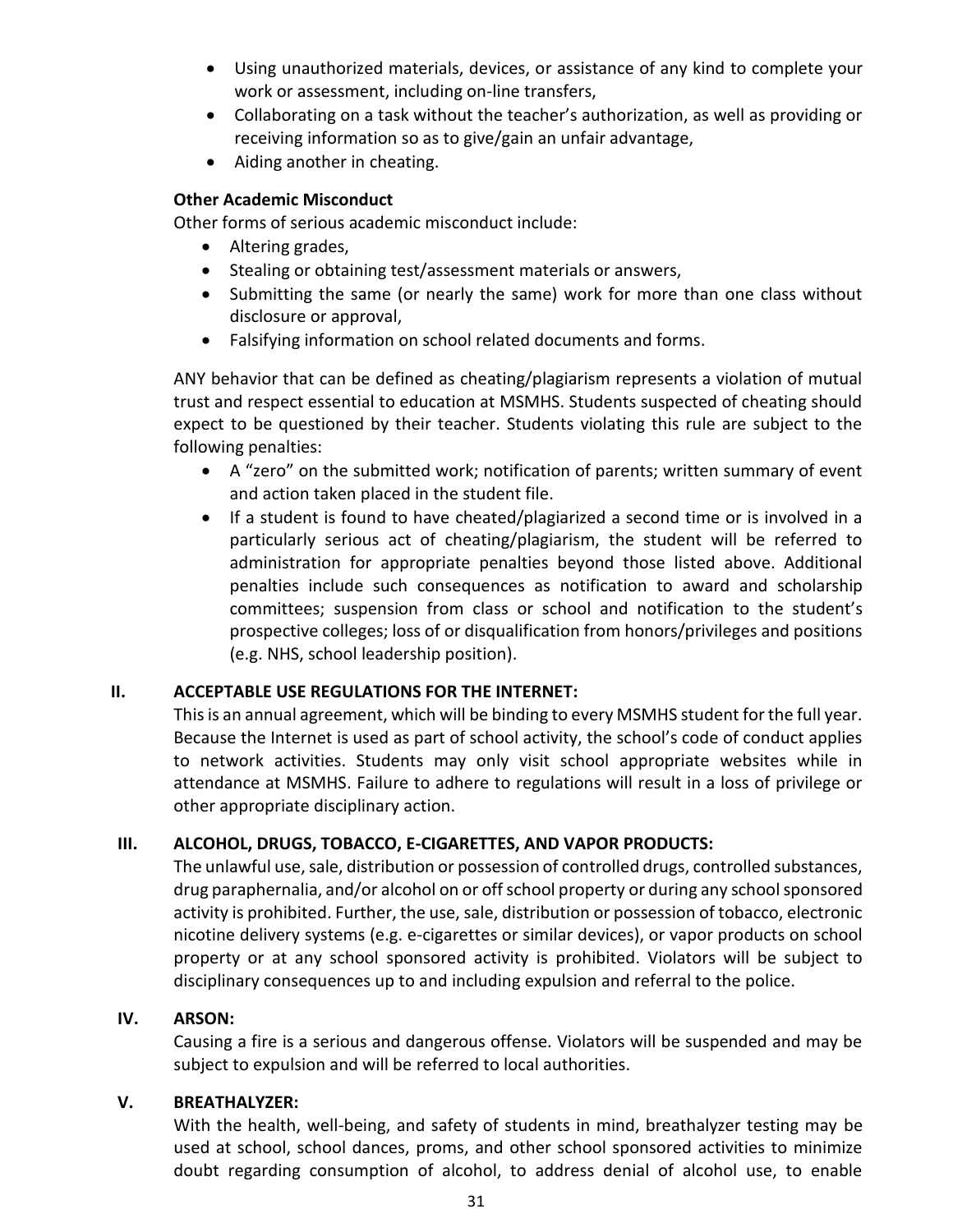- Using unauthorized materials, devices, or assistance of any kind to complete your work or assessment, including on-line transfers,
- Collaborating on a task without the teacher's authorization, as well as providing or receiving information so as to give/gain an unfair advantage,
- Aiding another in cheating.

**Other Academic Misconduct**

Other forms of serious academic misconduct include:

- Altering grades,
- Stealing or obtaining test/assessment materials or answers,
- Submitting the same (or nearly the same) work for more than one class without disclosure or approval,
- Falsifying information on school related documents and forms.

ANY behavior that can be defined as cheating/plagiarism represents a violation of mutual trust and respect essential to education at MSMHS. Students suspected of cheating should expect to be questioned by their teacher. Students violating this rule are subject to the following penalties:

- A "zero" on the submitted work; notification of parents; written summary of event and action taken placed in the student file.
- If a student is found to have cheated/plagiarized a second time or is involved in a particularly serious act of cheating/plagiarism, the student will be referred to administration for appropriate penalties beyond those listed above. Additional penalties include such consequences as notification to award and scholarship committees; suspension from class or school and notification to the student's prospective colleges; loss of or disqualification from honors/privileges and positions (e.g. NHS, school leadership position).

## II. ACCEPTABLE USE REGULATIONS FOR THE INTERNET:

This is an annual agreement, which will be binding to every MSMHS student for the full year. Because the Internet is used as part of school activity, the school's code of conduct applies to network activities. Students may only visit school appropriate websites while in attendance at MSMHS. Failure to adhere to regulations will result in a loss of privilege or other appropriate disciplinary action.

## III. ALCOHOL, DRUGS, TOBACCO, E-CIGARETTES, AND VAPOR PRODUCTS:

The unlawful use, sale, distribution or possession of controlled drugs, controlled substances, drug paraphernalia, and/or alcohol on or off school property or during any school sponsored activity is prohibited. Further, the use, sale, distribution or possession of tobacco, electronic nicotine delivery systems (e.g. e-cigarettes or similar devices), or vapor products on school property or at any school sponsored activity is prohibited. Violators will be subject to disciplinary consequences up to and including expulsion and referral to the police.

## IV. ARSON:

Causing a fire is a serious and dangerous offense. Violators will be suspended and may be subject to expulsion and will be referred to local authorities.

## V. BREATHALYZER:

With the health, well-being, and safety of students in mind, breathalyzer testing may be used at school, school dances, proms, and other school sponsored activities to minimize doubt regarding consumption of alcohol, to address denial of alcohol use, to enable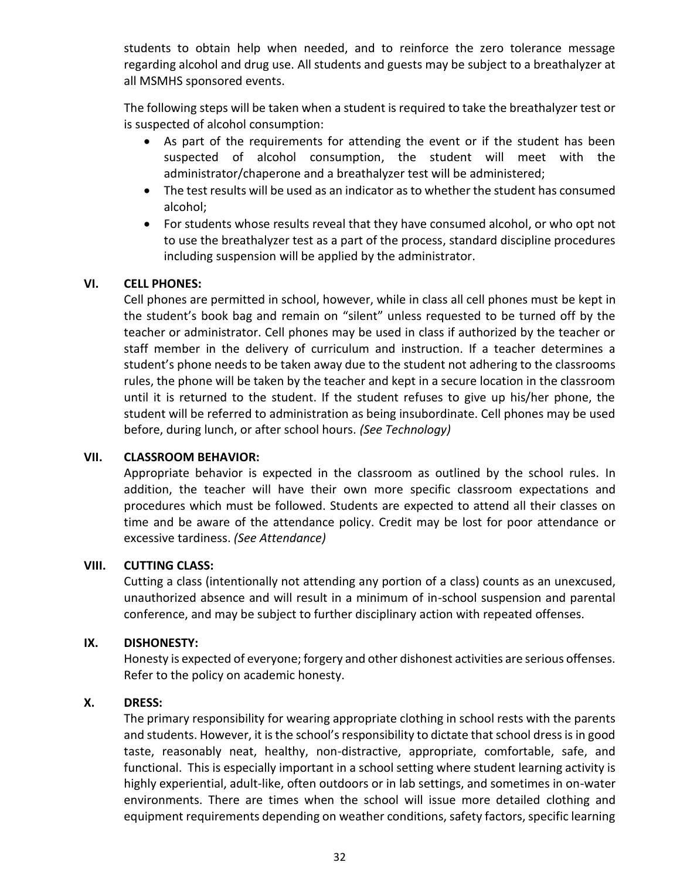students to obtain help when needed, and to reinforce the zero tolerance message regarding alcohol and drug use. All students and guests may be subject to a breathalyzer at all MSMHS sponsored events.

The following steps will be taken when a student is required to take the breathalyzer test or is suspected of alcohol consumption:

- As part of the requirements for attending the event or if the student has been suspected of alcohol consumption, the student will meet with the administrator/chaperone and a breathalyzer test will be administered;
- The test results will be used as an indicator as to whether the student has consumed alcohol;
- For students whose results reveal that they have consumed alcohol, or who opt not to use the breathalyzer test as a part of the process, standard discipline procedures including suspension will be applied by the administrator.

### VI. CELL PHONES:

Cell phones are permitted in school, however, while in class all cell phones must be kept in the student's book bag and remain on "silent" unless requested to be turned off by the teacher or administrator. Cell phones may be used in class if authorized by the teacher or staff member in the delivery of curriculum and instruction. If a teacher determines a student's phone needs to be taken away due to the student not adhering to the classrooms rules, the phone will be taken by the teacher and kept in a secure location in the classroom until it is returned to the student. If the student refuses to give up his/her phone, the student will be referred to administration as being insubordinate. Cell phones may be used before, during lunch, or after school hours. *(See Technology)*

### VII. CLASSROOM BEHAVIOR:

Appropriate behavior is expected in the classroom as outlined by the school rules. In addition, the teacher will have their own more specific classroom expectations and procedures which must be followed. Students are expected to attend all their classes on time and be aware of the attendance policy. Credit may be lost for poor attendance or excessive tardiness. *(See Attendance)*

### VIII. CUTTING CLASS:

Cutting a class (intentionally not attending any portion of a class) counts as an unexcused, unauthorized absence and will result in a minimum of in-school suspension and parental conference, and may be subject to further disciplinary action with repeated offenses.

### IX. DISHONESTY:

Honesty is expected of everyone; forgery and other dishonest activities are serious offenses. Refer to the policy on academic honesty.

### X. DRESS:

The primary responsibility for wearing appropriate clothing in school rests with the parents and students. However, it is the school's responsibility to dictate that school dress is in good taste, reasonably neat, healthy, non-distractive, appropriate, comfortable, safe, and functional. This is especially important in a school setting where student learning activity is highly experiential, adult-like, often outdoors or in lab settings, and sometimes in on-water environments. There are times when the school will issue more detailed clothing and equipment requirements depending on weather conditions, safety factors, specific learning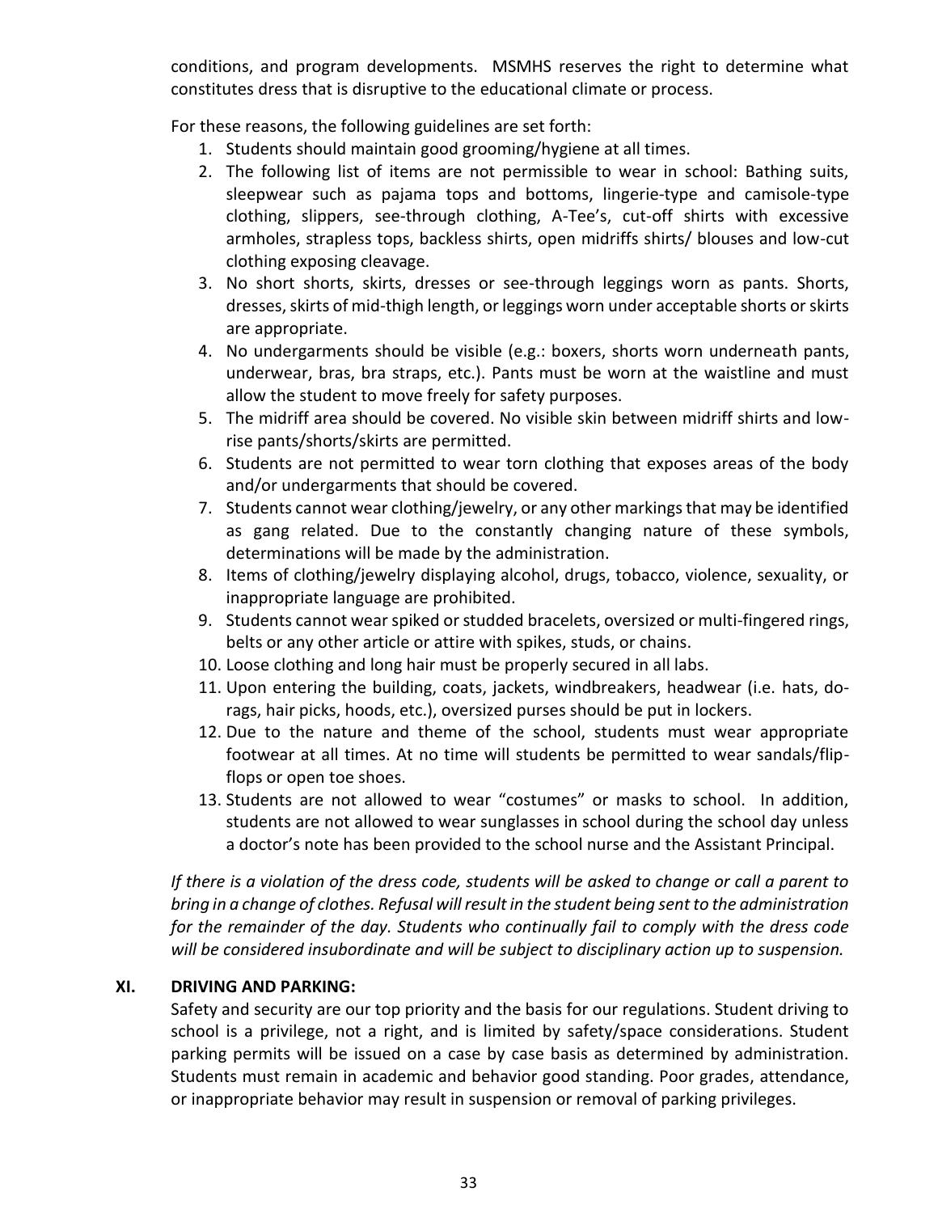conditions, and program developments. MSMHS reserves the right to determine what constitutes dress that is disruptive to the educational climate or process.

For these reasons, the following guidelines are set forth:

1. Students should maintain good grooming/hygiene at all times.
2. The following list of items are not permissible to wear in school: Bathing suits, sleepwear such as pajama tops and bottoms, lingerie-type and camisole-type clothing, slippers, see-through clothing, A-Tee's, cut-off shirts with excessive armholes, strapless tops, backless shirts, open midriffs shirts/ blouses and low-cut clothing exposing cleavage.
3. No short shorts, skirts, dresses or see-through leggings worn as pants. Shorts, dresses, skirts of mid-thigh length, or leggings worn under acceptable shorts or skirts are appropriate.
4. No undergarments should be visible (e.g.: boxers, shorts worn underneath pants, underwear, bras, bra straps, etc.). Pants must be worn at the waistline and must allow the student to move freely for safety purposes.
5. The midriff area should be covered. No visible skin between midriff shirts and low-rise pants/shorts/skirts are permitted.
6. Students are not permitted to wear torn clothing that exposes areas of the body and/or undergarments that should be covered.
7. Students cannot wear clothing/jewelry, or any other markings that may be identified as gang related. Due to the constantly changing nature of these symbols, determinations will be made by the administration.
8. Items of clothing/jewelry displaying alcohol, drugs, tobacco, violence, sexuality, or inappropriate language are prohibited.
9. Students cannot wear spiked or studded bracelets, oversized or multi-fingered rings, belts or any other article or attire with spikes, studs, or chains.
10. Loose clothing and long hair must be properly secured in all labs.
11. Upon entering the building, coats, jackets, windbreakers, headwear (i.e. hats, do-rags, hair picks, hoods, etc.), oversized purses should be put in lockers.
12. Due to the nature and theme of the school, students must wear appropriate footwear at all times. At no time will students be permitted to wear sandals/flip-flops or open toe shoes.
13. Students are not allowed to wear "costumes" or masks to school. In addition, students are not allowed to wear sunglasses in school during the school day unless a doctor's note has been provided to the school nurse and the Assistant Principal.

*If there is a violation of the dress code, students will be asked to change or call a parent to bring in a change of clothes. Refusal will result in the student being sent to the administration for the remainder of the day. Students who continually fail to comply with the dress code will be considered insubordinate and will be subject to disciplinary action up to suspension.*

## XI. DRIVING AND PARKING:

Safety and security are our top priority and the basis for our regulations. Student driving to school is a privilege, not a right, and is limited by safety/space considerations. Student parking permits will be issued on a case by case basis as determined by administration. Students must remain in academic and behavior good standing. Poor grades, attendance, or inappropriate behavior may result in suspension or removal of parking privileges.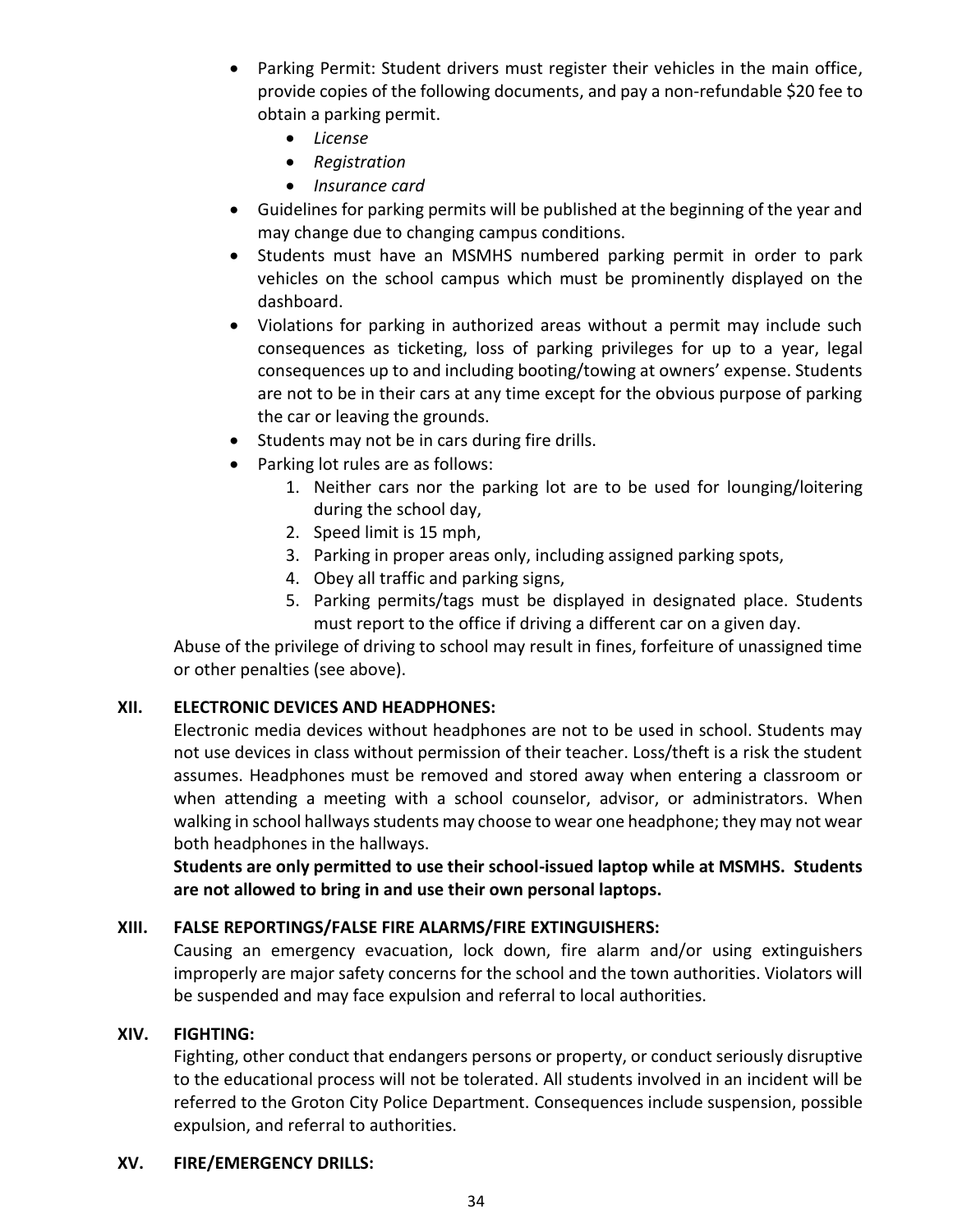- Parking Permit: Student drivers must register their vehicles in the main office, provide copies of the following documents, and pay a non-refundable $20 fee to obtain a parking permit.
  - *License*
  - *Registration*
  - *Insurance card*
- Guidelines for parking permits will be published at the beginning of the year and may change due to changing campus conditions.
- Students must have an MSMHS numbered parking permit in order to park vehicles on the school campus which must be prominently displayed on the dashboard.
- Violations for parking in authorized areas without a permit may include such consequences as ticketing, loss of parking privileges for up to a year, legal consequences up to and including booting/towing at owners' expense. Students are not to be in their cars at any time except for the obvious purpose of parking the car or leaving the grounds.
- Students may not be in cars during fire drills.
- Parking lot rules are as follows:
  1. Neither cars nor the parking lot are to be used for lounging/loitering during the school day,
  2. Speed limit is 15 mph,
  3. Parking in proper areas only, including assigned parking spots,
  4. Obey all traffic and parking signs,
  5. Parking permits/tags must be displayed in designated place. Students must report to the office if driving a different car on a given day.

Abuse of the privilege of driving to school may result in fines, forfeiture of unassigned time or other penalties (see above).

## XII. ELECTRONIC DEVICES AND HEADPHONES:

Electronic media devices without headphones are not to be used in school. Students may not use devices in class without permission of their teacher. Loss/theft is a risk the student assumes. Headphones must be removed and stored away when entering a classroom or when attending a meeting with a school counselor, advisor, or administrators. When walking in school hallways students may choose to wear one headphone; they may not wear both headphones in the hallways.

**Students are only permitted to use their school-issued laptop while at MSMHS. Students are not allowed to bring in and use their own personal laptops.**

## XIII. FALSE REPORTINGS/FALSE FIRE ALARMS/FIRE EXTINGUISHERS:

Causing an emergency evacuation, lock down, fire alarm and/or using extinguishers improperly are major safety concerns for the school and the town authorities. Violators will be suspended and may face expulsion and referral to local authorities.

## XIV. FIGHTING:

Fighting, other conduct that endangers persons or property, or conduct seriously disruptive to the educational process will not be tolerated. All students involved in an incident will be referred to the Groton City Police Department. Consequences include suspension, possible expulsion, and referral to authorities.

## XV. FIRE/EMERGENCY DRILLS: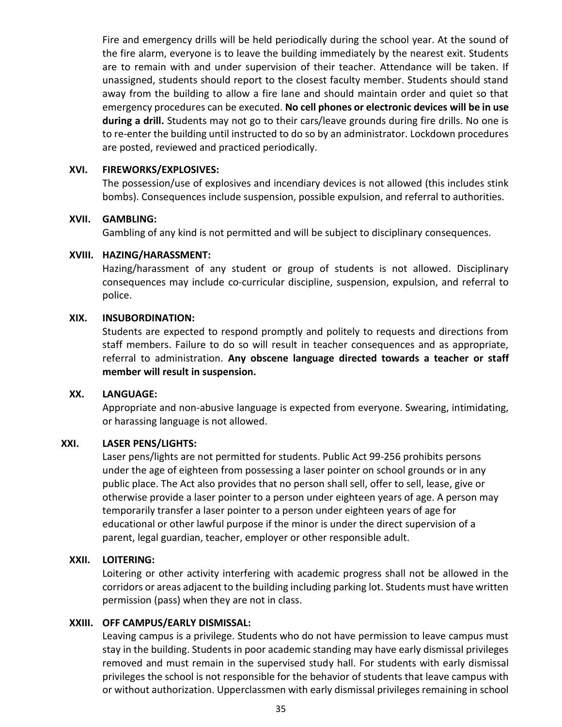Fire and emergency drills will be held periodically during the school year. At the sound of the fire alarm, everyone is to leave the building immediately by the nearest exit. Students are to remain with and under supervision of their teacher. Attendance will be taken. If unassigned, students should report to the closest faculty member. Students should stand away from the building to allow a fire lane and should maintain order and quiet so that emergency procedures can be executed. **No cell phones or electronic devices will be in use during a drill.** Students may not go to their cars/leave grounds during fire drills. No one is to re-enter the building until instructed to do so by an administrator. Lockdown procedures are posted, reviewed and practiced periodically.

**XVI. FIREWORKS/EXPLOSIVES:**

The possession/use of explosives and incendiary devices is not allowed (this includes stink bombs). Consequences include suspension, possible expulsion, and referral to authorities.

**XVII. GAMBLING:**

Gambling of any kind is not permitted and will be subject to disciplinary consequences.

**XVIII. HAZING/HARASSMENT:**

Hazing/harassment of any student or group of students is not allowed. Disciplinary consequences may include co-curricular discipline, suspension, expulsion, and referral to police.

**XIX. INSUBORDINATION:**

Students are expected to respond promptly and politely to requests and directions from staff members. Failure to do so will result in teacher consequences and as appropriate, referral to administration. **Any obscene language directed towards a teacher or staff member will result in suspension.**

**XX. LANGUAGE:**

Appropriate and non-abusive language is expected from everyone. Swearing, intimidating, or harassing language is not allowed.

**XXI. LASER PENS/LIGHTS:**

Laser pens/lights are not permitted for students. Public Act 99-256 prohibits persons under the age of eighteen from possessing a laser pointer on school grounds or in any public place. The Act also provides that no person shall sell, offer to sell, lease, give or otherwise provide a laser pointer to a person under eighteen years of age. A person may temporarily transfer a laser pointer to a person under eighteen years of age for educational or other lawful purpose if the minor is under the direct supervision of a parent, legal guardian, teacher, employer or other responsible adult.

**XXII. LOITERING:**

Loitering or other activity interfering with academic progress shall not be allowed in the corridors or areas adjacent to the building including parking lot. Students must have written permission (pass) when they are not in class.

**XXIII. OFF CAMPUS/EARLY DISMISSAL:**

Leaving campus is a privilege. Students who do not have permission to leave campus must stay in the building. Students in poor academic standing may have early dismissal privileges removed and must remain in the supervised study hall. For students with early dismissal privileges the school is not responsible for the behavior of students that leave campus with or without authorization. Upperclassmen with early dismissal privileges remaining in school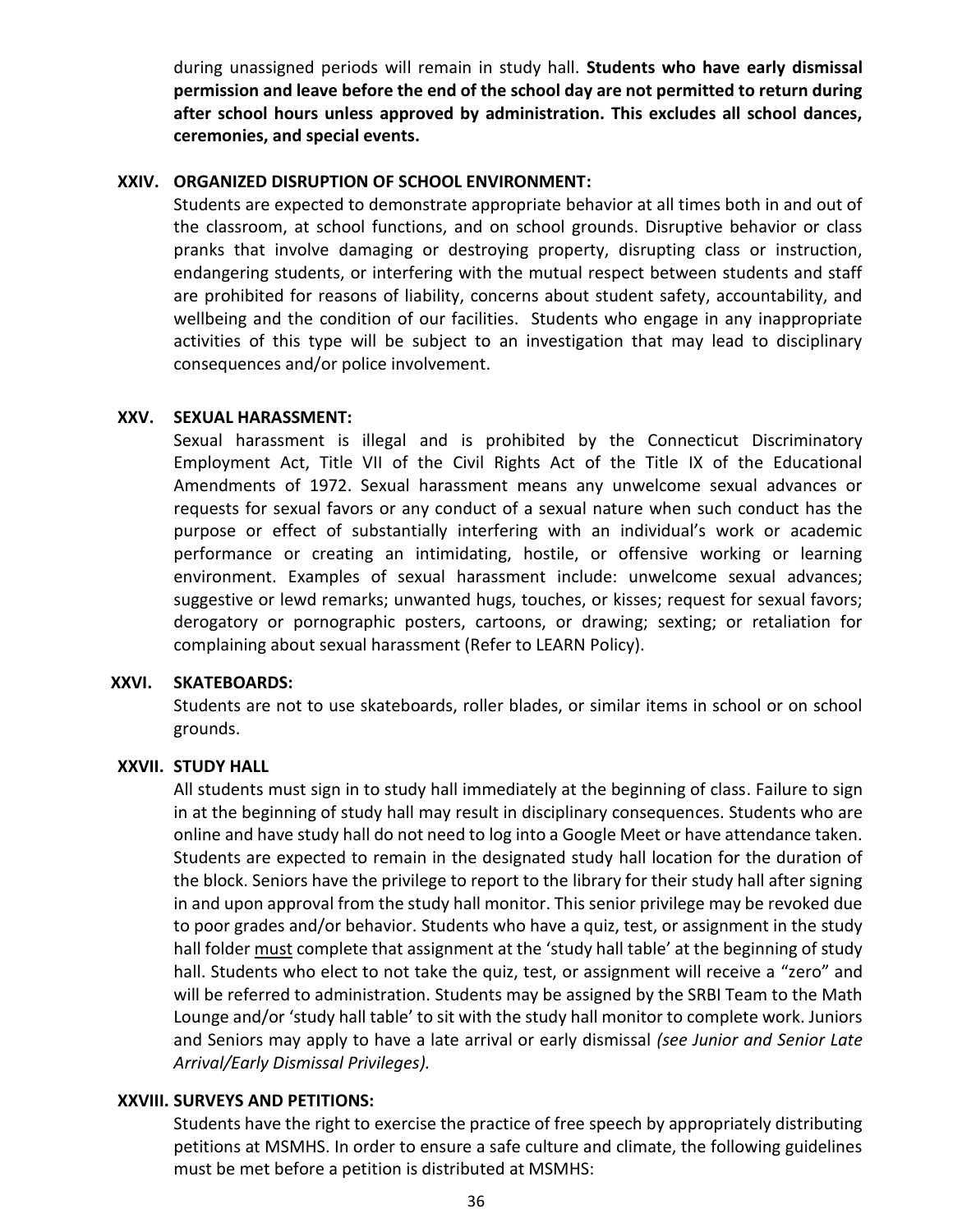during unassigned periods will remain in study hall. **Students who have early dismissal permission and leave before the end of the school day are not permitted to return during after school hours unless approved by administration. This excludes all school dances, ceremonies, and special events.**

### XXIV. ORGANIZED DISRUPTION OF SCHOOL ENVIRONMENT:

Students are expected to demonstrate appropriate behavior at all times both in and out of the classroom, at school functions, and on school grounds. Disruptive behavior or class pranks that involve damaging or destroying property, disrupting class or instruction, endangering students, or interfering with the mutual respect between students and staff are prohibited for reasons of liability, concerns about student safety, accountability, and wellbeing and the condition of our facilities. Students who engage in any inappropriate activities of this type will be subject to an investigation that may lead to disciplinary consequences and/or police involvement.

### XXV. SEXUAL HARASSMENT:

Sexual harassment is illegal and is prohibited by the Connecticut Discriminatory Employment Act, Title VII of the Civil Rights Act of the Title IX of the Educational Amendments of 1972. Sexual harassment means any unwelcome sexual advances or requests for sexual favors or any conduct of a sexual nature when such conduct has the purpose or effect of substantially interfering with an individual's work or academic performance or creating an intimidating, hostile, or offensive working or learning environment. Examples of sexual harassment include: unwelcome sexual advances; suggestive or lewd remarks; unwanted hugs, touches, or kisses; request for sexual favors; derogatory or pornographic posters, cartoons, or drawing; sexting; or retaliation for complaining about sexual harassment (Refer to LEARN Policy).

### XXVI. SKATEBOARDS:

Students are not to use skateboards, roller blades, or similar items in school or on school grounds.

### XXVII. STUDY HALL

All students must sign in to study hall immediately at the beginning of class. Failure to sign in at the beginning of study hall may result in disciplinary consequences. Students who are online and have study hall do not need to log into a Google Meet or have attendance taken. Students are expected to remain in the designated study hall location for the duration of the block. Seniors have the privilege to report to the library for their study hall after signing in and upon approval from the study hall monitor. This senior privilege may be revoked due to poor grades and/or behavior. Students who have a quiz, test, or assignment in the study hall folder <u>must</u> complete that assignment at the 'study hall table' at the beginning of study hall. Students who elect to not take the quiz, test, or assignment will receive a "zero" and will be referred to administration. Students may be assigned by the SRBI Team to the Math Lounge and/or 'study hall table' to sit with the study hall monitor to complete work. Juniors and Seniors may apply to have a late arrival or early dismissal *(see Junior and Senior Late Arrival/Early Dismissal Privileges).*

### XXVIII. SURVEYS AND PETITIONS:

Students have the right to exercise the practice of free speech by appropriately distributing petitions at MSMHS. In order to ensure a safe culture and climate, the following guidelines must be met before a petition is distributed at MSMHS: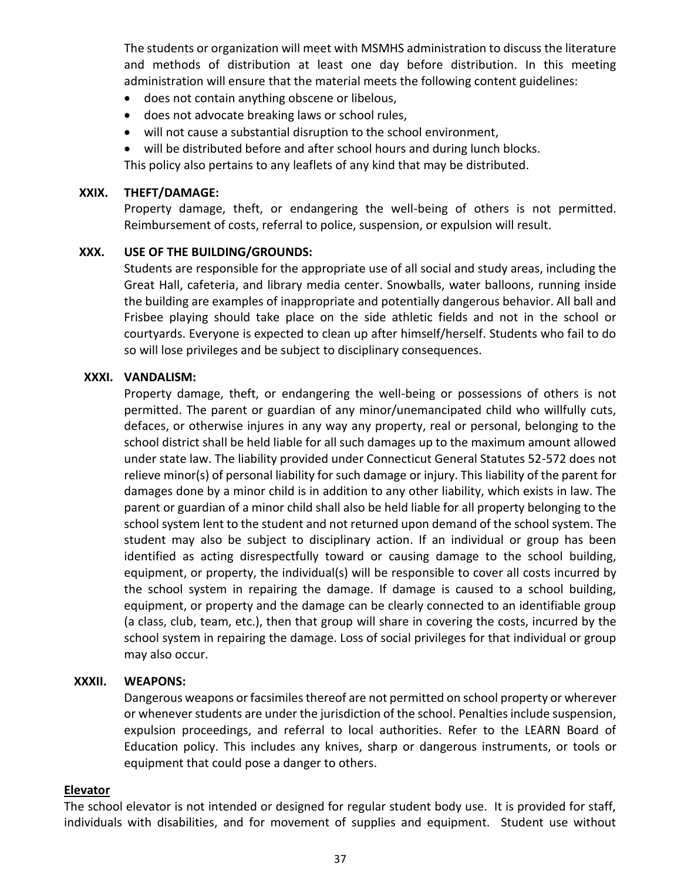The students or organization will meet with MSMHS administration to discuss the literature and methods of distribution at least one day before distribution. In this meeting administration will ensure that the material meets the following content guidelines:

- does not contain anything obscene or libelous,
- does not advocate breaking laws or school rules,
- will not cause a substantial disruption to the school environment,
- will be distributed before and after school hours and during lunch blocks.

This policy also pertains to any leaflets of any kind that may be distributed.

**XXIX. THEFT/DAMAGE:**

Property damage, theft, or endangering the well-being of others is not permitted. Reimbursement of costs, referral to police, suspension, or expulsion will result.

**XXX. USE OF THE BUILDING/GROUNDS:**

Students are responsible for the appropriate use of all social and study areas, including the Great Hall, cafeteria, and library media center. Snowballs, water balloons, running inside the building are examples of inappropriate and potentially dangerous behavior. All ball and Frisbee playing should take place on the side athletic fields and not in the school or courtyards. Everyone is expected to clean up after himself/herself. Students who fail to do so will lose privileges and be subject to disciplinary consequences.

**XXXI. VANDALISM:**

Property damage, theft, or endangering the well-being or possessions of others is not permitted. The parent or guardian of any minor/unemancipated child who willfully cuts, defaces, or otherwise injures in any way any property, real or personal, belonging to the school district shall be held liable for all such damages up to the maximum amount allowed under state law. The liability provided under Connecticut General Statutes 52-572 does not relieve minor(s) of personal liability for such damage or injury. This liability of the parent for damages done by a minor child is in addition to any other liability, which exists in law. The parent or guardian of a minor child shall also be held liable for all property belonging to the school system lent to the student and not returned upon demand of the school system. The student may also be subject to disciplinary action. If an individual or group has been identified as acting disrespectfully toward or causing damage to the school building, equipment, or property, the individual(s) will be responsible to cover all costs incurred by the school system in repairing the damage. If damage is caused to a school building, equipment, or property and the damage can be clearly connected to an identifiable group (a class, club, team, etc.), then that group will share in covering the costs, incurred by the school system in repairing the damage. Loss of social privileges for that individual or group may also occur.

**XXXII. WEAPONS:**

Dangerous weapons or facsimiles thereof are not permitted on school property or wherever or whenever students are under the jurisdiction of the school. Penalties include suspension, expulsion proceedings, and referral to local authorities. Refer to the LEARN Board of Education policy. This includes any knives, sharp or dangerous instruments, or tools or equipment that could pose a danger to others.

**Elevator**

The school elevator is not intended or designed for regular student body use. It is provided for staff, individuals with disabilities, and for movement of supplies and equipment. Student use without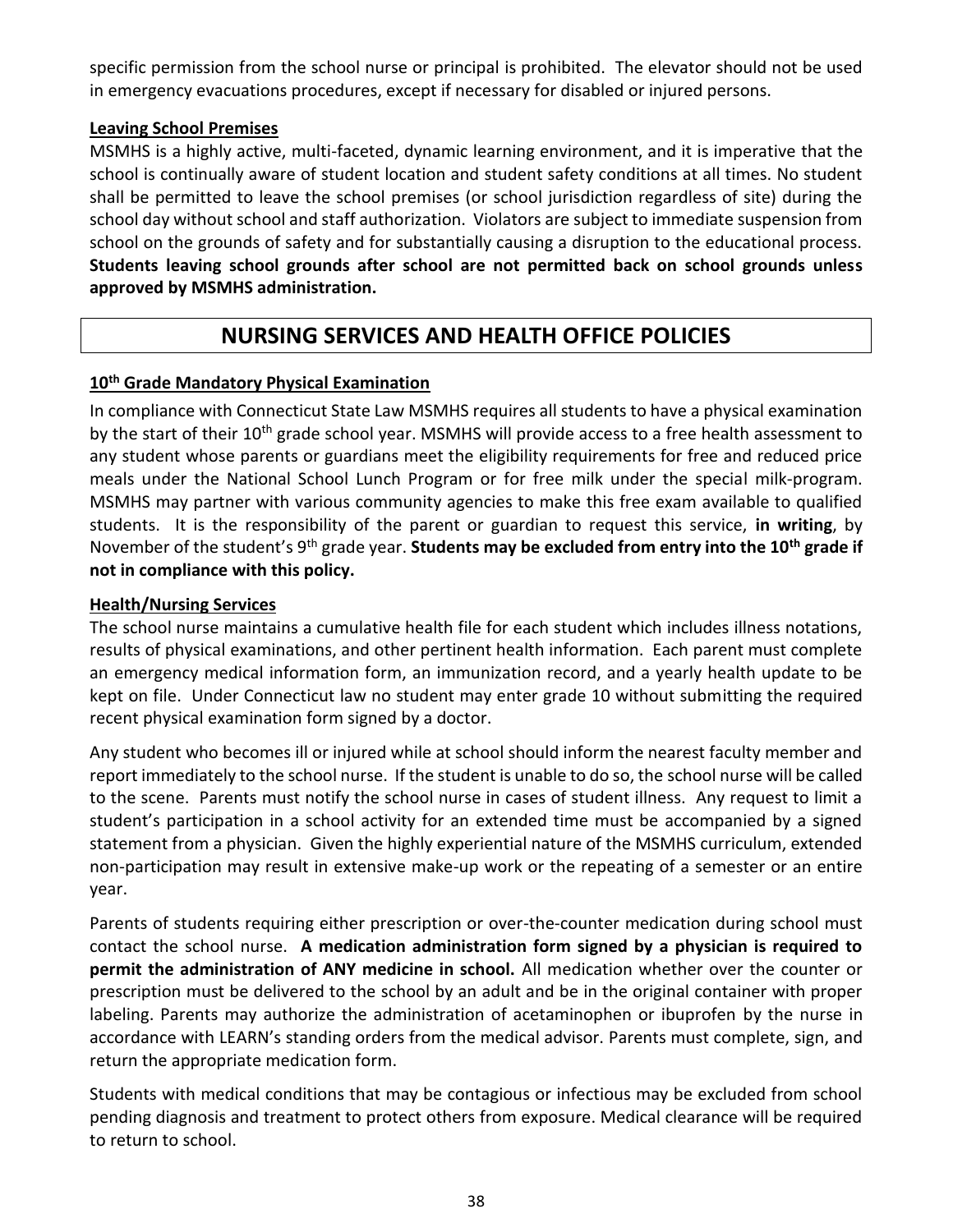specific permission from the school nurse or principal is prohibited. The elevator should not be used in emergency evacuations procedures, except if necessary for disabled or injured persons.

### Leaving School Premises

MSMHS is a highly active, multi-faceted, dynamic learning environment, and it is imperative that the school is continually aware of student location and student safety conditions at all times. No student shall be permitted to leave the school premises (or school jurisdiction regardless of site) during the school day without school and staff authorization. Violators are subject to immediate suspension from school on the grounds of safety and for substantially causing a disruption to the educational process. **Students leaving school grounds after school are not permitted back on school grounds unless approved by MSMHS administration.**

## NURSING SERVICES AND HEALTH OFFICE POLICIES

### 10th Grade Mandatory Physical Examination

In compliance with Connecticut State Law MSMHS requires all students to have a physical examination by the start of their 10th grade school year. MSMHS will provide access to a free health assessment to any student whose parents or guardians meet the eligibility requirements for free and reduced price meals under the National School Lunch Program or for free milk under the special milk-program. MSMHS may partner with various community agencies to make this free exam available to qualified students. It is the responsibility of the parent or guardian to request this service, **in writing**, by November of the student's 9th grade year. **Students may be excluded from entry into the 10th grade if not in compliance with this policy.**

### Health/Nursing Services

The school nurse maintains a cumulative health file for each student which includes illness notations, results of physical examinations, and other pertinent health information. Each parent must complete an emergency medical information form, an immunization record, and a yearly health update to be kept on file. Under Connecticut law no student may enter grade 10 without submitting the required recent physical examination form signed by a doctor.

Any student who becomes ill or injured while at school should inform the nearest faculty member and report immediately to the school nurse. If the student is unable to do so, the school nurse will be called to the scene. Parents must notify the school nurse in cases of student illness. Any request to limit a student's participation in a school activity for an extended time must be accompanied by a signed statement from a physician. Given the highly experiential nature of the MSMHS curriculum, extended non-participation may result in extensive make-up work or the repeating of a semester or an entire year.

Parents of students requiring either prescription or over-the-counter medication during school must contact the school nurse. **A medication administration form signed by a physician is required to permit the administration of ANY medicine in school.** All medication whether over the counter or prescription must be delivered to the school by an adult and be in the original container with proper labeling. Parents may authorize the administration of acetaminophen or ibuprofen by the nurse in accordance with LEARN's standing orders from the medical advisor. Parents must complete, sign, and return the appropriate medication form.

Students with medical conditions that may be contagious or infectious may be excluded from school pending diagnosis and treatment to protect others from exposure. Medical clearance will be required to return to school.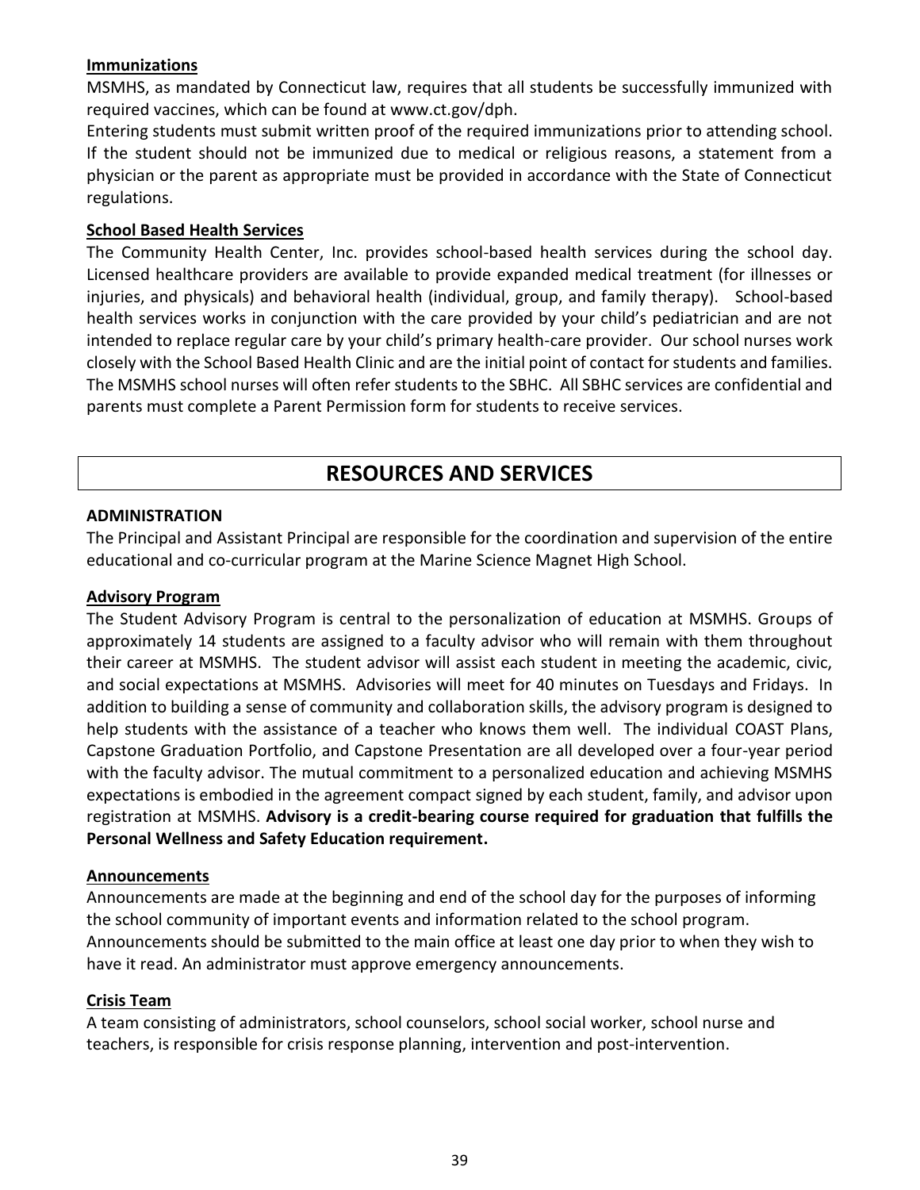**Immunizations**

MSMHS, as mandated by Connecticut law, requires that all students be successfully immunized with required vaccines, which can be found at www.ct.gov/dph.

Entering students must submit written proof of the required immunizations prior to attending school. If the student should not be immunized due to medical or religious reasons, a statement from a physician or the parent as appropriate must be provided in accordance with the State of Connecticut regulations.

**School Based Health Services**

The Community Health Center, Inc. provides school-based health services during the school day. Licensed healthcare providers are available to provide expanded medical treatment (for illnesses or injuries, and physicals) and behavioral health (individual, group, and family therapy). School-based health services works in conjunction with the care provided by your child's pediatrician and are not intended to replace regular care by your child's primary health-care provider. Our school nurses work closely with the School Based Health Clinic and are the initial point of contact for students and families. The MSMHS school nurses will often refer students to the SBHC. All SBHC services are confidential and parents must complete a Parent Permission form for students to receive services.

## RESOURCES AND SERVICES

**ADMINISTRATION**

The Principal and Assistant Principal are responsible for the coordination and supervision of the entire educational and co-curricular program at the Marine Science Magnet High School.

**Advisory Program**

The Student Advisory Program is central to the personalization of education at MSMHS. Groups of approximately 14 students are assigned to a faculty advisor who will remain with them throughout their career at MSMHS. The student advisor will assist each student in meeting the academic, civic, and social expectations at MSMHS. Advisories will meet for 40 minutes on Tuesdays and Fridays. In addition to building a sense of community and collaboration skills, the advisory program is designed to help students with the assistance of a teacher who knows them well. The individual COAST Plans, Capstone Graduation Portfolio, and Capstone Presentation are all developed over a four-year period with the faculty advisor. The mutual commitment to a personalized education and achieving MSMHS expectations is embodied in the agreement compact signed by each student, family, and advisor upon registration at MSMHS. **Advisory is a credit-bearing course required for graduation that fulfills the Personal Wellness and Safety Education requirement.**

**Announcements**

Announcements are made at the beginning and end of the school day for the purposes of informing the school community of important events and information related to the school program. Announcements should be submitted to the main office at least one day prior to when they wish to have it read. An administrator must approve emergency announcements.

**Crisis Team**

A team consisting of administrators, school counselors, school social worker, school nurse and teachers, is responsible for crisis response planning, intervention and post-intervention.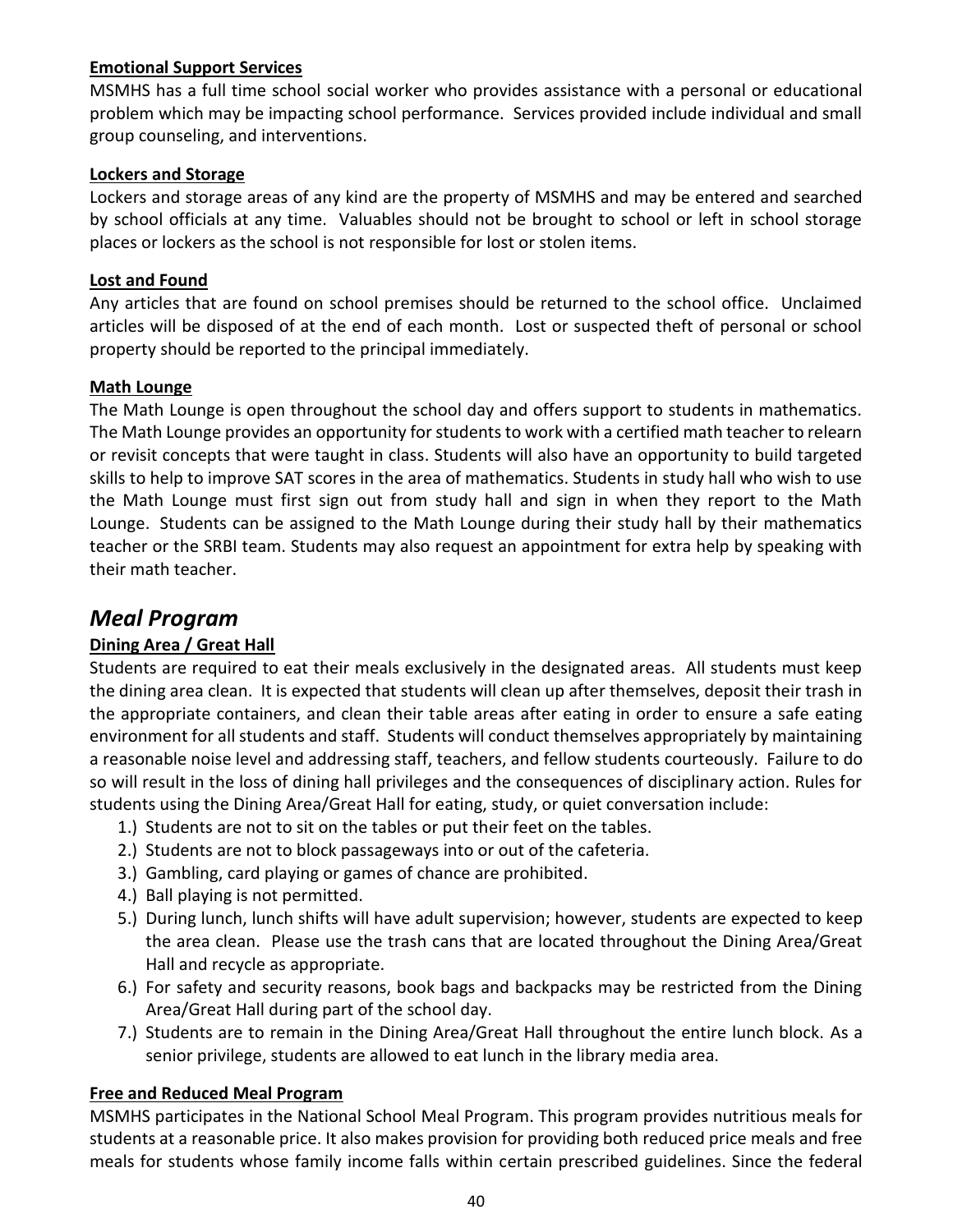**Emotional Support Services**

MSMHS has a full time school social worker who provides assistance with a personal or educational problem which may be impacting school performance. Services provided include individual and small group counseling, and interventions.

**Lockers and Storage**

Lockers and storage areas of any kind are the property of MSMHS and may be entered and searched by school officials at any time. Valuables should not be brought to school or left in school storage places or lockers as the school is not responsible for lost or stolen items.

**Lost and Found**

Any articles that are found on school premises should be returned to the school office. Unclaimed articles will be disposed of at the end of each month. Lost or suspected theft of personal or school property should be reported to the principal immediately.

**Math Lounge**

The Math Lounge is open throughout the school day and offers support to students in mathematics. The Math Lounge provides an opportunity for students to work with a certified math teacher to relearn or revisit concepts that were taught in class. Students will also have an opportunity to build targeted skills to help to improve SAT scores in the area of mathematics. Students in study hall who wish to use the Math Lounge must first sign out from study hall and sign in when they report to the Math Lounge. Students can be assigned to the Math Lounge during their study hall by their mathematics teacher or the SRBI team. Students may also request an appointment for extra help by speaking with their math teacher.

## *Meal Program*

**Dining Area / Great Hall**

Students are required to eat their meals exclusively in the designated areas. All students must keep the dining area clean. It is expected that students will clean up after themselves, deposit their trash in the appropriate containers, and clean their table areas after eating in order to ensure a safe eating environment for all students and staff. Students will conduct themselves appropriately by maintaining a reasonable noise level and addressing staff, teachers, and fellow students courteously. Failure to do so will result in the loss of dining hall privileges and the consequences of disciplinary action. Rules for students using the Dining Area/Great Hall for eating, study, or quiet conversation include:

1.) Students are not to sit on the tables or put their feet on the tables.
2.) Students are not to block passageways into or out of the cafeteria.
3.) Gambling, card playing or games of chance are prohibited.
4.) Ball playing is not permitted.
5.) During lunch, lunch shifts will have adult supervision; however, students are expected to keep the area clean. Please use the trash cans that are located throughout the Dining Area/Great Hall and recycle as appropriate.
6.) For safety and security reasons, book bags and backpacks may be restricted from the Dining Area/Great Hall during part of the school day.
7.) Students are to remain in the Dining Area/Great Hall throughout the entire lunch block. As a senior privilege, students are allowed to eat lunch in the library media area.

**Free and Reduced Meal Program**

MSMHS participates in the National School Meal Program. This program provides nutritious meals for students at a reasonable price. It also makes provision for providing both reduced price meals and free meals for students whose family income falls within certain prescribed guidelines. Since the federal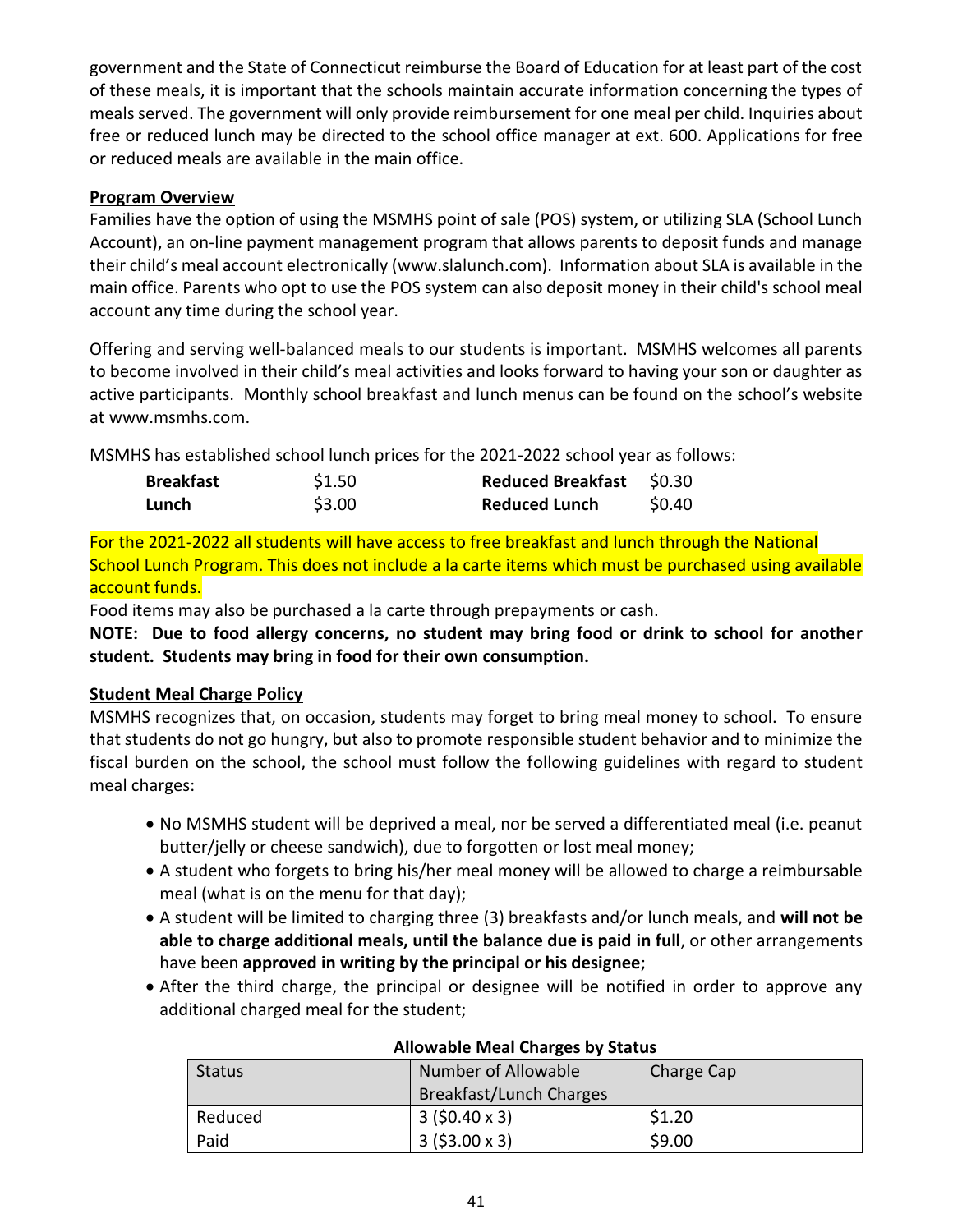government and the State of Connecticut reimburse the Board of Education for at least part of the cost of these meals, it is important that the schools maintain accurate information concerning the types of meals served. The government will only provide reimbursement for one meal per child. Inquiries about free or reduced lunch may be directed to the school office manager at ext. 600. Applications for free or reduced meals are available in the main office.

**Program Overview**

Families have the option of using the MSMHS point of sale (POS) system, or utilizing SLA (School Lunch Account), an on-line payment management program that allows parents to deposit funds and manage their child's meal account electronically (www.slalunch.com). Information about SLA is available in the main office. Parents who opt to use the POS system can also deposit money in their child's school meal account any time during the school year.

Offering and serving well-balanced meals to our students is important. MSMHS welcomes all parents to become involved in their child's meal activities and looks forward to having your son or daughter as active participants. Monthly school breakfast and lunch menus can be found on the school's website at www.msmhs.com.

MSMHS has established school lunch prices for the 2021-2022 school year as follows:

| | | | |
|---|---|---|---|
| **Breakfast** | $1.50 | **Reduced Breakfast** | $0.30 |
| **Lunch** | $3.00 | **Reduced Lunch** | $0.40 |

For the 2021-2022 all students will have access to free breakfast and lunch through the National School Lunch Program. This does not include a la carte items which must be purchased using available account funds.

Food items may also be purchased a la carte through prepayments or cash.

**NOTE: Due to food allergy concerns, no student may bring food or drink to school for another student. Students may bring in food for their own consumption.**

**Student Meal Charge Policy**

MSMHS recognizes that, on occasion, students may forget to bring meal money to school. To ensure that students do not go hungry, but also to promote responsible student behavior and to minimize the fiscal burden on the school, the school must follow the following guidelines with regard to student meal charges:

- No MSMHS student will be deprived a meal, nor be served a differentiated meal (i.e. peanut butter/jelly or cheese sandwich), due to forgotten or lost meal money;
- A student who forgets to bring his/her meal money will be allowed to charge a reimbursable meal (what is on the menu for that day);
- A student will be limited to charging three (3) breakfasts and/or lunch meals, and **will not be able to charge additional meals, until the balance due is paid in full**, or other arrangements have been **approved in writing by the principal or his designee**;
- After the third charge, the principal or designee will be notified in order to approve any additional charged meal for the student;

**Allowable Meal Charges by Status**

| Status | Number of Allowable Breakfast/Lunch Charges | Charge Cap |
|---|---|---|
| Reduced | 3 ($0.40 x 3) | $1.20 |
| Paid | 3 ($3.00 x 3) | $9.00 |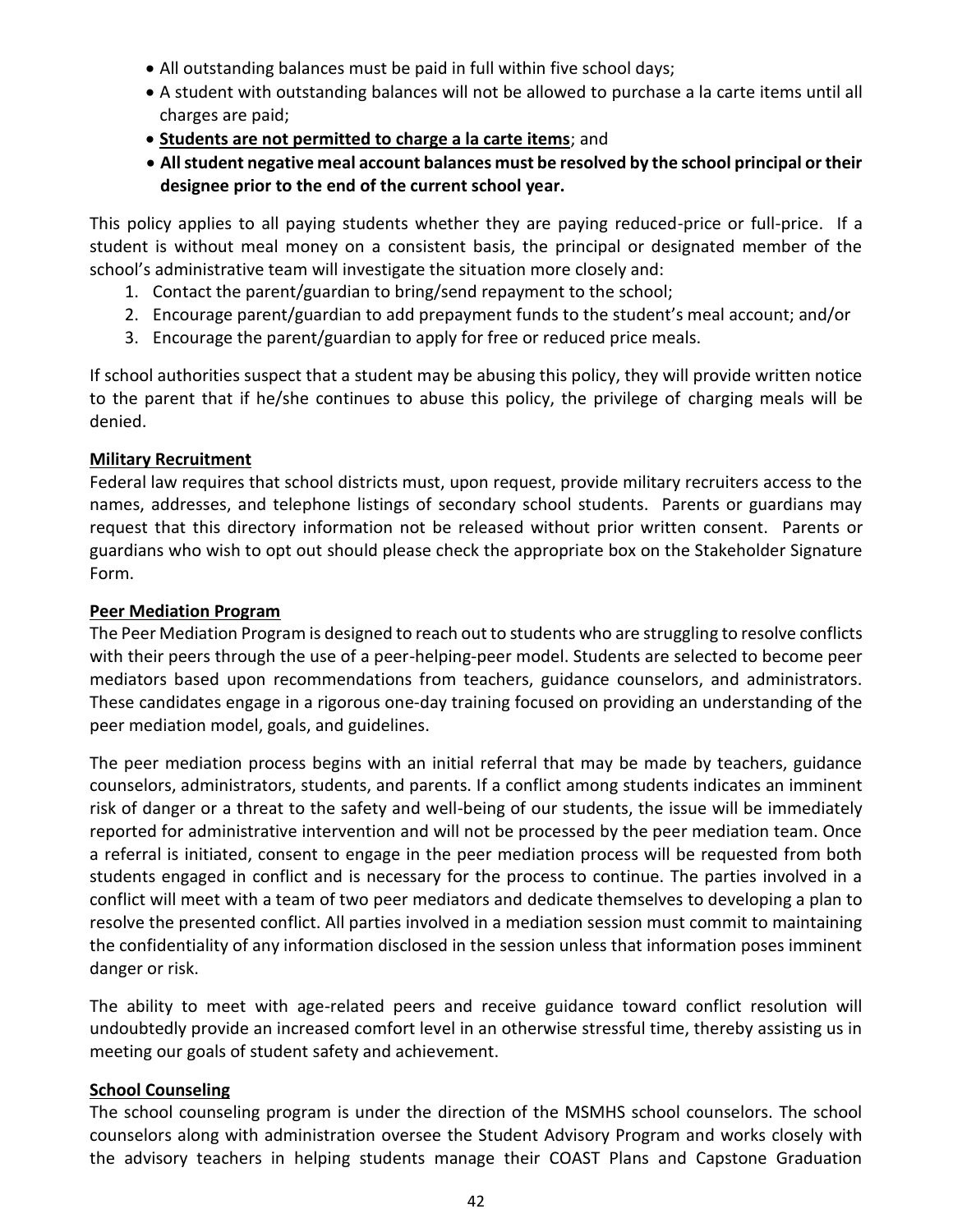- All outstanding balances must be paid in full within five school days;
- A student with outstanding balances will not be allowed to purchase a la carte items until all charges are paid;
- **Students are not permitted to charge a la carte items**; and
- **All student negative meal account balances must be resolved by the school principal or their designee prior to the end of the current school year.**

This policy applies to all paying students whether they are paying reduced-price or full-price. If a student is without meal money on a consistent basis, the principal or designated member of the school's administrative team will investigate the situation more closely and:

1. Contact the parent/guardian to bring/send repayment to the school;
2. Encourage parent/guardian to add prepayment funds to the student's meal account; and/or
3. Encourage the parent/guardian to apply for free or reduced price meals.

If school authorities suspect that a student may be abusing this policy, they will provide written notice to the parent that if he/she continues to abuse this policy, the privilege of charging meals will be denied.

**Military Recruitment**

Federal law requires that school districts must, upon request, provide military recruiters access to the names, addresses, and telephone listings of secondary school students. Parents or guardians may request that this directory information not be released without prior written consent. Parents or guardians who wish to opt out should please check the appropriate box on the Stakeholder Signature Form.

**Peer Mediation Program**

The Peer Mediation Program is designed to reach out to students who are struggling to resolve conflicts with their peers through the use of a peer-helping-peer model. Students are selected to become peer mediators based upon recommendations from teachers, guidance counselors, and administrators. These candidates engage in a rigorous one-day training focused on providing an understanding of the peer mediation model, goals, and guidelines.

The peer mediation process begins with an initial referral that may be made by teachers, guidance counselors, administrators, students, and parents. If a conflict among students indicates an imminent risk of danger or a threat to the safety and well-being of our students, the issue will be immediately reported for administrative intervention and will not be processed by the peer mediation team. Once a referral is initiated, consent to engage in the peer mediation process will be requested from both students engaged in conflict and is necessary for the process to continue. The parties involved in a conflict will meet with a team of two peer mediators and dedicate themselves to developing a plan to resolve the presented conflict. All parties involved in a mediation session must commit to maintaining the confidentiality of any information disclosed in the session unless that information poses imminent danger or risk.

The ability to meet with age-related peers and receive guidance toward conflict resolution will undoubtedly provide an increased comfort level in an otherwise stressful time, thereby assisting us in meeting our goals of student safety and achievement.

**School Counseling**

The school counseling program is under the direction of the MSMHS school counselors. The school counselors along with administration oversee the Student Advisory Program and works closely with the advisory teachers in helping students manage their COAST Plans and Capstone Graduation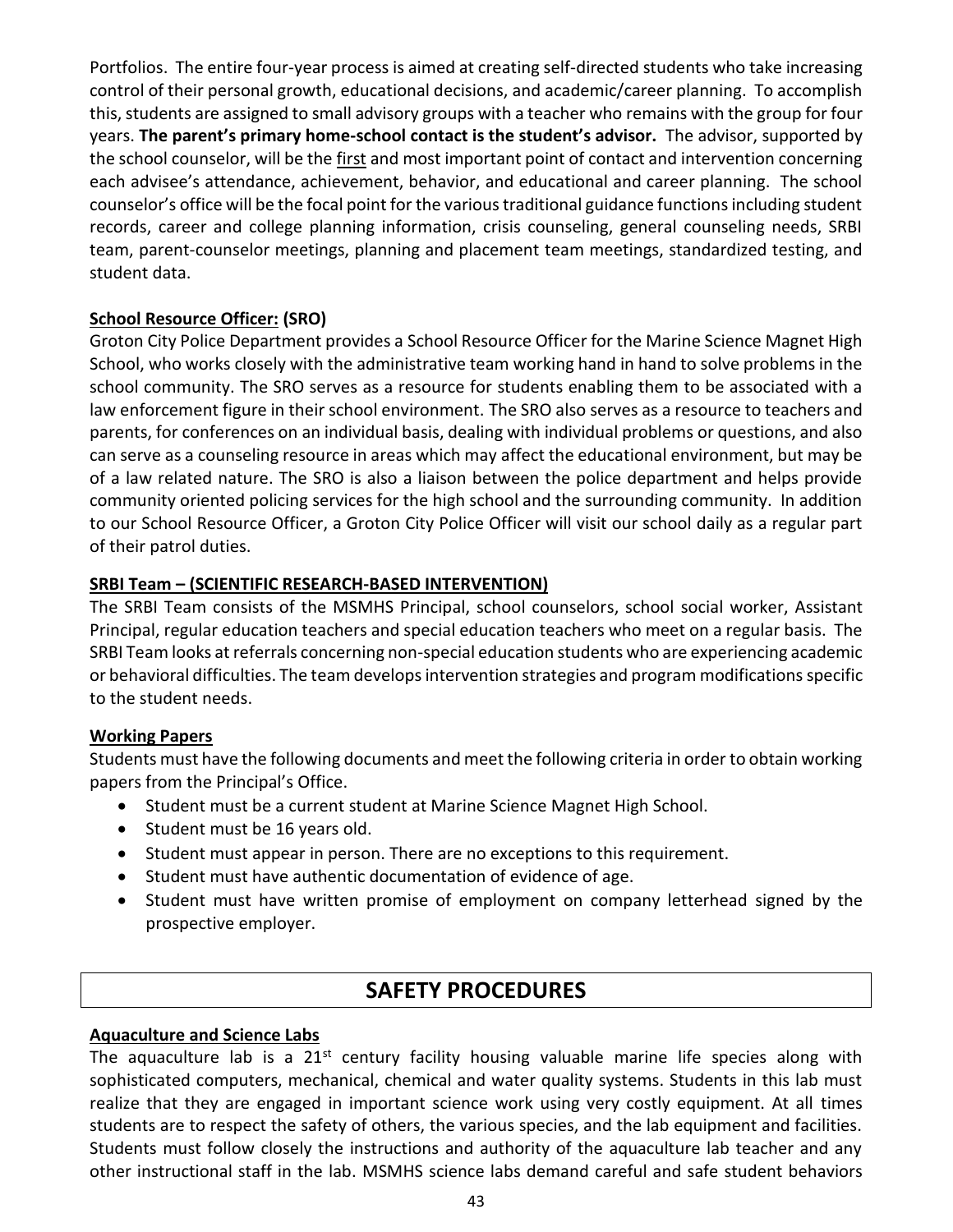Portfolios. The entire four-year process is aimed at creating self-directed students who take increasing control of their personal growth, educational decisions, and academic/career planning. To accomplish this, students are assigned to small advisory groups with a teacher who remains with the group for four years. **The parent's primary home-school contact is the student's advisor.** The advisor, supported by the school counselor, will be the first and most important point of contact and intervention concerning each advisee's attendance, achievement, behavior, and educational and career planning. The school counselor's office will be the focal point for the various traditional guidance functions including student records, career and college planning information, crisis counseling, general counseling needs, SRBI team, parent-counselor meetings, planning and placement team meetings, standardized testing, and student data.

### School Resource Officer: (SRO)

Groton City Police Department provides a School Resource Officer for the Marine Science Magnet High School, who works closely with the administrative team working hand in hand to solve problems in the school community. The SRO serves as a resource for students enabling them to be associated with a law enforcement figure in their school environment. The SRO also serves as a resource to teachers and parents, for conferences on an individual basis, dealing with individual problems or questions, and also can serve as a counseling resource in areas which may affect the educational environment, but may be of a law related nature. The SRO is also a liaison between the police department and helps provide community oriented policing services for the high school and the surrounding community. In addition to our School Resource Officer, a Groton City Police Officer will visit our school daily as a regular part of their patrol duties.

### SRBI Team – (SCIENTIFIC RESEARCH-BASED INTERVENTION)

The SRBI Team consists of the MSMHS Principal, school counselors, school social worker, Assistant Principal, regular education teachers and special education teachers who meet on a regular basis. The SRBI Team looks at referrals concerning non-special education students who are experiencing academic or behavioral difficulties. The team develops intervention strategies and program modifications specific to the student needs.

### Working Papers

Students must have the following documents and meet the following criteria in order to obtain working papers from the Principal's Office.

- Student must be a current student at Marine Science Magnet High School.
- Student must be 16 years old.
- Student must appear in person. There are no exceptions to this requirement.
- Student must have authentic documentation of evidence of age.
- Student must have written promise of employment on company letterhead signed by the prospective employer.

## SAFETY PROCEDURES

### Aquaculture and Science Labs

The aquaculture lab is a 21st century facility housing valuable marine life species along with sophisticated computers, mechanical, chemical and water quality systems. Students in this lab must realize that they are engaged in important science work using very costly equipment. At all times students are to respect the safety of others, the various species, and the lab equipment and facilities. Students must follow closely the instructions and authority of the aquaculture lab teacher and any other instructional staff in the lab. MSMHS science labs demand careful and safe student behaviors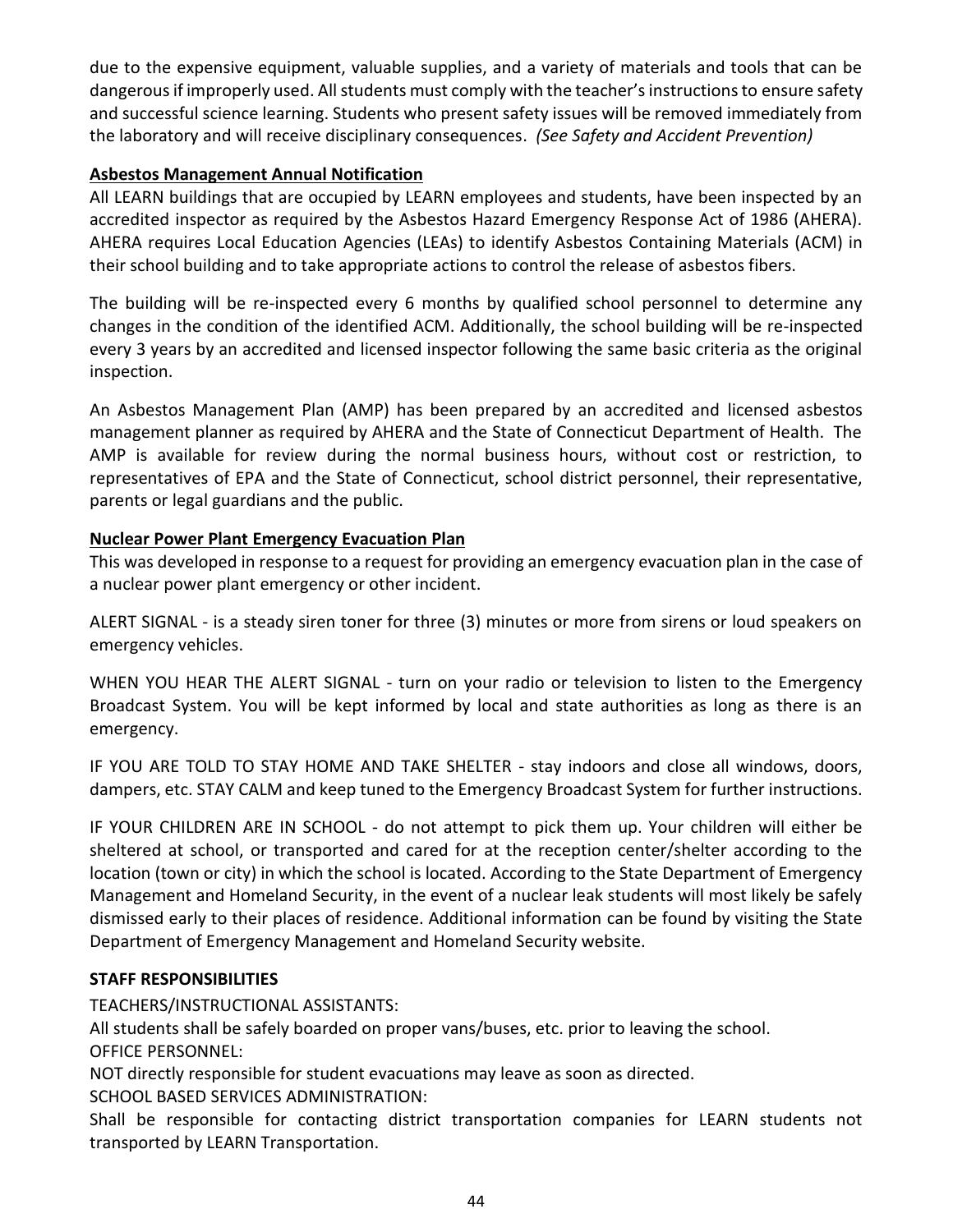due to the expensive equipment, valuable supplies, and a variety of materials and tools that can be dangerous if improperly used. All students must comply with the teacher's instructions to ensure safety and successful science learning. Students who present safety issues will be removed immediately from the laboratory and will receive disciplinary consequences. *(See Safety and Accident Prevention)*

**Asbestos Management Annual Notification**

All LEARN buildings that are occupied by LEARN employees and students, have been inspected by an accredited inspector as required by the Asbestos Hazard Emergency Response Act of 1986 (AHERA). AHERA requires Local Education Agencies (LEAs) to identify Asbestos Containing Materials (ACM) in their school building and to take appropriate actions to control the release of asbestos fibers.

The building will be re-inspected every 6 months by qualified school personnel to determine any changes in the condition of the identified ACM. Additionally, the school building will be re-inspected every 3 years by an accredited and licensed inspector following the same basic criteria as the original inspection.

An Asbestos Management Plan (AMP) has been prepared by an accredited and licensed asbestos management planner as required by AHERA and the State of Connecticut Department of Health. The AMP is available for review during the normal business hours, without cost or restriction, to representatives of EPA and the State of Connecticut, school district personnel, their representative, parents or legal guardians and the public.

**Nuclear Power Plant Emergency Evacuation Plan**

This was developed in response to a request for providing an emergency evacuation plan in the case of a nuclear power plant emergency or other incident.

ALERT SIGNAL - is a steady siren toner for three (3) minutes or more from sirens or loud speakers on emergency vehicles.

WHEN YOU HEAR THE ALERT SIGNAL - turn on your radio or television to listen to the Emergency Broadcast System. You will be kept informed by local and state authorities as long as there is an emergency.

IF YOU ARE TOLD TO STAY HOME AND TAKE SHELTER - stay indoors and close all windows, doors, dampers, etc. STAY CALM and keep tuned to the Emergency Broadcast System for further instructions.

IF YOUR CHILDREN ARE IN SCHOOL - do not attempt to pick them up. Your children will either be sheltered at school, or transported and cared for at the reception center/shelter according to the location (town or city) in which the school is located. According to the State Department of Emergency Management and Homeland Security, in the event of a nuclear leak students will most likely be safely dismissed early to their places of residence. Additional information can be found by visiting the State Department of Emergency Management and Homeland Security website.

**STAFF RESPONSIBILITIES**

TEACHERS/INSTRUCTIONAL ASSISTANTS:
All students shall be safely boarded on proper vans/buses, etc. prior to leaving the school.
OFFICE PERSONNEL:
NOT directly responsible for student evacuations may leave as soon as directed.
SCHOOL BASED SERVICES ADMINISTRATION:
Shall be responsible for contacting district transportation companies for LEARN students not transported by LEARN Transportation.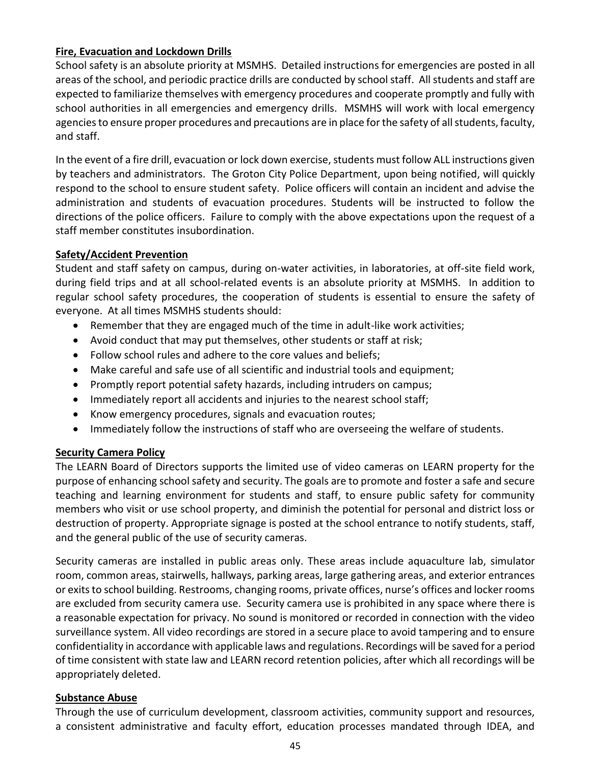**Fire, Evacuation and Lockdown Drills**

School safety is an absolute priority at MSMHS. Detailed instructions for emergencies are posted in all areas of the school, and periodic practice drills are conducted by school staff. All students and staff are expected to familiarize themselves with emergency procedures and cooperate promptly and fully with school authorities in all emergencies and emergency drills. MSMHS will work with local emergency agencies to ensure proper procedures and precautions are in place for the safety of all students, faculty, and staff.

In the event of a fire drill, evacuation or lock down exercise, students must follow ALL instructions given by teachers and administrators. The Groton City Police Department, upon being notified, will quickly respond to the school to ensure student safety. Police officers will contain an incident and advise the administration and students of evacuation procedures. Students will be instructed to follow the directions of the police officers. Failure to comply with the above expectations upon the request of a staff member constitutes insubordination.

**Safety/Accident Prevention**

Student and staff safety on campus, during on-water activities, in laboratories, at off-site field work, during field trips and at all school-related events is an absolute priority at MSMHS. In addition to regular school safety procedures, the cooperation of students is essential to ensure the safety of everyone. At all times MSMHS students should:

- Remember that they are engaged much of the time in adult-like work activities;
- Avoid conduct that may put themselves, other students or staff at risk;
- Follow school rules and adhere to the core values and beliefs;
- Make careful and safe use of all scientific and industrial tools and equipment;
- Promptly report potential safety hazards, including intruders on campus;
- Immediately report all accidents and injuries to the nearest school staff;
- Know emergency procedures, signals and evacuation routes;
- Immediately follow the instructions of staff who are overseeing the welfare of students.

**Security Camera Policy**

The LEARN Board of Directors supports the limited use of video cameras on LEARN property for the purpose of enhancing school safety and security. The goals are to promote and foster a safe and secure teaching and learning environment for students and staff, to ensure public safety for community members who visit or use school property, and diminish the potential for personal and district loss or destruction of property. Appropriate signage is posted at the school entrance to notify students, staff, and the general public of the use of security cameras.

Security cameras are installed in public areas only. These areas include aquaculture lab, simulator room, common areas, stairwells, hallways, parking areas, large gathering areas, and exterior entrances or exits to school building. Restrooms, changing rooms, private offices, nurse's offices and locker rooms are excluded from security camera use. Security camera use is prohibited in any space where there is a reasonable expectation for privacy. No sound is monitored or recorded in connection with the video surveillance system. All video recordings are stored in a secure place to avoid tampering and to ensure confidentiality in accordance with applicable laws and regulations. Recordings will be saved for a period of time consistent with state law and LEARN record retention policies, after which all recordings will be appropriately deleted.

**Substance Abuse**

Through the use of curriculum development, classroom activities, community support and resources, a consistent administrative and faculty effort, education processes mandated through IDEA, and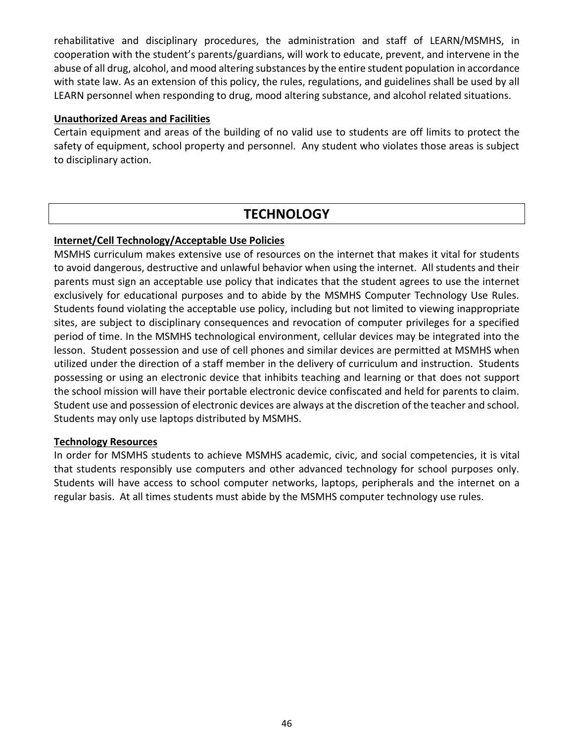rehabilitative and disciplinary procedures, the administration and staff of LEARN/MSMHS, in cooperation with the student's parents/guardians, will work to educate, prevent, and intervene in the abuse of all drug, alcohol, and mood altering substances by the entire student population in accordance with state law. As an extension of this policy, the rules, regulations, and guidelines shall be used by all LEARN personnel when responding to drug, mood altering substance, and alcohol related situations.

**Unauthorized Areas and Facilities**

Certain equipment and areas of the building of no valid use to students are off limits to protect the safety of equipment, school property and personnel. Any student who violates those areas is subject to disciplinary action.

# TECHNOLOGY

**Internet/Cell Technology/Acceptable Use Policies**

MSMHS curriculum makes extensive use of resources on the internet that makes it vital for students to avoid dangerous, destructive and unlawful behavior when using the internet. All students and their parents must sign an acceptable use policy that indicates that the student agrees to use the internet exclusively for educational purposes and to abide by the MSMHS Computer Technology Use Rules. Students found violating the acceptable use policy, including but not limited to viewing inappropriate sites, are subject to disciplinary consequences and revocation of computer privileges for a specified period of time. In the MSMHS technological environment, cellular devices may be integrated into the lesson. Student possession and use of cell phones and similar devices are permitted at MSMHS when utilized under the direction of a staff member in the delivery of curriculum and instruction. Students possessing or using an electronic device that inhibits teaching and learning or that does not support the school mission will have their portable electronic device confiscated and held for parents to claim. Student use and possession of electronic devices are always at the discretion of the teacher and school. Students may only use laptops distributed by MSMHS.

**Technology Resources**

In order for MSMHS students to achieve MSMHS academic, civic, and social competencies, it is vital that students responsibly use computers and other advanced technology for school purposes only. Students will have access to school computer networks, laptops, peripherals and the internet on a regular basis. At all times students must abide by the MSMHS computer technology use rules.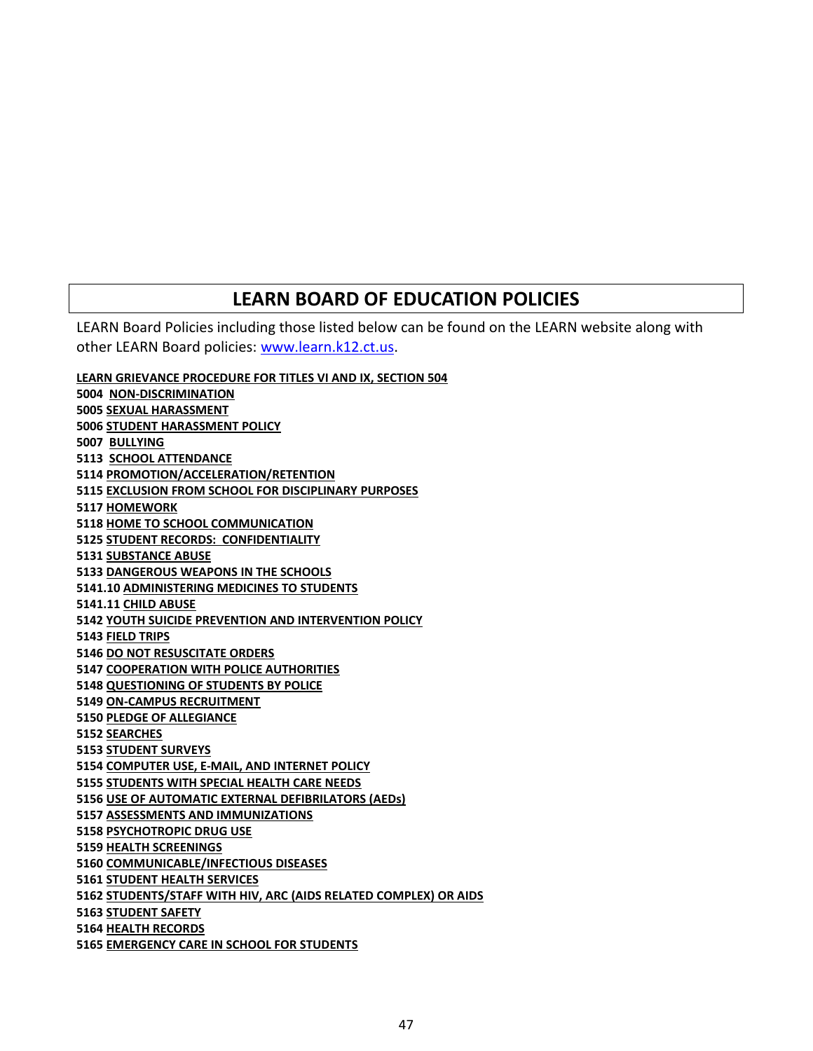# LEARN BOARD OF EDUCATION POLICIES

LEARN Board Policies including those listed below can be found on the LEARN website along with other LEARN Board policies: www.learn.k12.ct.us.

**LEARN GRIEVANCE PROCEDURE FOR TITLES VI AND IX, SECTION 504**

**5004 NON-DISCRIMINATION**

**5005 SEXUAL HARASSMENT**

**5006 STUDENT HARASSMENT POLICY**

**5007 BULLYING**

**5113 SCHOOL ATTENDANCE**

**5114 PROMOTION/ACCELERATION/RETENTION**

**5115 EXCLUSION FROM SCHOOL FOR DISCIPLINARY PURPOSES**

**5117 HOMEWORK**

**5118 HOME TO SCHOOL COMMUNICATION**

**5125 STUDENT RECORDS: CONFIDENTIALITY**

**5131 SUBSTANCE ABUSE**

**5133 DANGEROUS WEAPONS IN THE SCHOOLS**

**5141.10 ADMINISTERING MEDICINES TO STUDENTS**

**5141.11 CHILD ABUSE**

**5142 YOUTH SUICIDE PREVENTION AND INTERVENTION POLICY**

**5143 FIELD TRIPS**

**5146 DO NOT RESUSCITATE ORDERS**

**5147 COOPERATION WITH POLICE AUTHORITIES**

**5148 QUESTIONING OF STUDENTS BY POLICE**

**5149 ON-CAMPUS RECRUITMENT**

**5150 PLEDGE OF ALLEGIANCE**

**5152 SEARCHES**

**5153 STUDENT SURVEYS**

**5154 COMPUTER USE, E-MAIL, AND INTERNET POLICY**

**5155 STUDENTS WITH SPECIAL HEALTH CARE NEEDS**

**5156 USE OF AUTOMATIC EXTERNAL DEFIBRILATORS (AEDs)**

**5157 ASSESSMENTS AND IMMUNIZATIONS**

**5158 PSYCHOTROPIC DRUG USE**

**5159 HEALTH SCREENINGS**

**5160 COMMUNICABLE/INFECTIOUS DISEASES**

**5161 STUDENT HEALTH SERVICES**

**5162 STUDENTS/STAFF WITH HIV, ARC (AIDS RELATED COMPLEX) OR AIDS**

**5163 STUDENT SAFETY**

**5164 HEALTH RECORDS**

**5165 EMERGENCY CARE IN SCHOOL FOR STUDENTS**